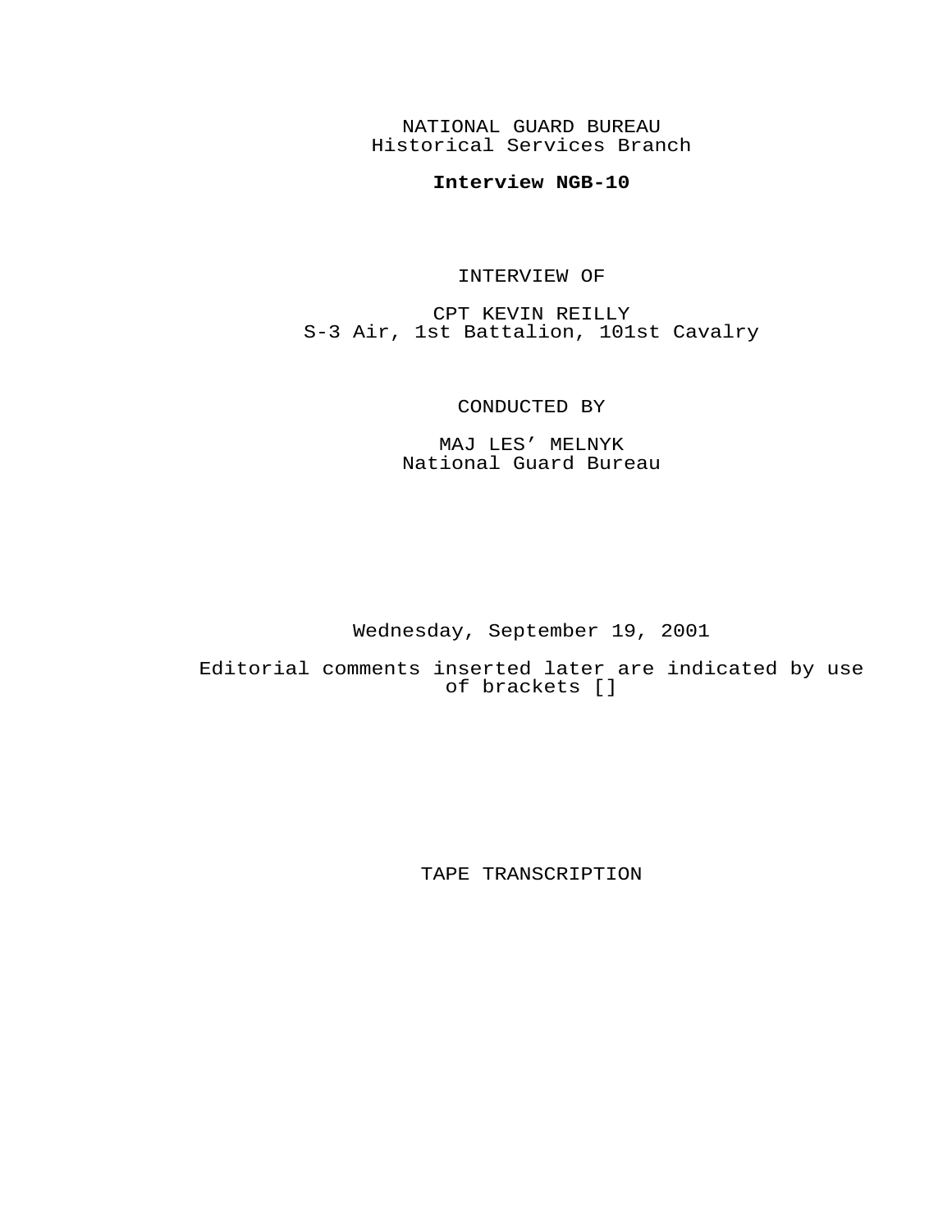NATIONAL GUARD BUREAU
Historical Services Branch

**Interview NGB-10**

INTERVIEW OF

CPT KEVIN REILLY
S-3 Air, 1st Battalion, 101st Cavalry

CONDUCTED BY

MAJ LES' MELNYK
National Guard Bureau

Wednesday, September 19, 2001

Editorial comments inserted later are indicated by use of brackets []

TAPE TRANSCRIPTION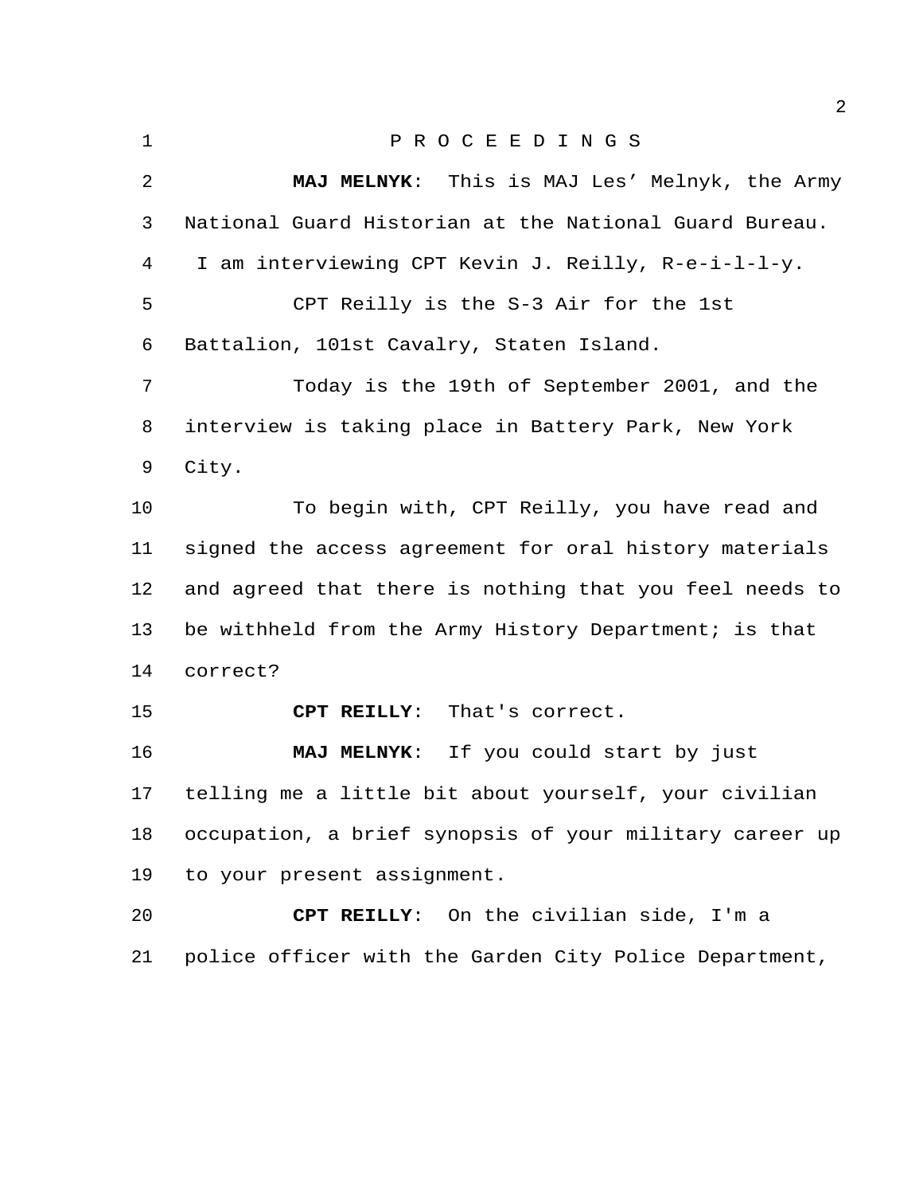P R O C E E D I N G S

**MAJ MELNYK**: This is MAJ Les' Melnyk, the Army National Guard Historian at the National Guard Bureau. I am interviewing CPT Kevin J. Reilly, R-e-i-l-l-y.

CPT Reilly is the S-3 Air for the 1st Battalion, 101st Cavalry, Staten Island.

Today is the 19th of September 2001, and the interview is taking place in Battery Park, New York City.

To begin with, CPT Reilly, you have read and signed the access agreement for oral history materials and agreed that there is nothing that you feel needs to be withheld from the Army History Department; is that correct?

**CPT REILLY**: That's correct.

**MAJ MELNYK**: If you could start by just telling me a little bit about yourself, your civilian occupation, a brief synopsis of your military career up to your present assignment.

**CPT REILLY**: On the civilian side, I'm a police officer with the Garden City Police Department,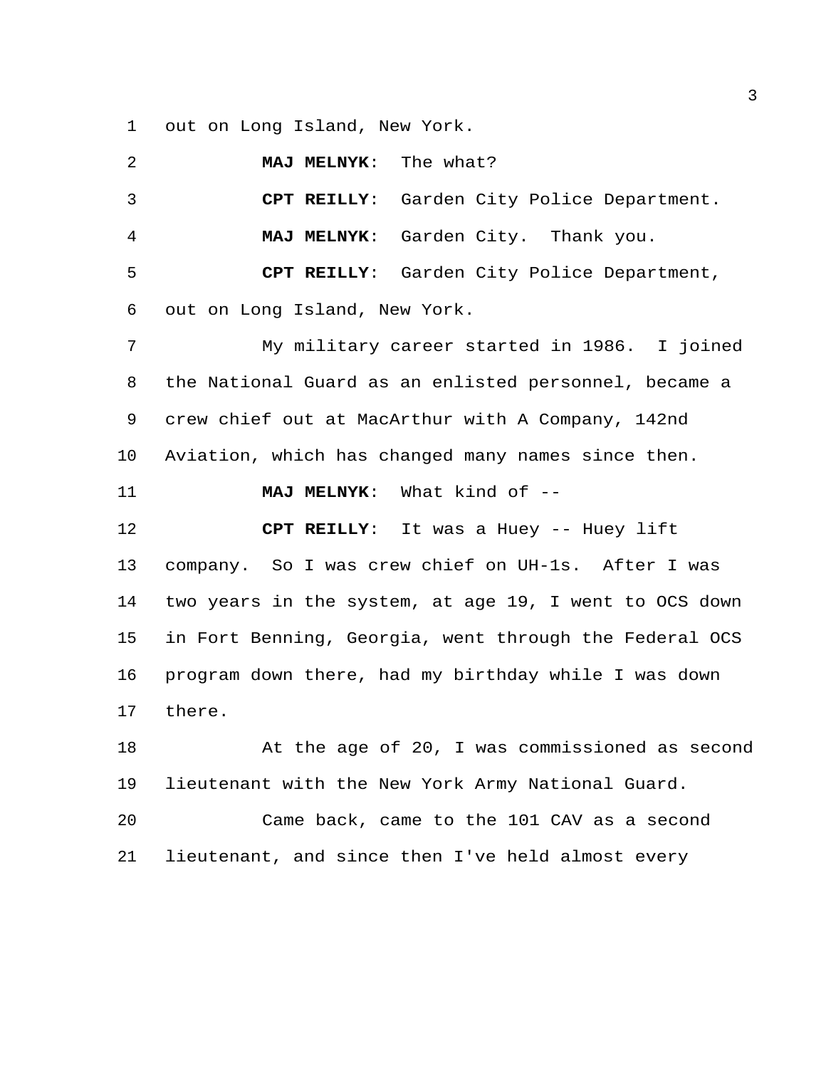out on Long Island, New York.

**MAJ MELNYK**: The what?

**CPT REILLY**: Garden City Police Department.

**MAJ MELNYK**: Garden City. Thank you.

**CPT REILLY**: Garden City Police Department, out on Long Island, New York.

My military career started in 1986. I joined the National Guard as an enlisted personnel, became a crew chief out at MacArthur with A Company, 142nd Aviation, which has changed many names since then.

**MAJ MELNYK**: What kind of --

**CPT REILLY**: It was a Huey -- Huey lift company. So I was crew chief on UH-1s. After I was two years in the system, at age 19, I went to OCS down in Fort Benning, Georgia, went through the Federal OCS program down there, had my birthday while I was down there.

At the age of 20, I was commissioned as second lieutenant with the New York Army National Guard.

Came back, came to the 101 CAV as a second lieutenant, and since then I've held almost every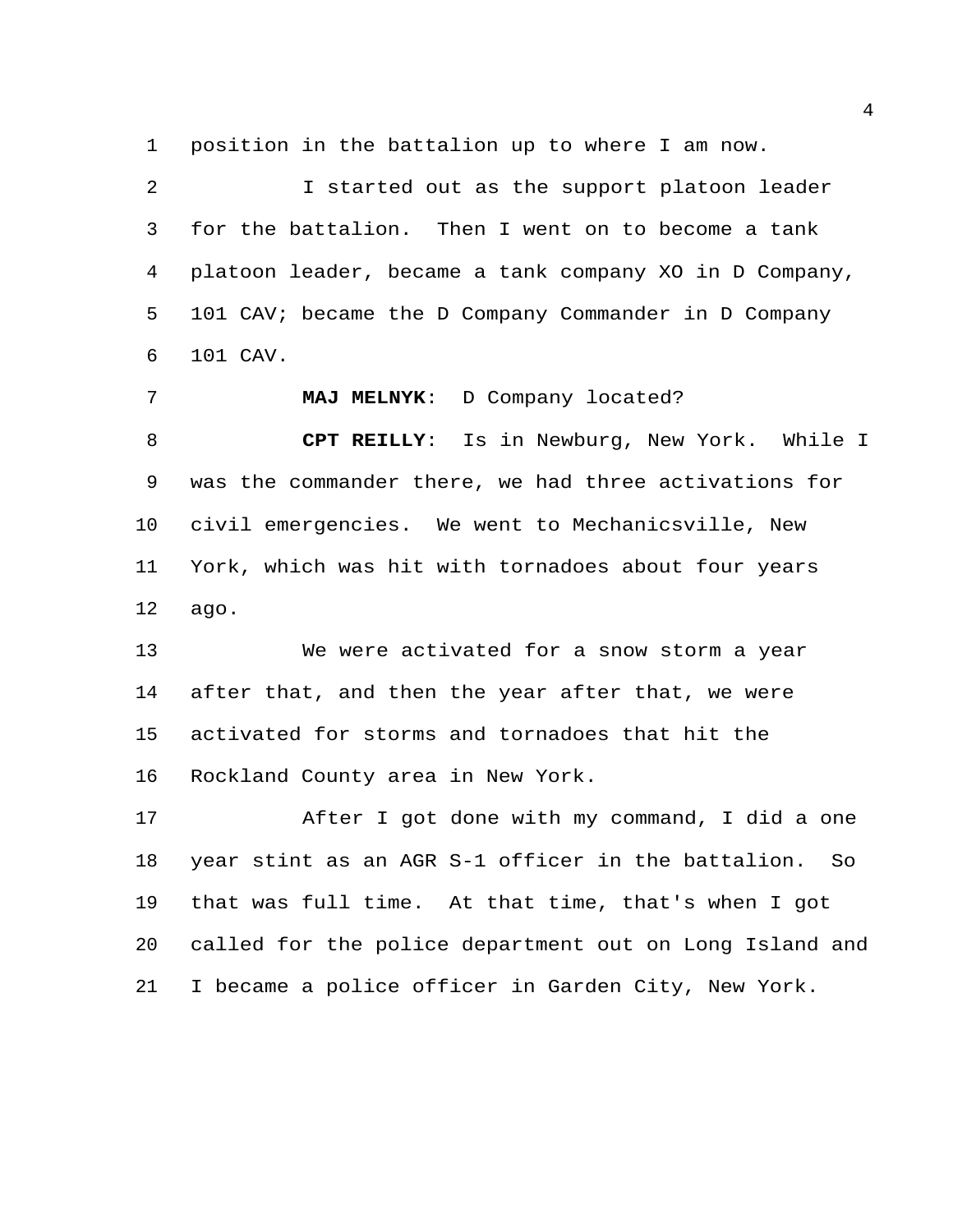position in the battalion up to where I am now.

I started out as the support platoon leader for the battalion. Then I went on to become a tank platoon leader, became a tank company XO in D Company, 101 CAV; became the D Company Commander in D Company 101 CAV.

**MAJ MELNYK**: D Company located?

**CPT REILLY**: Is in Newburg, New York. While I was the commander there, we had three activations for civil emergencies. We went to Mechanicsville, New York, which was hit with tornadoes about four years ago.

We were activated for a snow storm a year after that, and then the year after that, we were activated for storms and tornadoes that hit the Rockland County area in New York.

After I got done with my command, I did a one year stint as an AGR S-1 officer in the battalion. So that was full time. At that time, that's when I got called for the police department out on Long Island and I became a police officer in Garden City, New York.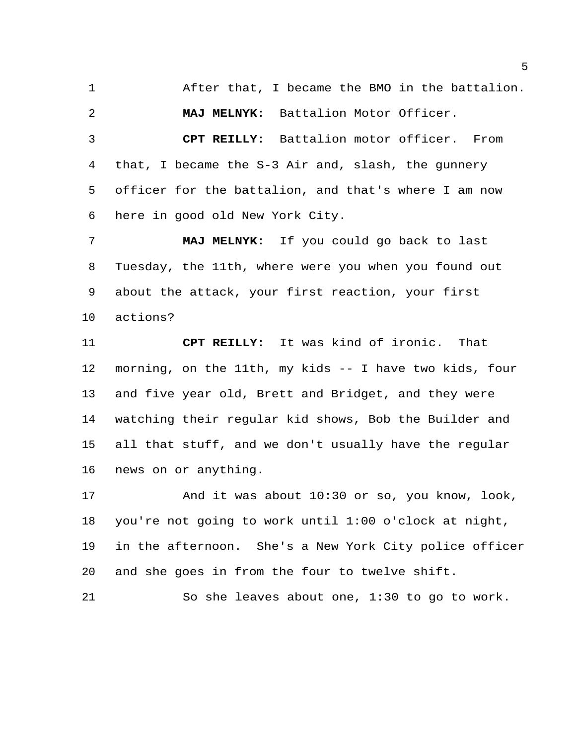After that, I became the BMO in the battalion.

**MAJ MELNYK**: Battalion Motor Officer.

**CPT REILLY**: Battalion motor officer. From that, I became the S-3 Air and, slash, the gunnery officer for the battalion, and that's where I am now here in good old New York City.

**MAJ MELNYK**: If you could go back to last Tuesday, the 11th, where were you when you found out about the attack, your first reaction, your first actions?

**CPT REILLY**: It was kind of ironic. That morning, on the 11th, my kids -- I have two kids, four and five year old, Brett and Bridget, and they were watching their regular kid shows, Bob the Builder and all that stuff, and we don't usually have the regular news on or anything.

And it was about 10:30 or so, you know, look, you're not going to work until 1:00 o'clock at night, in the afternoon. She's a New York City police officer and she goes in from the four to twelve shift.

So she leaves about one, 1:30 to go to work.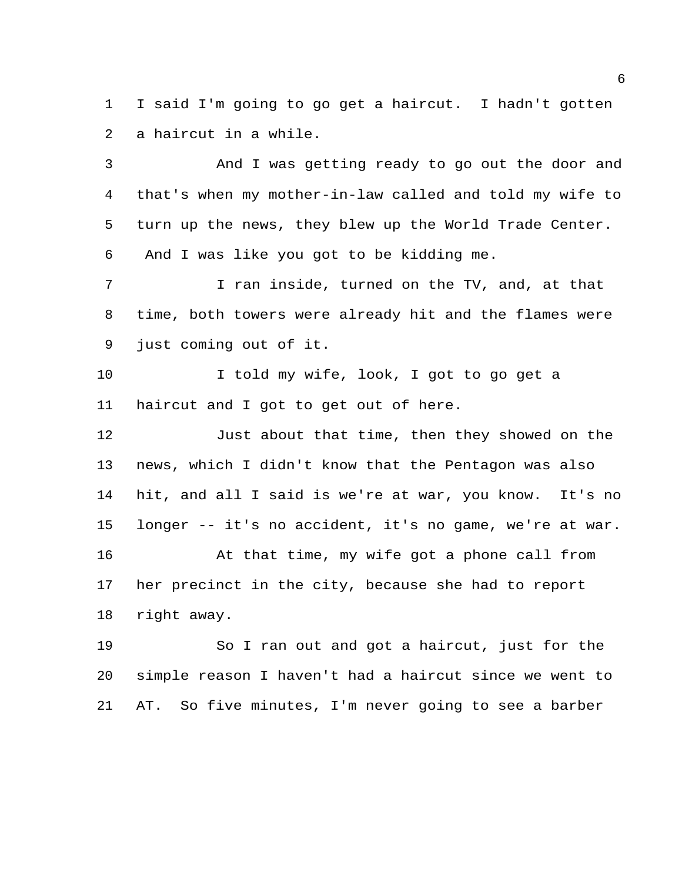I said I'm going to go get a haircut. I hadn't gotten a haircut in a while.

And I was getting ready to go out the door and that's when my mother-in-law called and told my wife to turn up the news, they blew up the World Trade Center. And I was like you got to be kidding me.

I ran inside, turned on the TV, and, at that time, both towers were already hit and the flames were just coming out of it.

I told my wife, look, I got to go get a haircut and I got to get out of here.

Just about that time, then they showed on the news, which I didn't know that the Pentagon was also hit, and all I said is we're at war, you know. It's no longer -- it's no accident, it's no game, we're at war.

At that time, my wife got a phone call from her precinct in the city, because she had to report right away.

So I ran out and got a haircut, just for the simple reason I haven't had a haircut since we went to AT. So five minutes, I'm never going to see a barber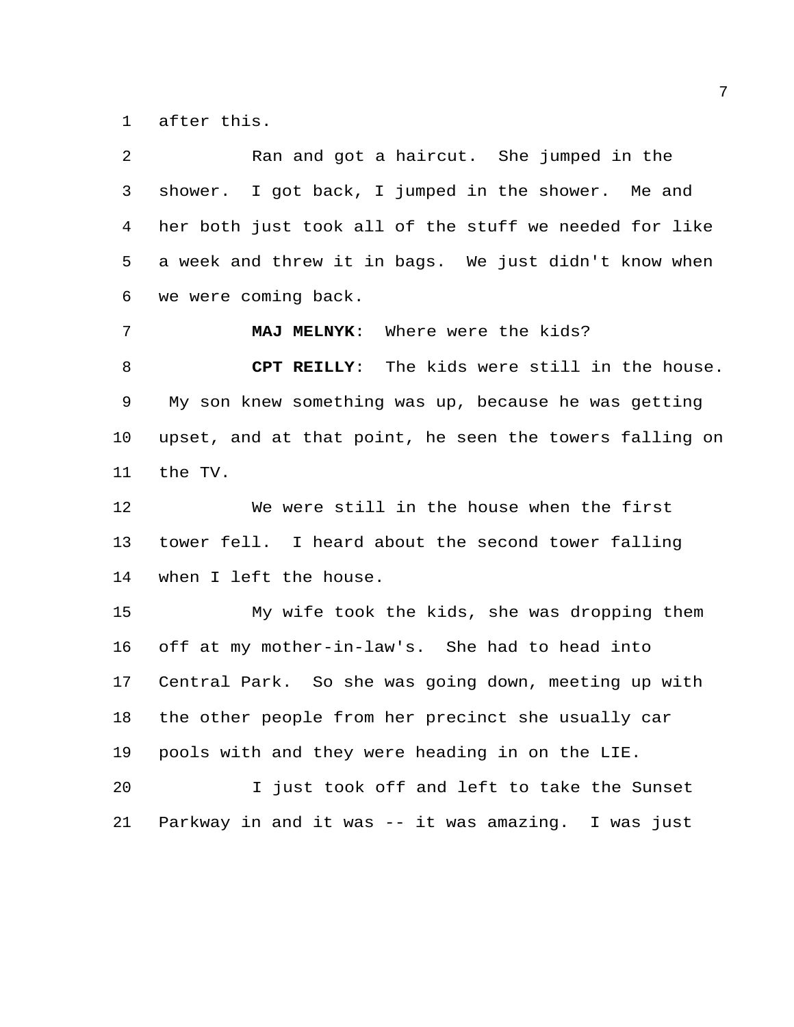after this.

Ran and got a haircut. She jumped in the shower. I got back, I jumped in the shower. Me and her both just took all of the stuff we needed for like a week and threw it in bags. We just didn't know when we were coming back.

**MAJ MELNYK**: Where were the kids?

**CPT REILLY**: The kids were still in the house. My son knew something was up, because he was getting upset, and at that point, he seen the towers falling on the TV.

We were still in the house when the first tower fell. I heard about the second tower falling when I left the house.

My wife took the kids, she was dropping them off at my mother-in-law's. She had to head into Central Park. So she was going down, meeting up with the other people from her precinct she usually car pools with and they were heading in on the LIE.

I just took off and left to take the Sunset Parkway in and it was -- it was amazing. I was just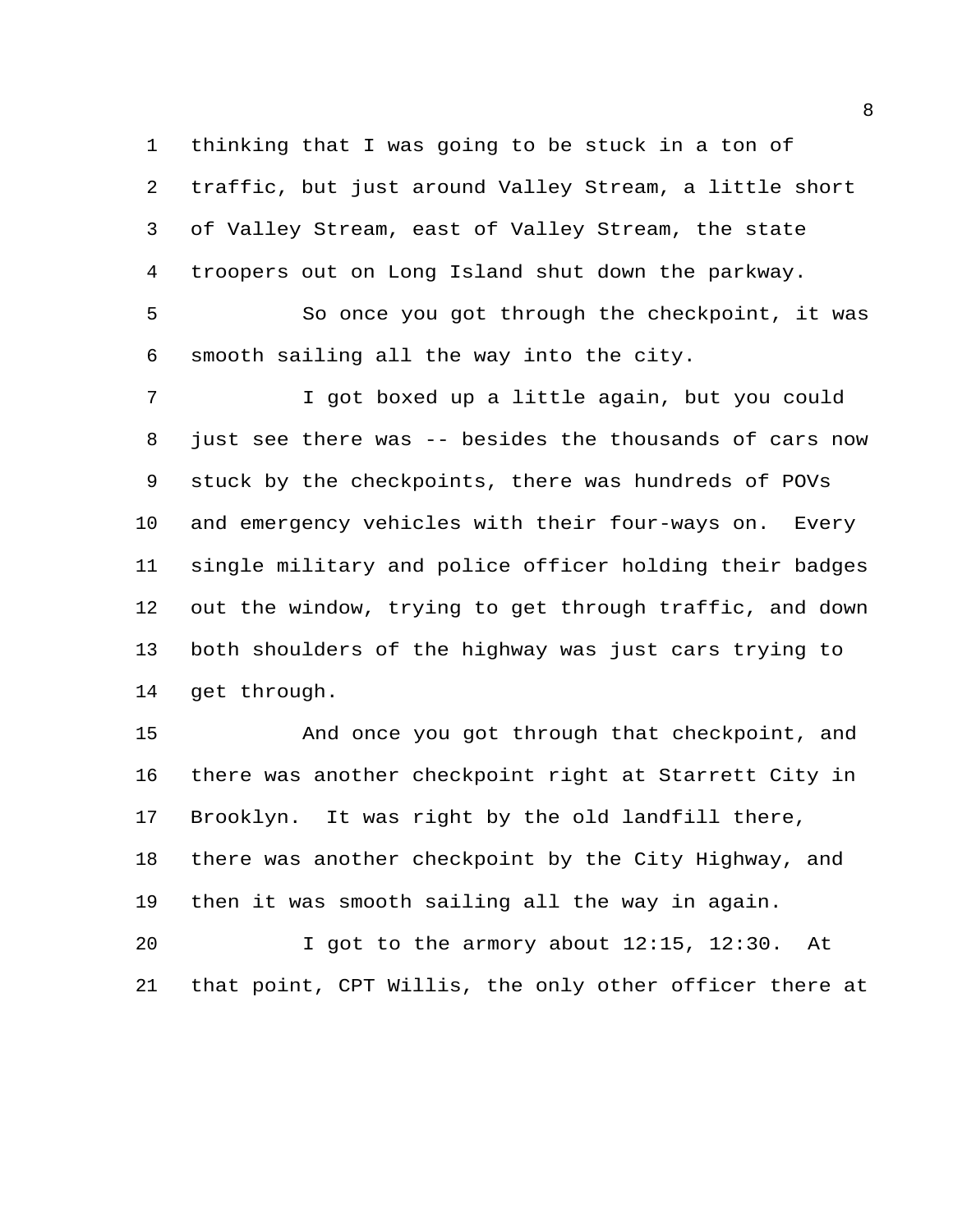thinking that I was going to be stuck in a ton of traffic, but just around Valley Stream, a little short of Valley Stream, east of Valley Stream, the state troopers out on Long Island shut down the parkway.

So once you got through the checkpoint, it was smooth sailing all the way into the city.

I got boxed up a little again, but you could just see there was -- besides the thousands of cars now stuck by the checkpoints, there was hundreds of POVs and emergency vehicles with their four-ways on. Every single military and police officer holding their badges out the window, trying to get through traffic, and down both shoulders of the highway was just cars trying to get through.

And once you got through that checkpoint, and there was another checkpoint right at Starrett City in Brooklyn. It was right by the old landfill there, there was another checkpoint by the City Highway, and then it was smooth sailing all the way in again.

I got to the armory about 12:15, 12:30. At that point, CPT Willis, the only other officer there at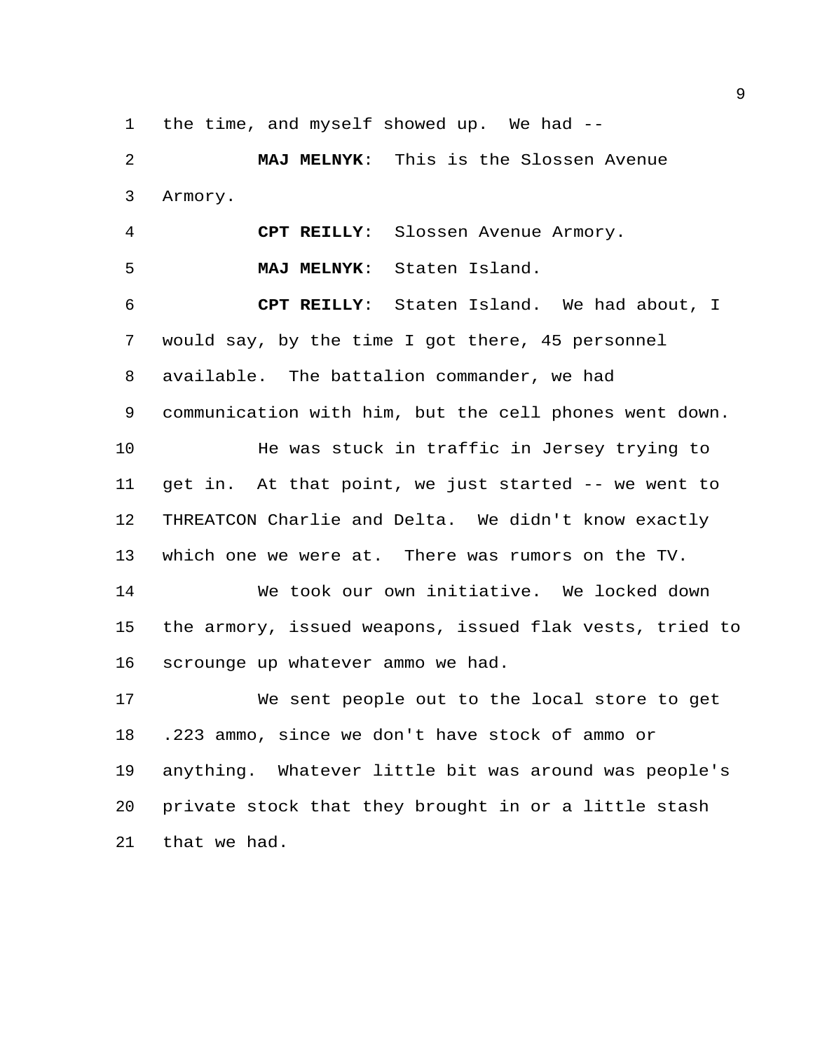the time, and myself showed up. We had --

**MAJ MELNYK**: This is the Slossen Avenue Armory.

**CPT REILLY**: Slossen Avenue Armory.

**MAJ MELNYK**: Staten Island.

**CPT REILLY**: Staten Island. We had about, I would say, by the time I got there, 45 personnel available. The battalion commander, we had communication with him, but the cell phones went down.

He was stuck in traffic in Jersey trying to get in. At that point, we just started -- we went to THREATCON Charlie and Delta. We didn't know exactly which one we were at. There was rumors on the TV.

We took our own initiative. We locked down the armory, issued weapons, issued flak vests, tried to scrounge up whatever ammo we had.

We sent people out to the local store to get .223 ammo, since we don't have stock of ammo or anything. Whatever little bit was around was people's private stock that they brought in or a little stash that we had.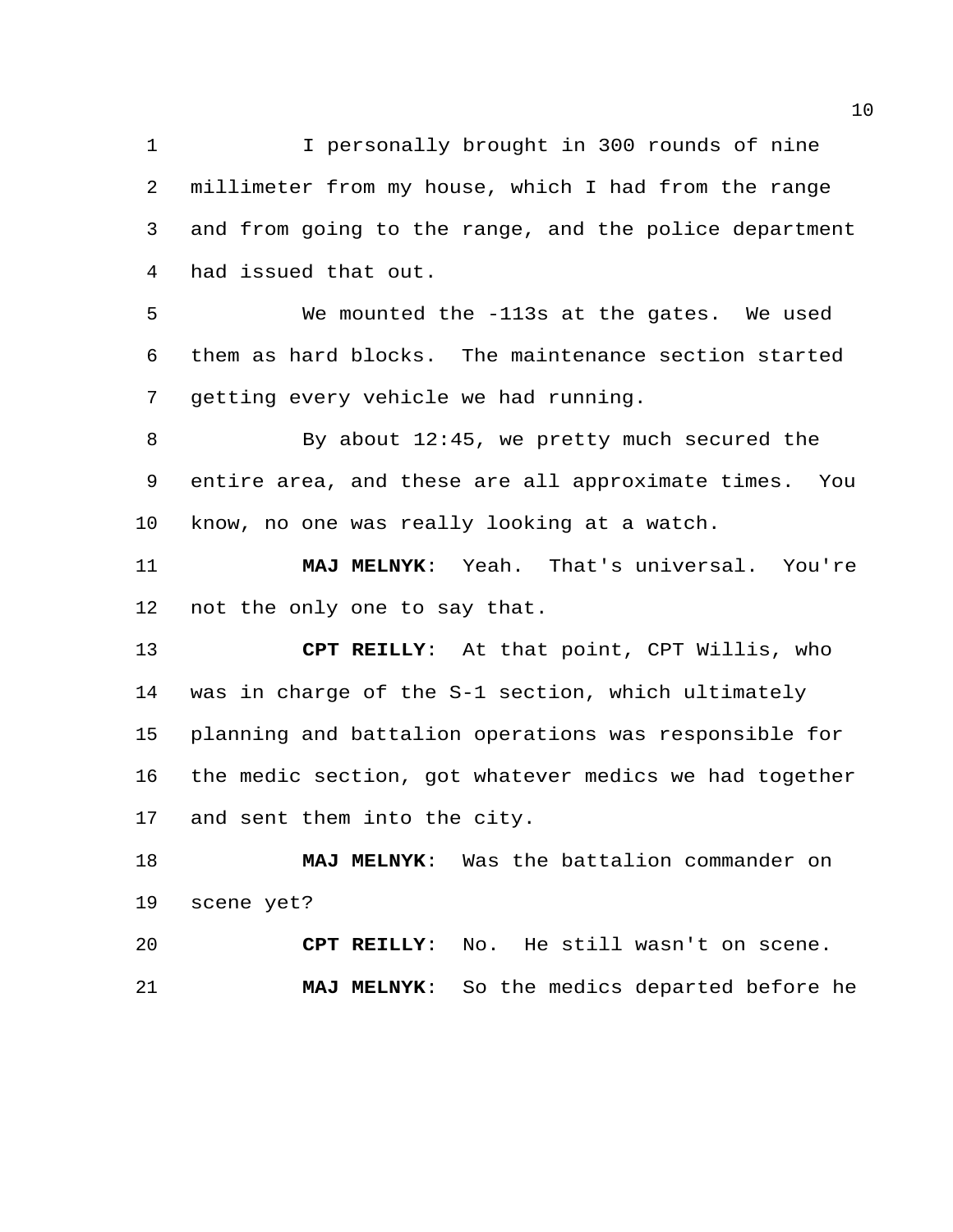I personally brought in 300 rounds of nine millimeter from my house, which I had from the range and from going to the range, and the police department had issued that out.

We mounted the -113s at the gates. We used them as hard blocks. The maintenance section started getting every vehicle we had running.

By about 12:45, we pretty much secured the entire area, and these are all approximate times. You know, no one was really looking at a watch.

**MAJ MELNYK**: Yeah. That's universal. You're not the only one to say that.

**CPT REILLY**: At that point, CPT Willis, who was in charge of the S-1 section, which ultimately planning and battalion operations was responsible for the medic section, got whatever medics we had together and sent them into the city.

**MAJ MELNYK**: Was the battalion commander on scene yet?

**CPT REILLY**: No. He still wasn't on scene.

**MAJ MELNYK**: So the medics departed before he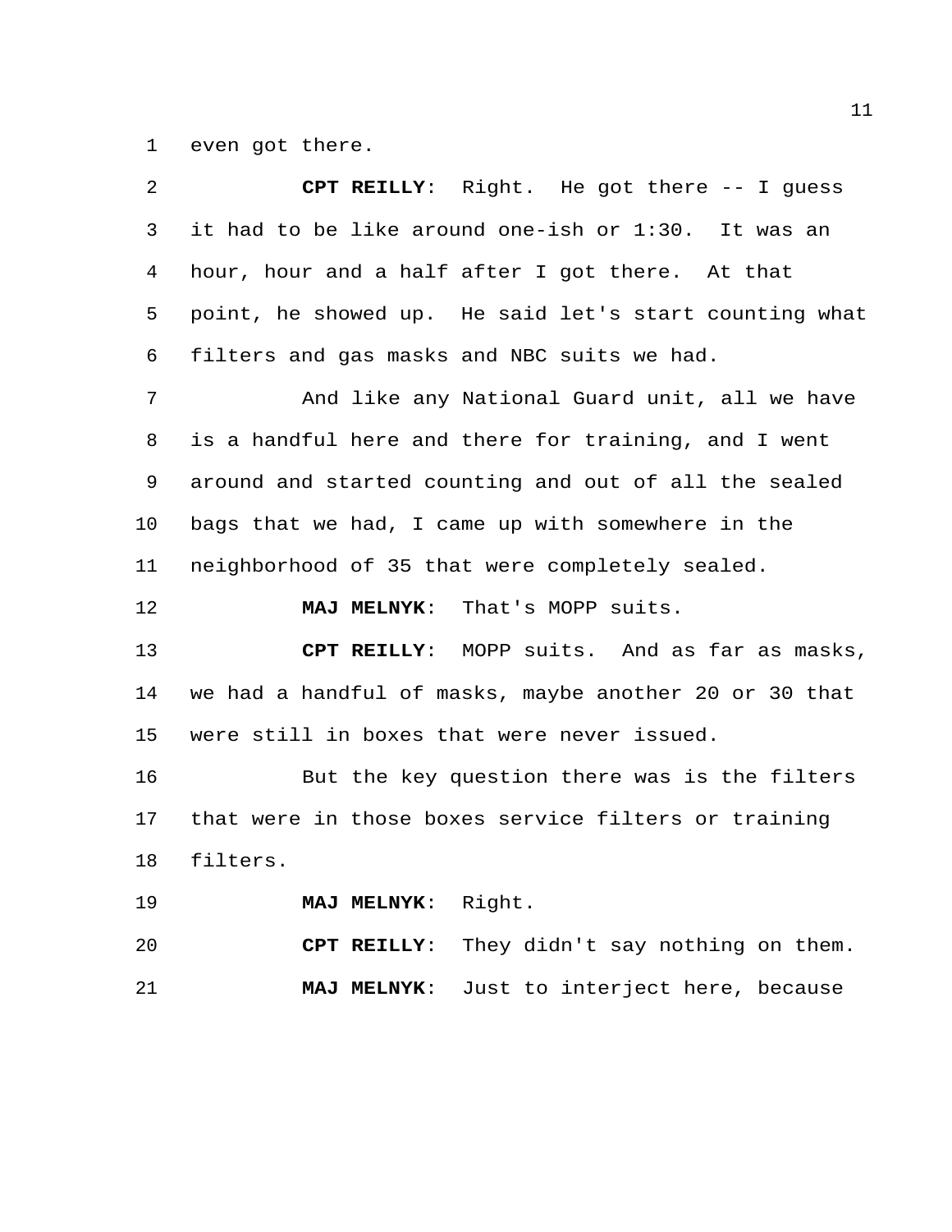even got there.

**CPT REILLY**: Right. He got there -- I guess it had to be like around one-ish or 1:30. It was an hour, hour and a half after I got there. At that point, he showed up. He said let's start counting what filters and gas masks and NBC suits we had.

And like any National Guard unit, all we have is a handful here and there for training, and I went around and started counting and out of all the sealed bags that we had, I came up with somewhere in the neighborhood of 35 that were completely sealed.

**MAJ MELNYK**: That's MOPP suits.

**CPT REILLY**: MOPP suits. And as far as masks, we had a handful of masks, maybe another 20 or 30 that were still in boxes that were never issued.

But the key question there was is the filters that were in those boxes service filters or training filters.

**MAJ MELNYK**: Right.

**CPT REILLY**: They didn't say nothing on them.

**MAJ MELNYK**: Just to interject here, because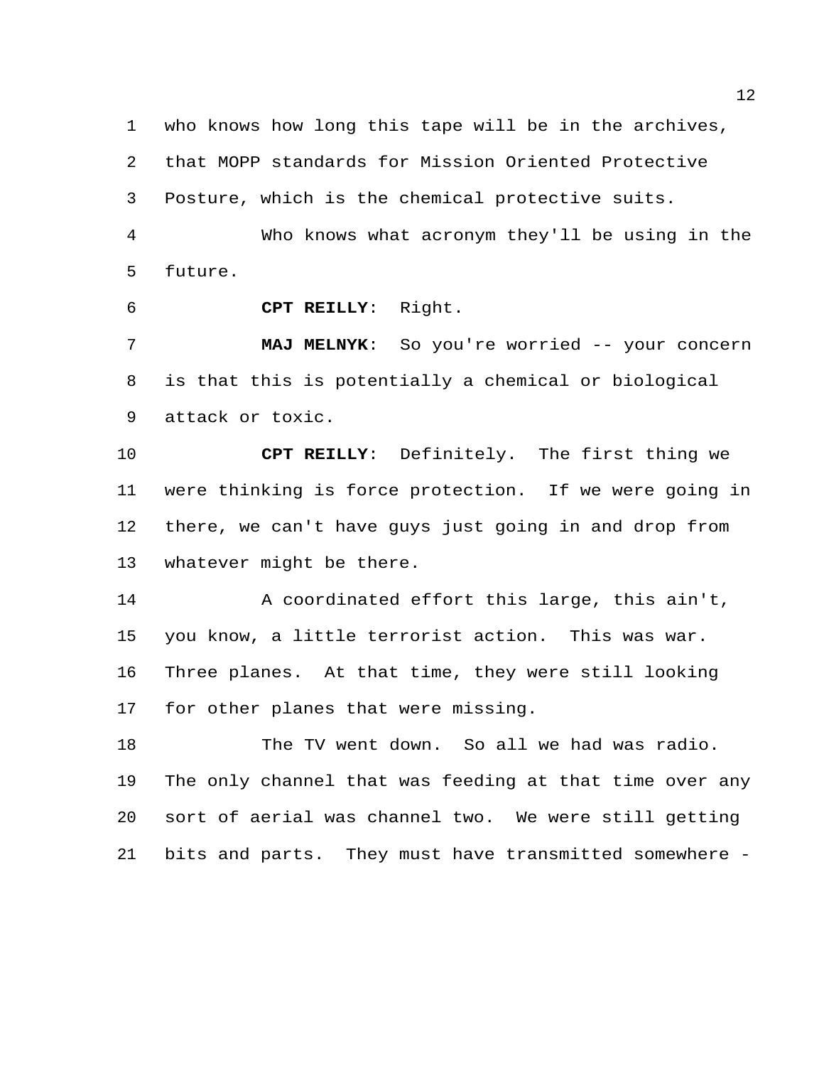who knows how long this tape will be in the archives, that MOPP standards for Mission Oriented Protective Posture, which is the chemical protective suits.

Who knows what acronym they'll be using in the future.

**CPT REILLY**: Right.

**MAJ MELNYK**: So you're worried -- your concern is that this is potentially a chemical or biological attack or toxic.

**CPT REILLY**: Definitely. The first thing we were thinking is force protection. If we were going in there, we can't have guys just going in and drop from whatever might be there.

A coordinated effort this large, this ain't, you know, a little terrorist action. This was war. Three planes. At that time, they were still looking for other planes that were missing.

The TV went down. So all we had was radio. The only channel that was feeding at that time over any sort of aerial was channel two. We were still getting bits and parts. They must have transmitted somewhere -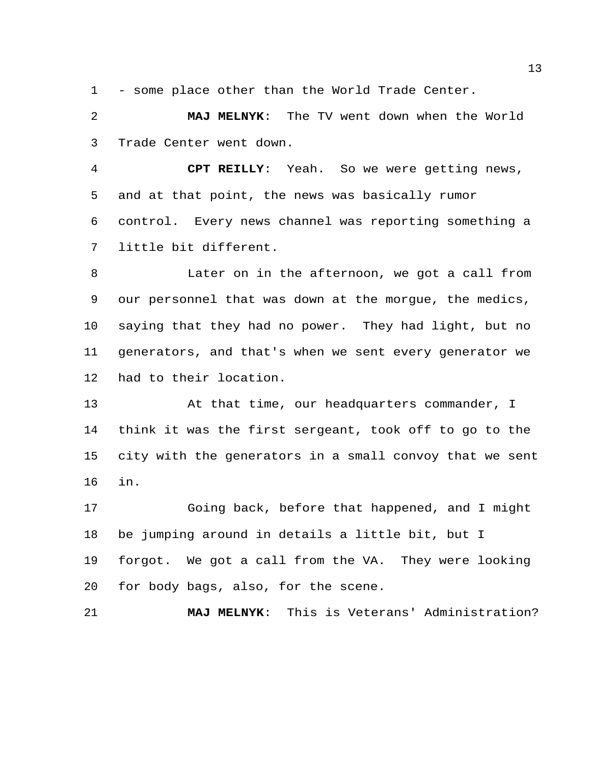- some place other than the World Trade Center.

**MAJ MELNYK**: The TV went down when the World Trade Center went down.

**CPT REILLY**: Yeah. So we were getting news, and at that point, the news was basically rumor control. Every news channel was reporting something a little bit different.

Later on in the afternoon, we got a call from our personnel that was down at the morgue, the medics, saying that they had no power. They had light, but no generators, and that's when we sent every generator we had to their location.

At that time, our headquarters commander, I think it was the first sergeant, took off to go to the city with the generators in a small convoy that we sent in.

Going back, before that happened, and I might be jumping around in details a little bit, but I forgot. We got a call from the VA. They were looking for body bags, also, for the scene.

**MAJ MELNYK**: This is Veterans' Administration?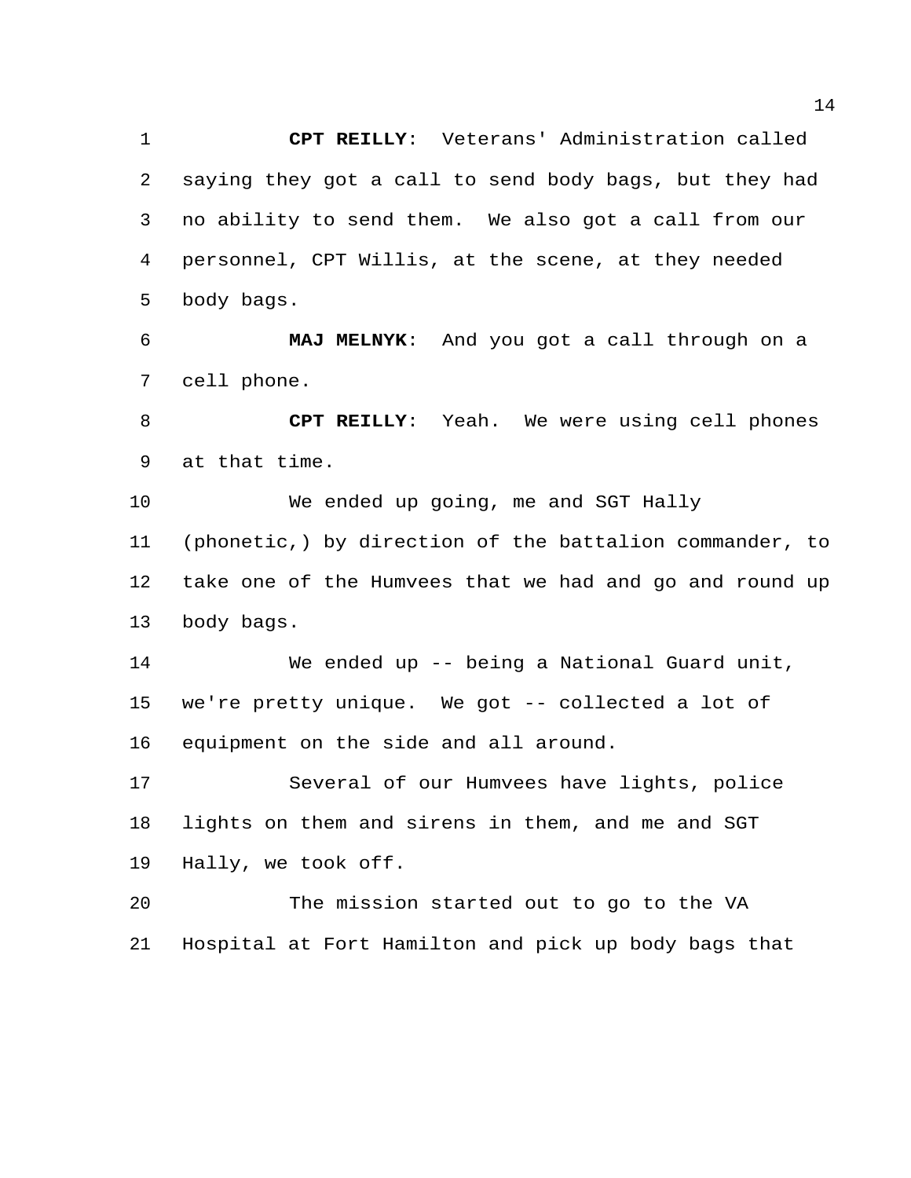**CPT REILLY**: Veterans' Administration called saying they got a call to send body bags, but they had no ability to send them. We also got a call from our personnel, CPT Willis, at the scene, at they needed body bags.

**MAJ MELNYK**: And you got a call through on a cell phone.

**CPT REILLY**: Yeah. We were using cell phones at that time.

We ended up going, me and SGT Hally (phonetic,) by direction of the battalion commander, to take one of the Humvees that we had and go and round up body bags.

We ended up -- being a National Guard unit, we're pretty unique. We got -- collected a lot of equipment on the side and all around.

Several of our Humvees have lights, police lights on them and sirens in them, and me and SGT Hally, we took off.

The mission started out to go to the VA Hospital at Fort Hamilton and pick up body bags that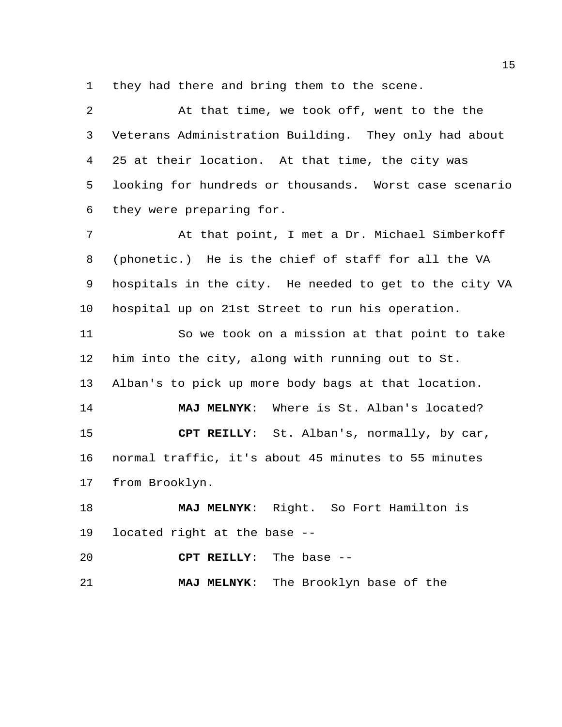they had there and bring them to the scene.

At that time, we took off, went to the the Veterans Administration Building. They only had about 25 at their location. At that time, the city was looking for hundreds or thousands. Worst case scenario they were preparing for.

At that point, I met a Dr. Michael Simberkoff (phonetic.) He is the chief of staff for all the VA hospitals in the city. He needed to get to the city VA hospital up on 21st Street to run his operation.

So we took on a mission at that point to take him into the city, along with running out to St. Alban's to pick up more body bags at that location.

**MAJ MELNYK**: Where is St. Alban's located?

**CPT REILLY**: St. Alban's, normally, by car, normal traffic, it's about 45 minutes to 55 minutes from Brooklyn.

**MAJ MELNYK**: Right. So Fort Hamilton is located right at the base --

**CPT REILLY**: The base --

**MAJ MELNYK**: The Brooklyn base of the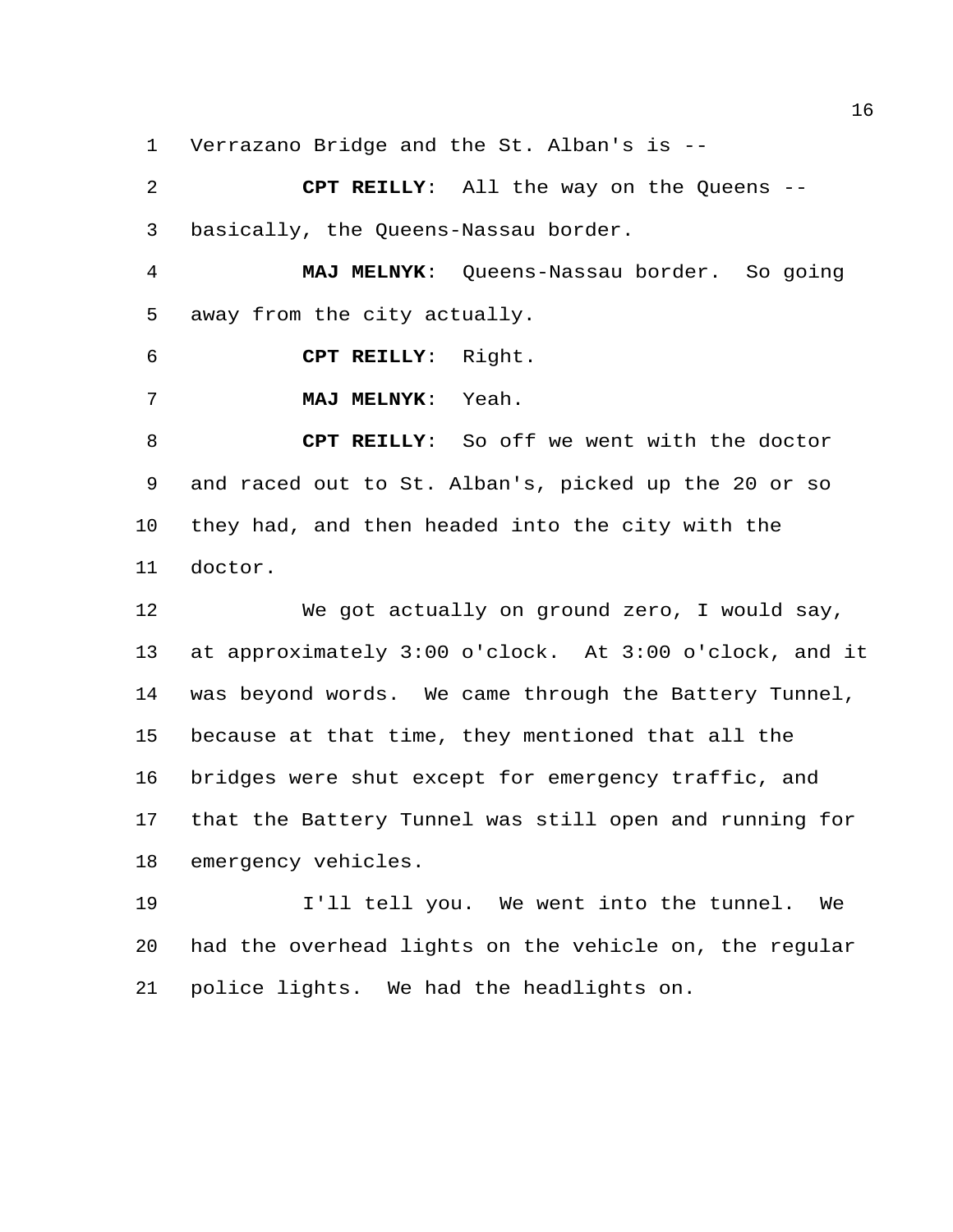Verrazano Bridge and the St. Alban's is --

**CPT REILLY**: All the way on the Queens -- basically, the Queens-Nassau border.

**MAJ MELNYK**: Queens-Nassau border. So going away from the city actually.

**CPT REILLY**: Right.

**MAJ MELNYK**: Yeah.

**CPT REILLY**: So off we went with the doctor and raced out to St. Alban's, picked up the 20 or so they had, and then headed into the city with the doctor.

We got actually on ground zero, I would say, at approximately 3:00 o'clock. At 3:00 o'clock, and it was beyond words. We came through the Battery Tunnel, because at that time, they mentioned that all the bridges were shut except for emergency traffic, and that the Battery Tunnel was still open and running for emergency vehicles.

I'll tell you. We went into the tunnel. We had the overhead lights on the vehicle on, the regular police lights. We had the headlights on.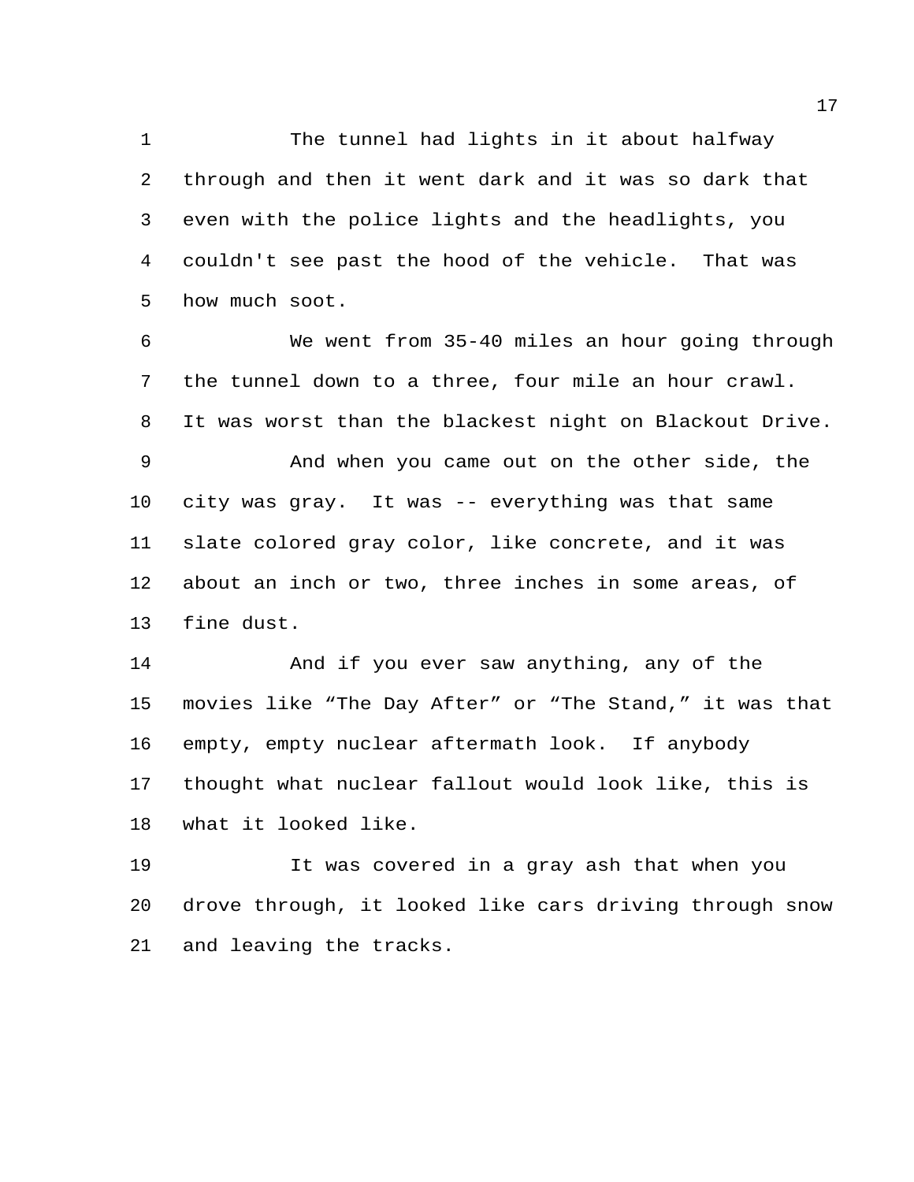The tunnel had lights in it about halfway through and then it went dark and it was so dark that even with the police lights and the headlights, you couldn't see past the hood of the vehicle. That was how much soot.

We went from 35-40 miles an hour going through the tunnel down to a three, four mile an hour crawl. It was worst than the blackest night on Blackout Drive.

And when you came out on the other side, the city was gray. It was -- everything was that same slate colored gray color, like concrete, and it was about an inch or two, three inches in some areas, of fine dust.

And if you ever saw anything, any of the movies like "The Day After" or "The Stand," it was that empty, empty nuclear aftermath look. If anybody thought what nuclear fallout would look like, this is what it looked like.

It was covered in a gray ash that when you drove through, it looked like cars driving through snow and leaving the tracks.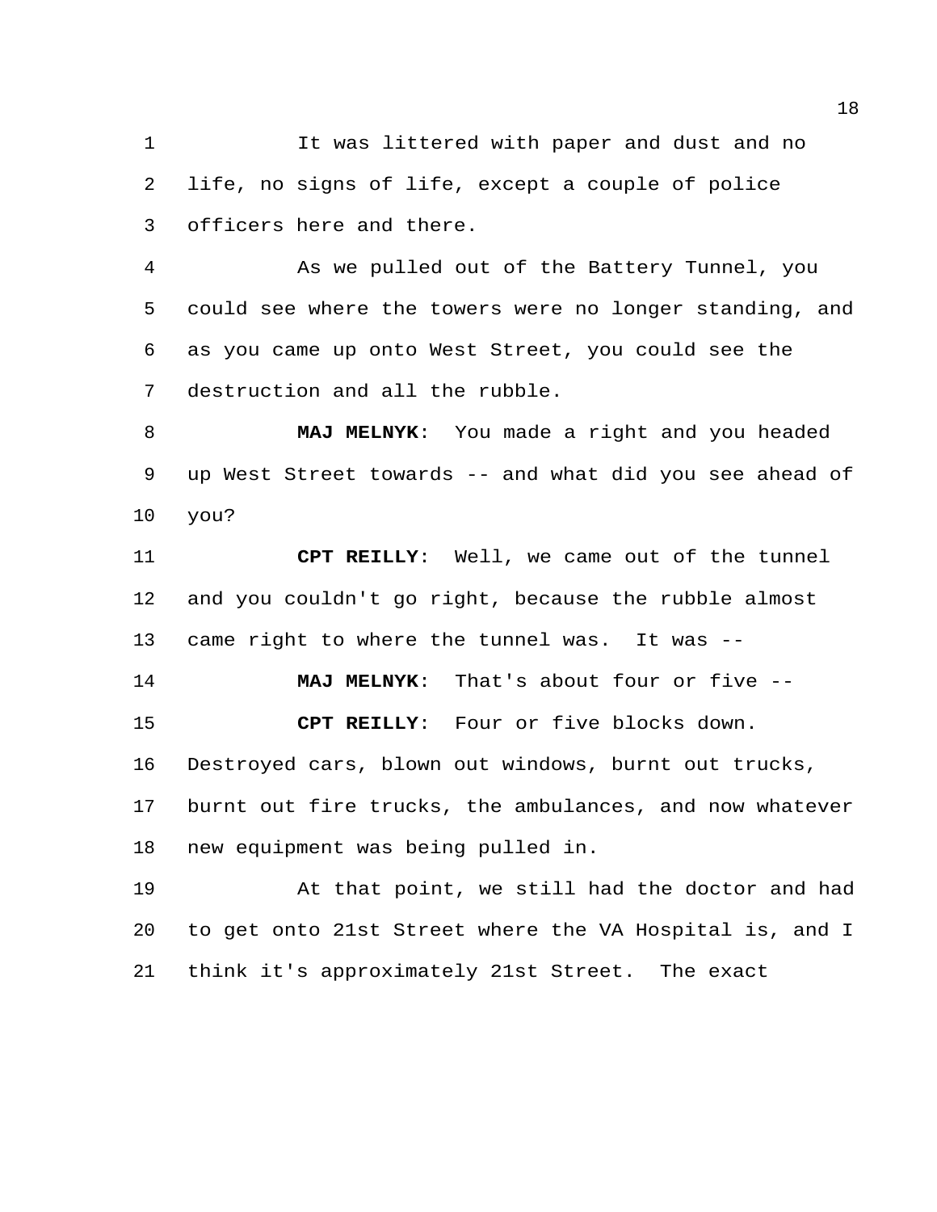It was littered with paper and dust and no life, no signs of life, except a couple of police officers here and there.

As we pulled out of the Battery Tunnel, you could see where the towers were no longer standing, and as you came up onto West Street, you could see the destruction and all the rubble.

**MAJ MELNYK**: You made a right and you headed up West Street towards -- and what did you see ahead of you?

**CPT REILLY**: Well, we came out of the tunnel and you couldn't go right, because the rubble almost came right to where the tunnel was. It was --

**MAJ MELNYK**: That's about four or five --

**CPT REILLY**: Four or five blocks down. Destroyed cars, blown out windows, burnt out trucks, burnt out fire trucks, the ambulances, and now whatever new equipment was being pulled in.

At that point, we still had the doctor and had to get onto 21st Street where the VA Hospital is, and I think it's approximately 21st Street. The exact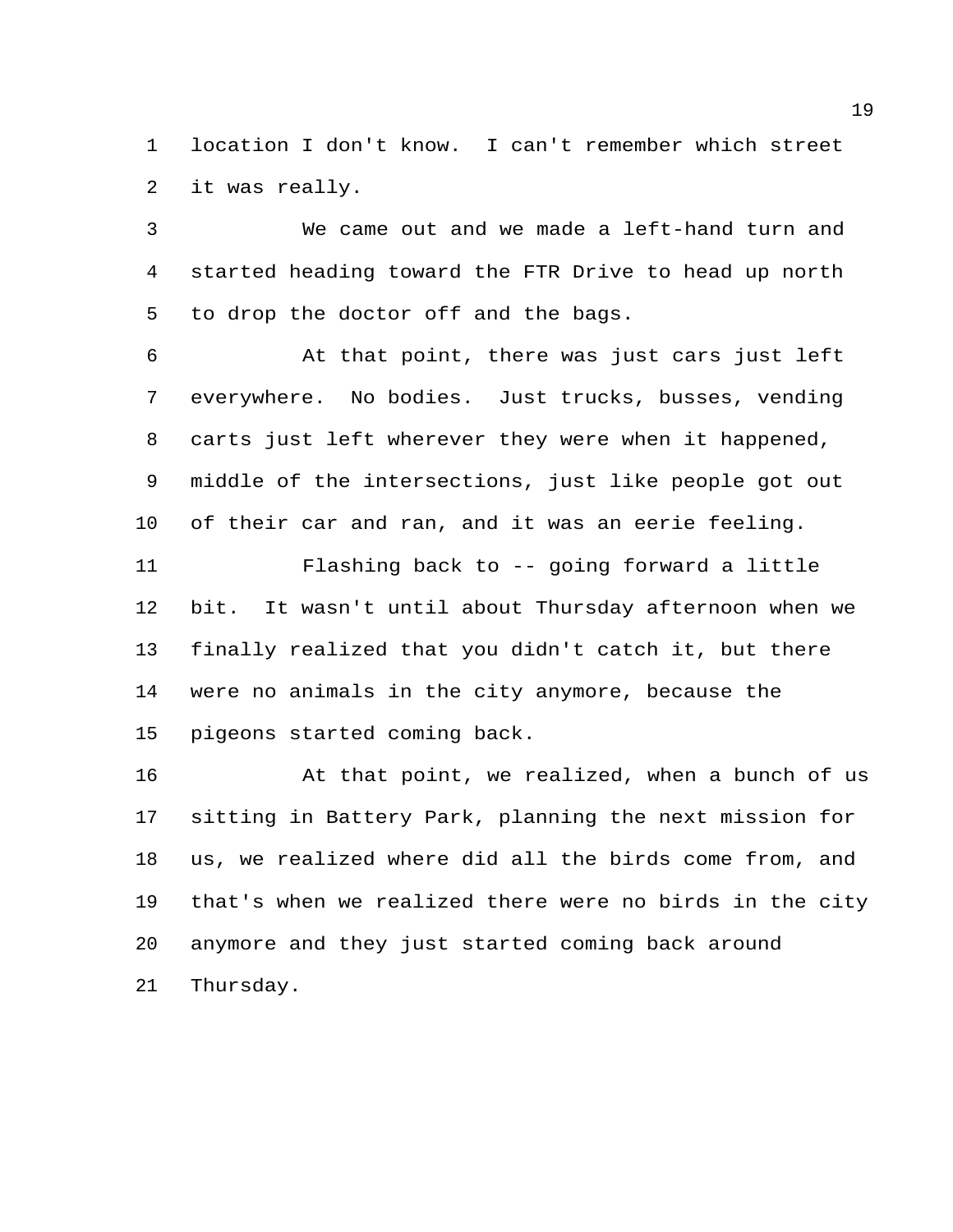location I don't know. I can't remember which street it was really.

We came out and we made a left-hand turn and started heading toward the FTR Drive to head up north to drop the doctor off and the bags.

At that point, there was just cars just left everywhere. No bodies. Just trucks, busses, vending carts just left wherever they were when it happened, middle of the intersections, just like people got out of their car and ran, and it was an eerie feeling.

Flashing back to -- going forward a little bit. It wasn't until about Thursday afternoon when we finally realized that you didn't catch it, but there were no animals in the city anymore, because the pigeons started coming back.

At that point, we realized, when a bunch of us sitting in Battery Park, planning the next mission for us, we realized where did all the birds come from, and that's when we realized there were no birds in the city anymore and they just started coming back around Thursday.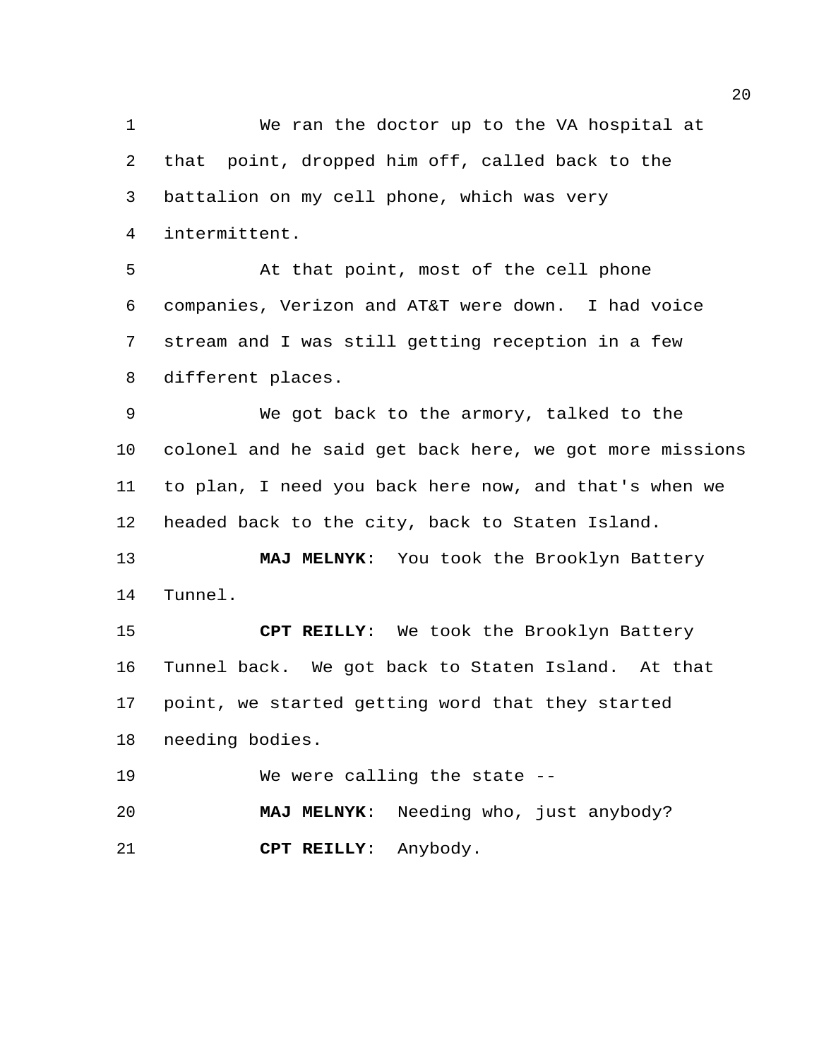We ran the doctor up to the VA hospital at that point, dropped him off, called back to the battalion on my cell phone, which was very intermittent.

At that point, most of the cell phone companies, Verizon and AT&T were down. I had voice stream and I was still getting reception in a few different places.

We got back to the armory, talked to the colonel and he said get back here, we got more missions to plan, I need you back here now, and that's when we headed back to the city, back to Staten Island.

**MAJ MELNYK**: You took the Brooklyn Battery Tunnel.

**CPT REILLY**: We took the Brooklyn Battery Tunnel back. We got back to Staten Island. At that point, we started getting word that they started needing bodies.

We were calling the state --

**MAJ MELNYK**: Needing who, just anybody?

**CPT REILLY**: Anybody.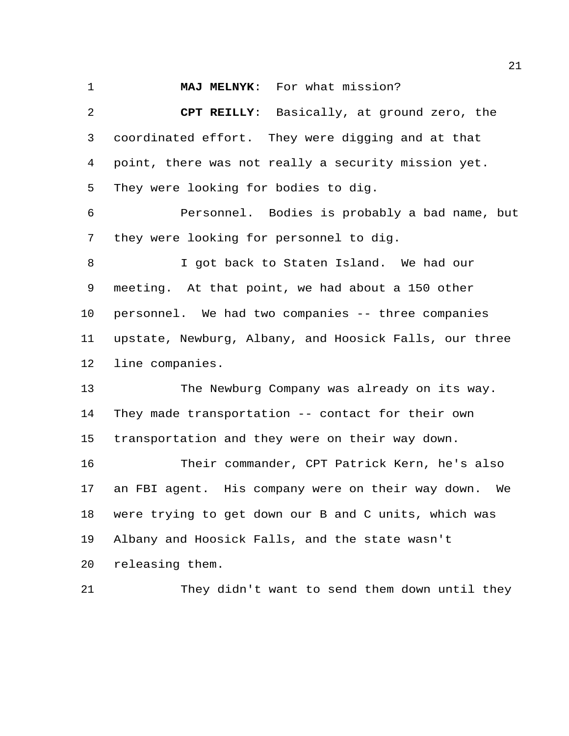**MAJ MELNYK**: For what mission?

**CPT REILLY**: Basically, at ground zero, the coordinated effort. They were digging and at that point, there was not really a security mission yet. They were looking for bodies to dig.

Personnel. Bodies is probably a bad name, but they were looking for personnel to dig.

I got back to Staten Island. We had our meeting. At that point, we had about a 150 other personnel. We had two companies -- three companies upstate, Newburg, Albany, and Hoosick Falls, our three line companies.

The Newburg Company was already on its way. They made transportation -- contact for their own transportation and they were on their way down.

Their commander, CPT Patrick Kern, he's also an FBI agent. His company were on their way down. We were trying to get down our B and C units, which was Albany and Hoosick Falls, and the state wasn't releasing them.

They didn't want to send them down until they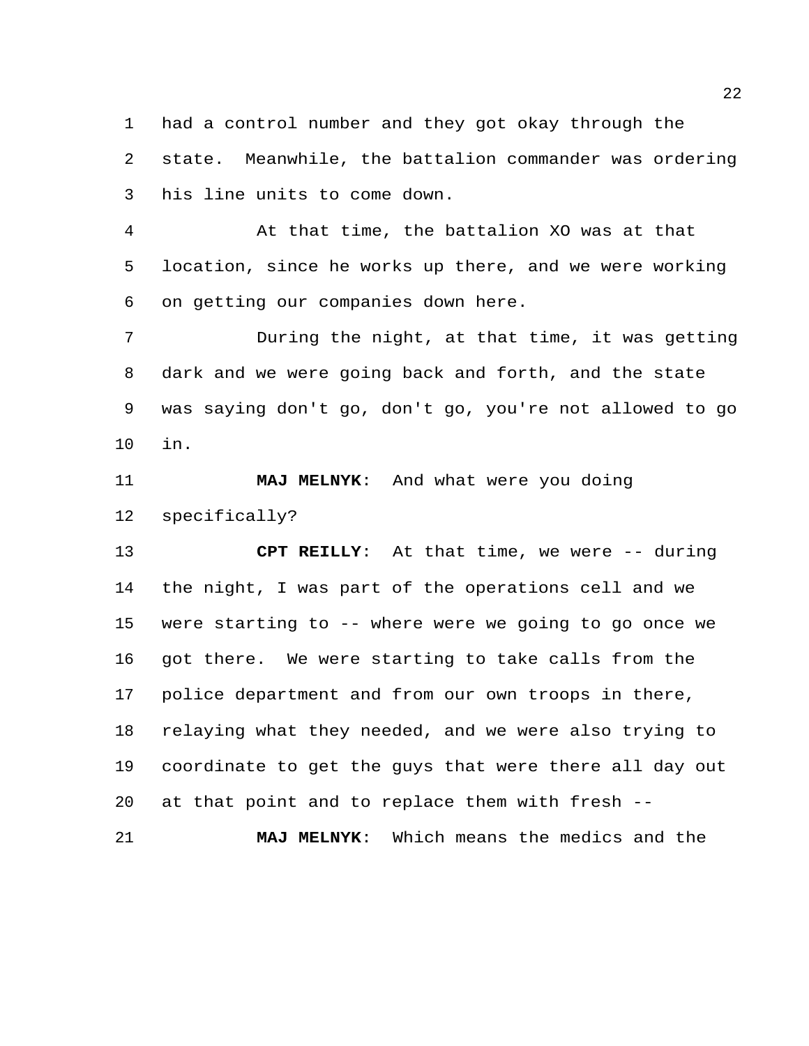had a control number and they got okay through the state. Meanwhile, the battalion commander was ordering his line units to come down.

At that time, the battalion XO was at that location, since he works up there, and we were working on getting our companies down here.

During the night, at that time, it was getting dark and we were going back and forth, and the state was saying don't go, don't go, you're not allowed to go in.

**MAJ MELNYK**: And what were you doing specifically?

**CPT REILLY**: At that time, we were -- during the night, I was part of the operations cell and we were starting to -- where were we going to go once we got there. We were starting to take calls from the police department and from our own troops in there, relaying what they needed, and we were also trying to coordinate to get the guys that were there all day out at that point and to replace them with fresh --

**MAJ MELNYK**: Which means the medics and the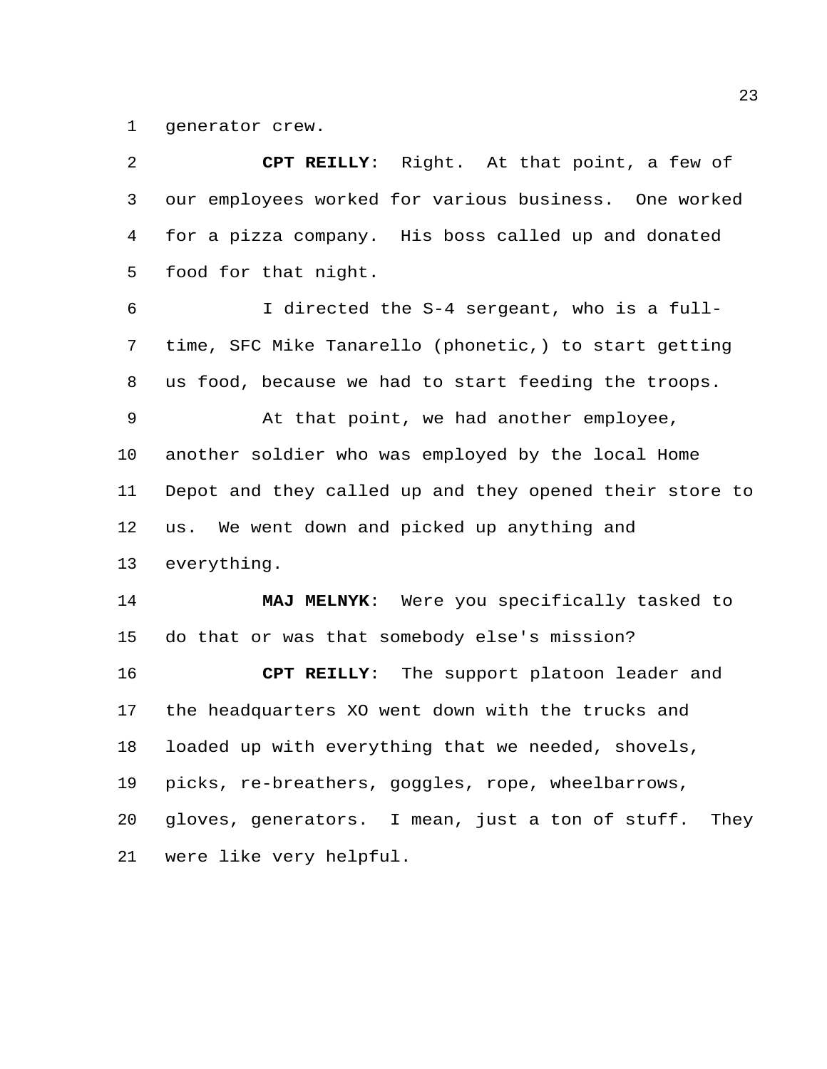generator crew.

**CPT REILLY**: Right. At that point, a few of our employees worked for various business. One worked for a pizza company. His boss called up and donated food for that night.

I directed the S-4 sergeant, who is a full-time, SFC Mike Tanarello (phonetic,) to start getting us food, because we had to start feeding the troops.

At that point, we had another employee, another soldier who was employed by the local Home Depot and they called up and they opened their store to us. We went down and picked up anything and everything.

**MAJ MELNYK**: Were you specifically tasked to do that or was that somebody else's mission?

**CPT REILLY**: The support platoon leader and the headquarters XO went down with the trucks and loaded up with everything that we needed, shovels, picks, re-breathers, goggles, rope, wheelbarrows, gloves, generators. I mean, just a ton of stuff. They were like very helpful.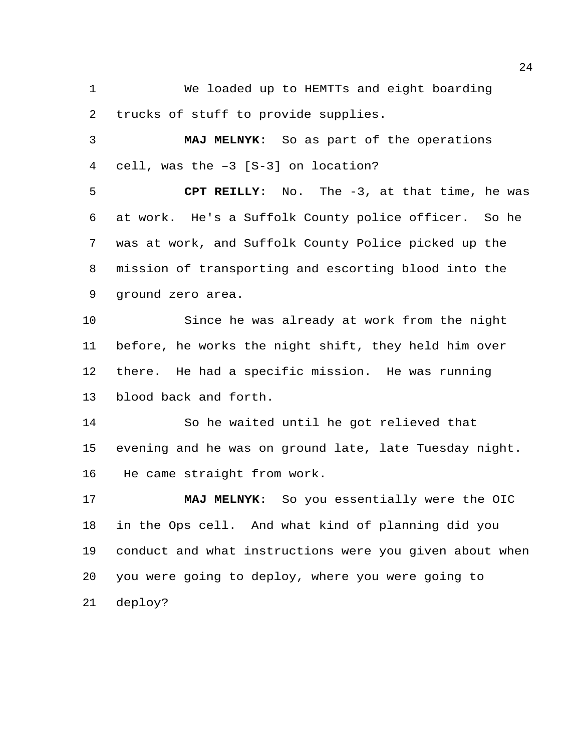We loaded up to HEMTTs and eight boarding trucks of stuff to provide supplies.

**MAJ MELNYK**: So as part of the operations cell, was the –3 [S-3] on location?

**CPT REILLY**: No. The -3, at that time, he was at work. He's a Suffolk County police officer. So he was at work, and Suffolk County Police picked up the mission of transporting and escorting blood into the ground zero area.

Since he was already at work from the night before, he works the night shift, they held him over there. He had a specific mission. He was running blood back and forth.

So he waited until he got relieved that evening and he was on ground late, late Tuesday night. He came straight from work.

**MAJ MELNYK**: So you essentially were the OIC in the Ops cell. And what kind of planning did you conduct and what instructions were you given about when you were going to deploy, where you were going to deploy?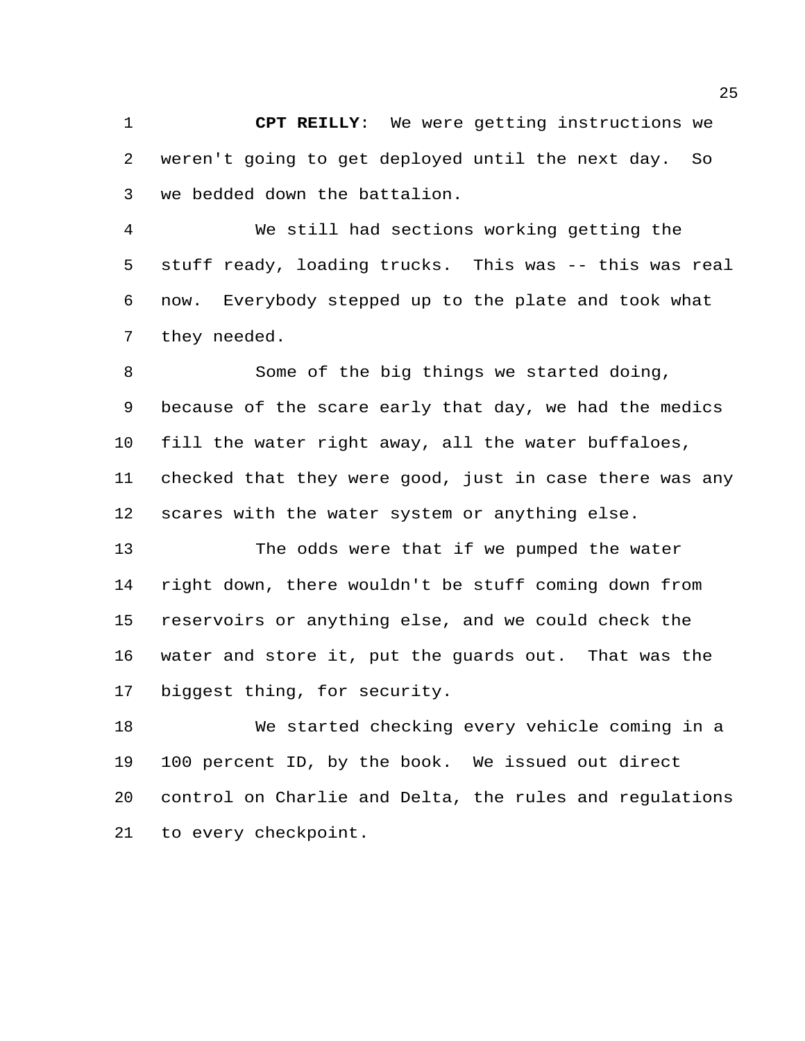**CPT REILLY**: We were getting instructions we weren't going to get deployed until the next day. So we bedded down the battalion.

We still had sections working getting the stuff ready, loading trucks. This was -- this was real now. Everybody stepped up to the plate and took what they needed.

Some of the big things we started doing, because of the scare early that day, we had the medics fill the water right away, all the water buffaloes, checked that they were good, just in case there was any scares with the water system or anything else.

The odds were that if we pumped the water right down, there wouldn't be stuff coming down from reservoirs or anything else, and we could check the water and store it, put the guards out. That was the biggest thing, for security.

We started checking every vehicle coming in a 100 percent ID, by the book. We issued out direct control on Charlie and Delta, the rules and regulations to every checkpoint.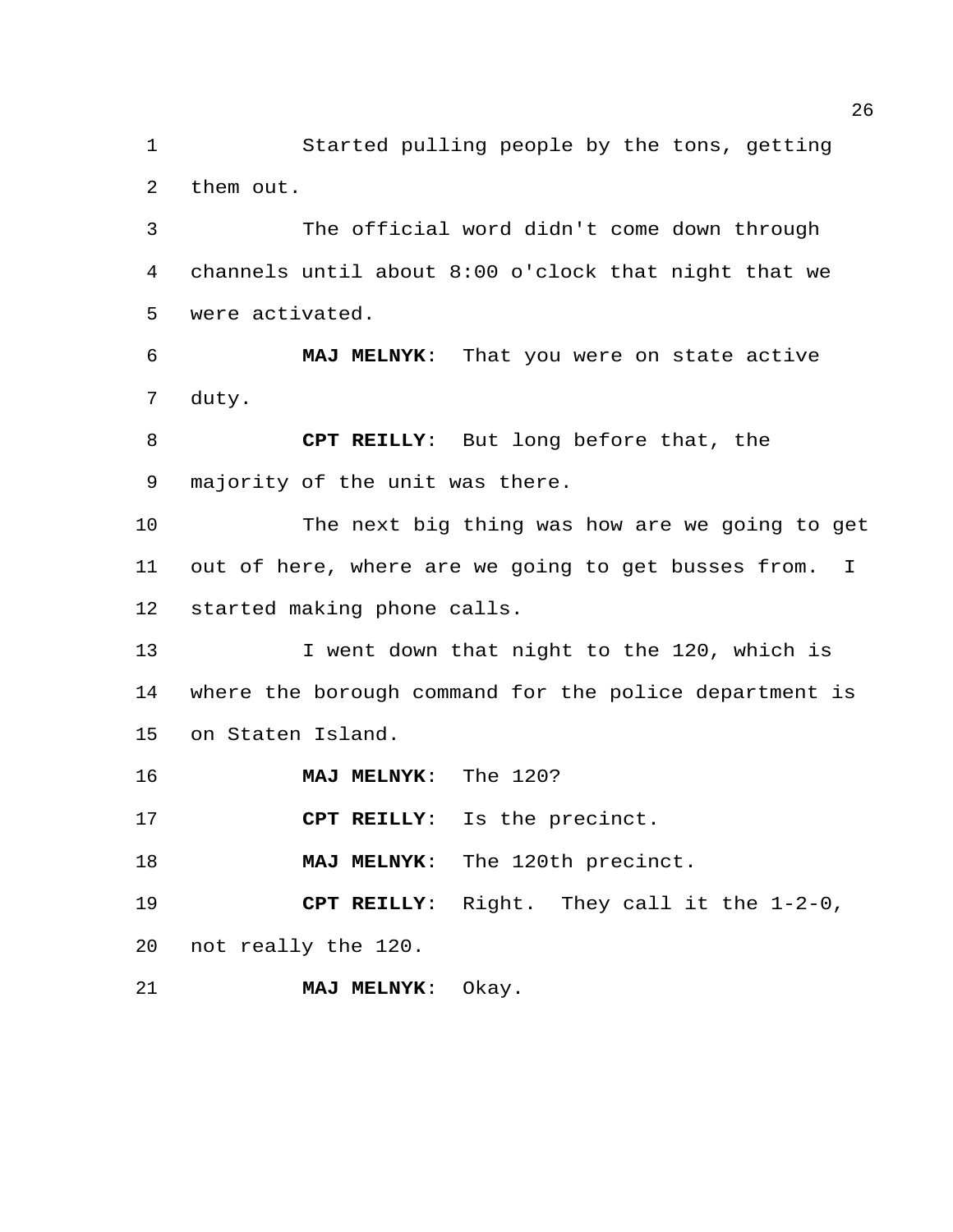Started pulling people by the tons, getting them out.

The official word didn't come down through channels until about 8:00 o'clock that night that we were activated.

**MAJ MELNYK**: That you were on state active duty.

**CPT REILLY**: But long before that, the majority of the unit was there.

The next big thing was how are we going to get out of here, where are we going to get busses from. I started making phone calls.

I went down that night to the 120, which is where the borough command for the police department is on Staten Island.

**MAJ MELNYK**: The 120?

**CPT REILLY**: Is the precinct.

**MAJ MELNYK**: The 120th precinct.

**CPT REILLY**: Right. They call it the 1-2-0, not really the 120.

**MAJ MELNYK**: Okay.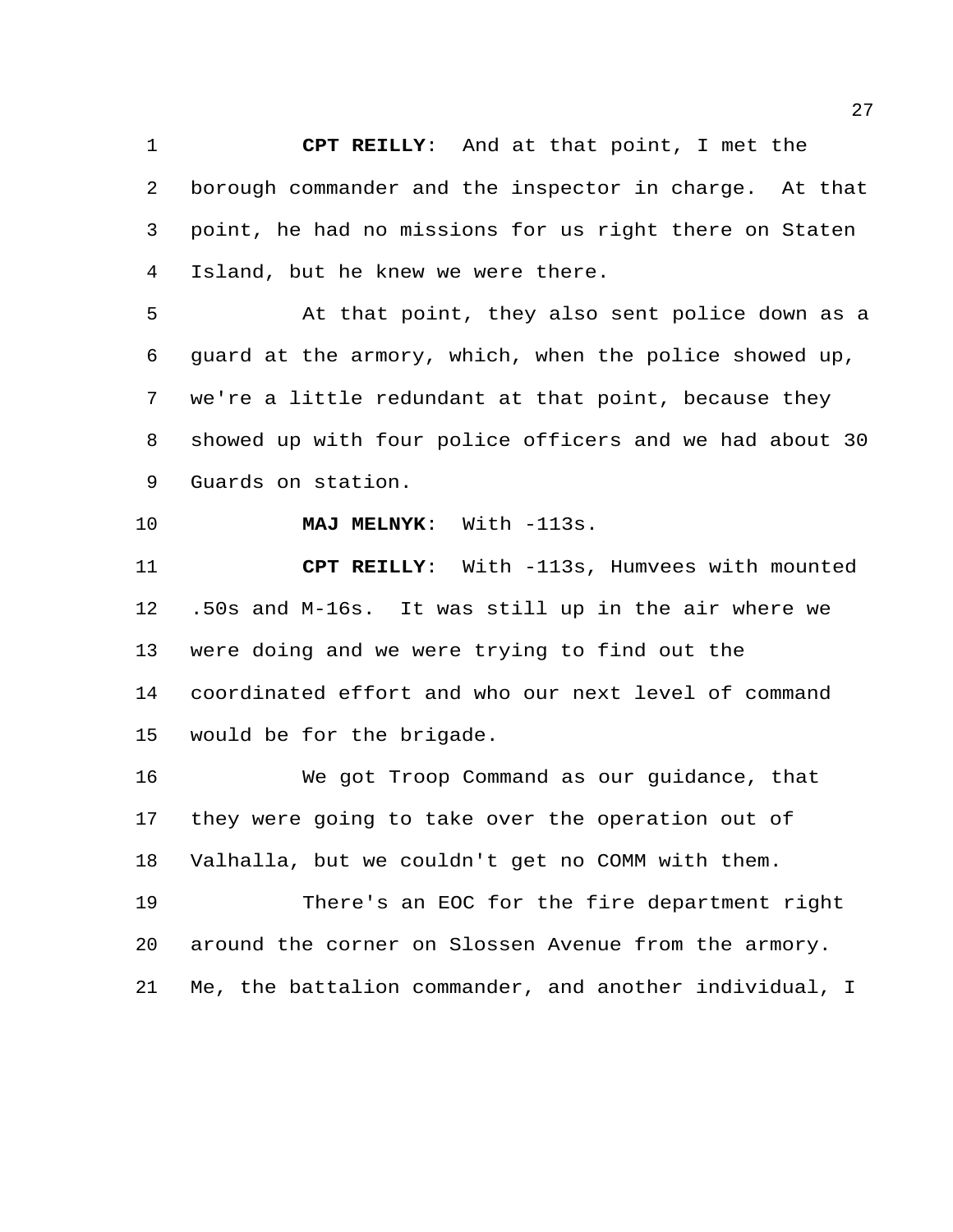**CPT REILLY**: And at that point, I met the borough commander and the inspector in charge. At that point, he had no missions for us right there on Staten Island, but he knew we were there.

At that point, they also sent police down as a guard at the armory, which, when the police showed up, we're a little redundant at that point, because they showed up with four police officers and we had about 30 Guards on station.

**MAJ MELNYK**: With -113s.

**CPT REILLY**: With -113s, Humvees with mounted .50s and M-16s. It was still up in the air where we were doing and we were trying to find out the coordinated effort and who our next level of command would be for the brigade.

We got Troop Command as our guidance, that they were going to take over the operation out of Valhalla, but we couldn't get no COMM with them.

There's an EOC for the fire department right around the corner on Slossen Avenue from the armory. Me, the battalion commander, and another individual, I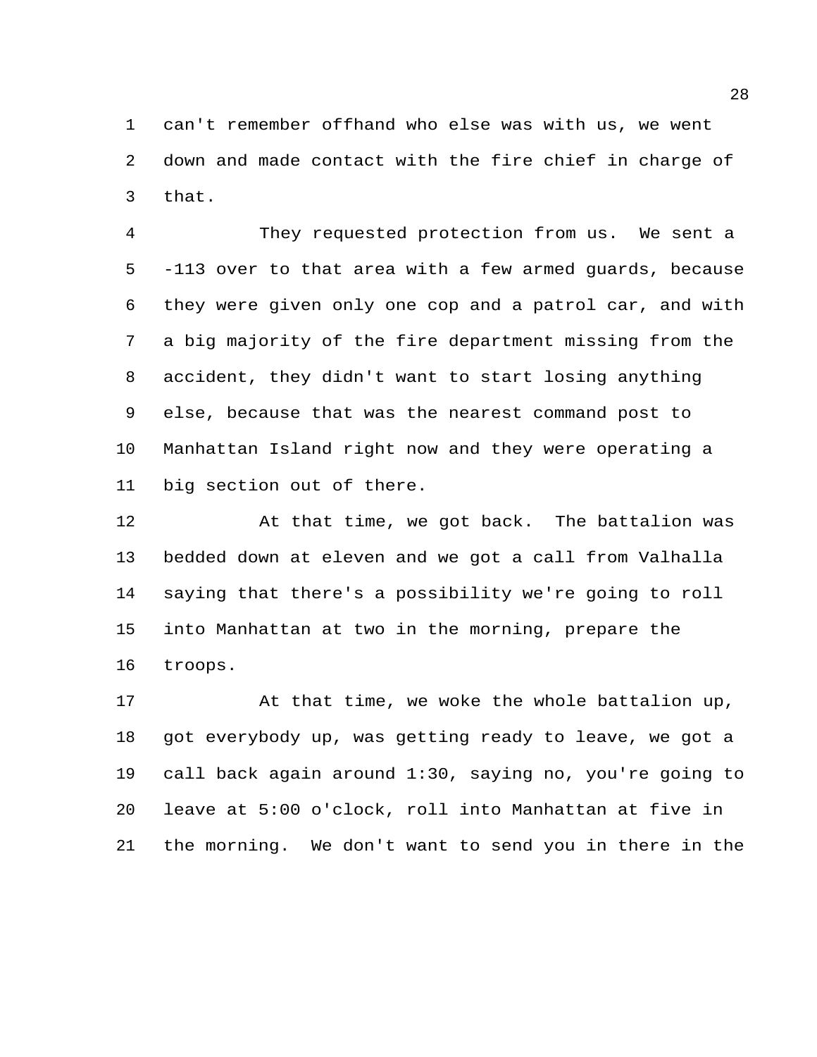can't remember offhand who else was with us, we went down and made contact with the fire chief in charge of that.

They requested protection from us. We sent a -113 over to that area with a few armed guards, because they were given only one cop and a patrol car, and with a big majority of the fire department missing from the accident, they didn't want to start losing anything else, because that was the nearest command post to Manhattan Island right now and they were operating a big section out of there.

At that time, we got back. The battalion was bedded down at eleven and we got a call from Valhalla saying that there's a possibility we're going to roll into Manhattan at two in the morning, prepare the troops.

At that time, we woke the whole battalion up, got everybody up, was getting ready to leave, we got a call back again around 1:30, saying no, you're going to leave at 5:00 o'clock, roll into Manhattan at five in the morning. We don't want to send you in there in the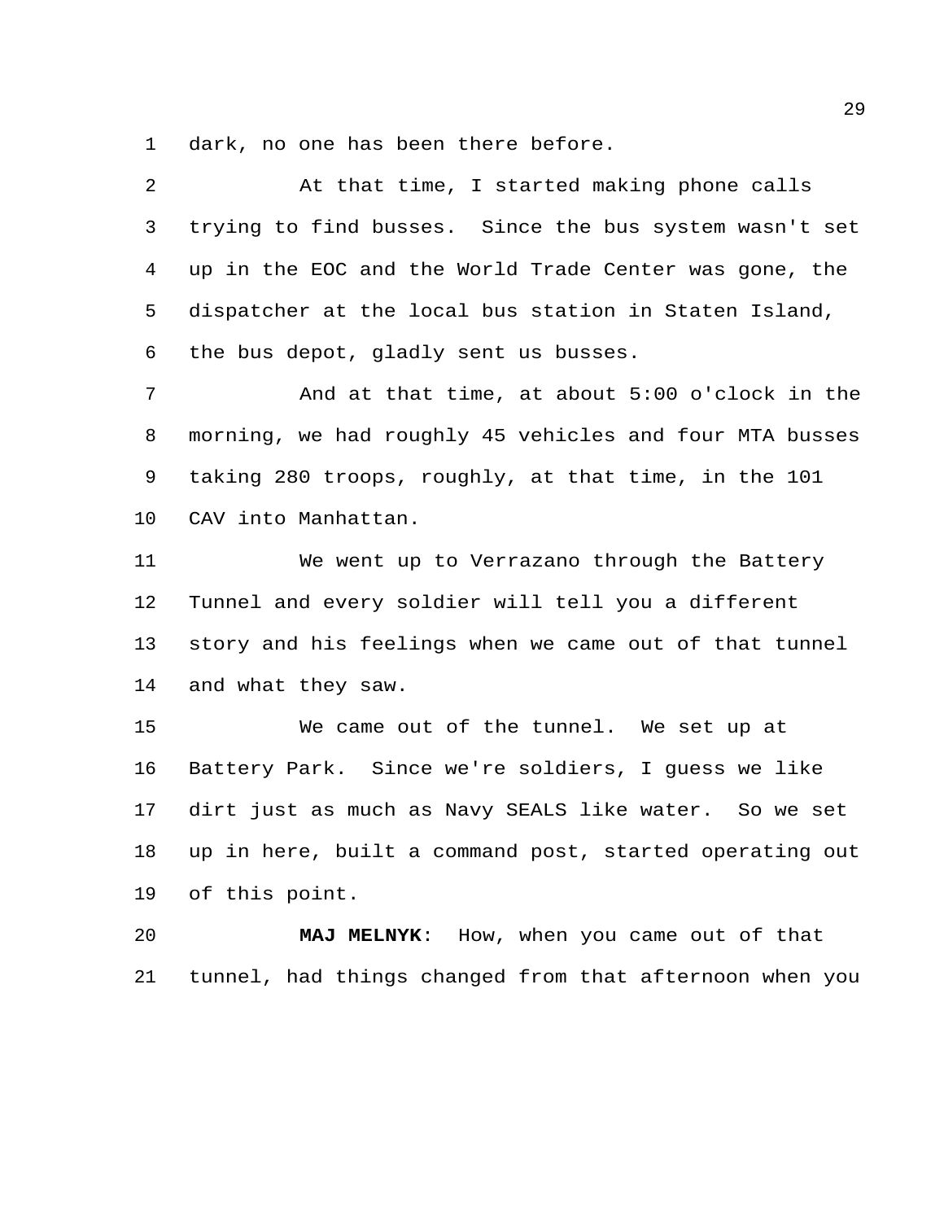dark, no one has been there before.

At that time, I started making phone calls trying to find busses. Since the bus system wasn't set up in the EOC and the World Trade Center was gone, the dispatcher at the local bus station in Staten Island, the bus depot, gladly sent us busses.

And at that time, at about 5:00 o'clock in the morning, we had roughly 45 vehicles and four MTA busses taking 280 troops, roughly, at that time, in the 101 CAV into Manhattan.

We went up to Verrazano through the Battery Tunnel and every soldier will tell you a different story and his feelings when we came out of that tunnel and what they saw.

We came out of the tunnel. We set up at Battery Park. Since we're soldiers, I guess we like dirt just as much as Navy SEALS like water. So we set up in here, built a command post, started operating out of this point.

**MAJ MELNYK**: How, when you came out of that tunnel, had things changed from that afternoon when you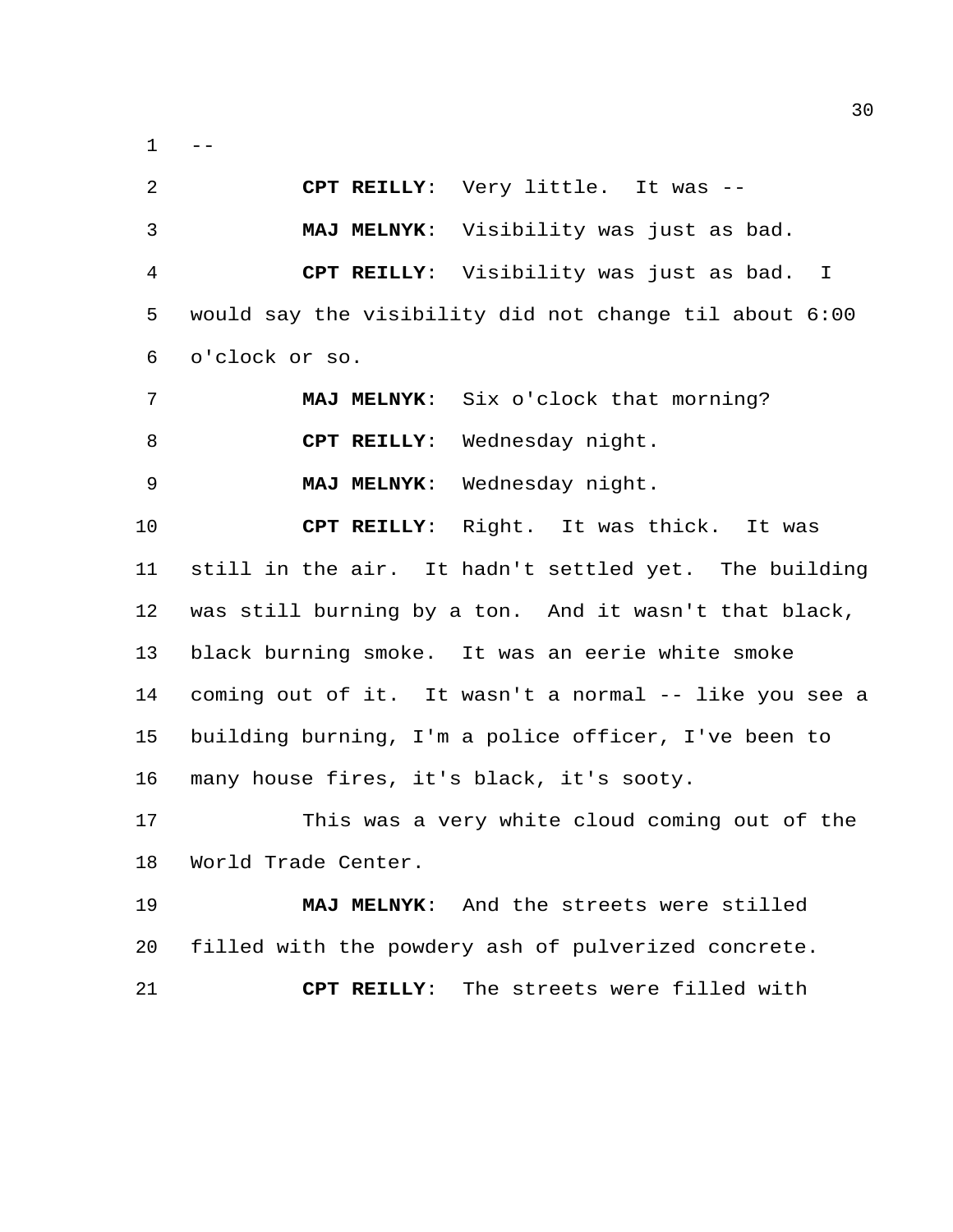--

**CPT REILLY**: Very little. It was --

**MAJ MELNYK**: Visibility was just as bad.

**CPT REILLY**: Visibility was just as bad. I would say the visibility did not change til about 6:00 o'clock or so.

**MAJ MELNYK**: Six o'clock that morning?

**CPT REILLY**: Wednesday night.

**MAJ MELNYK**: Wednesday night.

**CPT REILLY**: Right. It was thick. It was still in the air. It hadn't settled yet. The building was still burning by a ton. And it wasn't that black, black burning smoke. It was an eerie white smoke coming out of it. It wasn't a normal -- like you see a building burning, I'm a police officer, I've been to many house fires, it's black, it's sooty.

This was a very white cloud coming out of the World Trade Center.

**MAJ MELNYK**: And the streets were stilled filled with the powdery ash of pulverized concrete.

**CPT REILLY**: The streets were filled with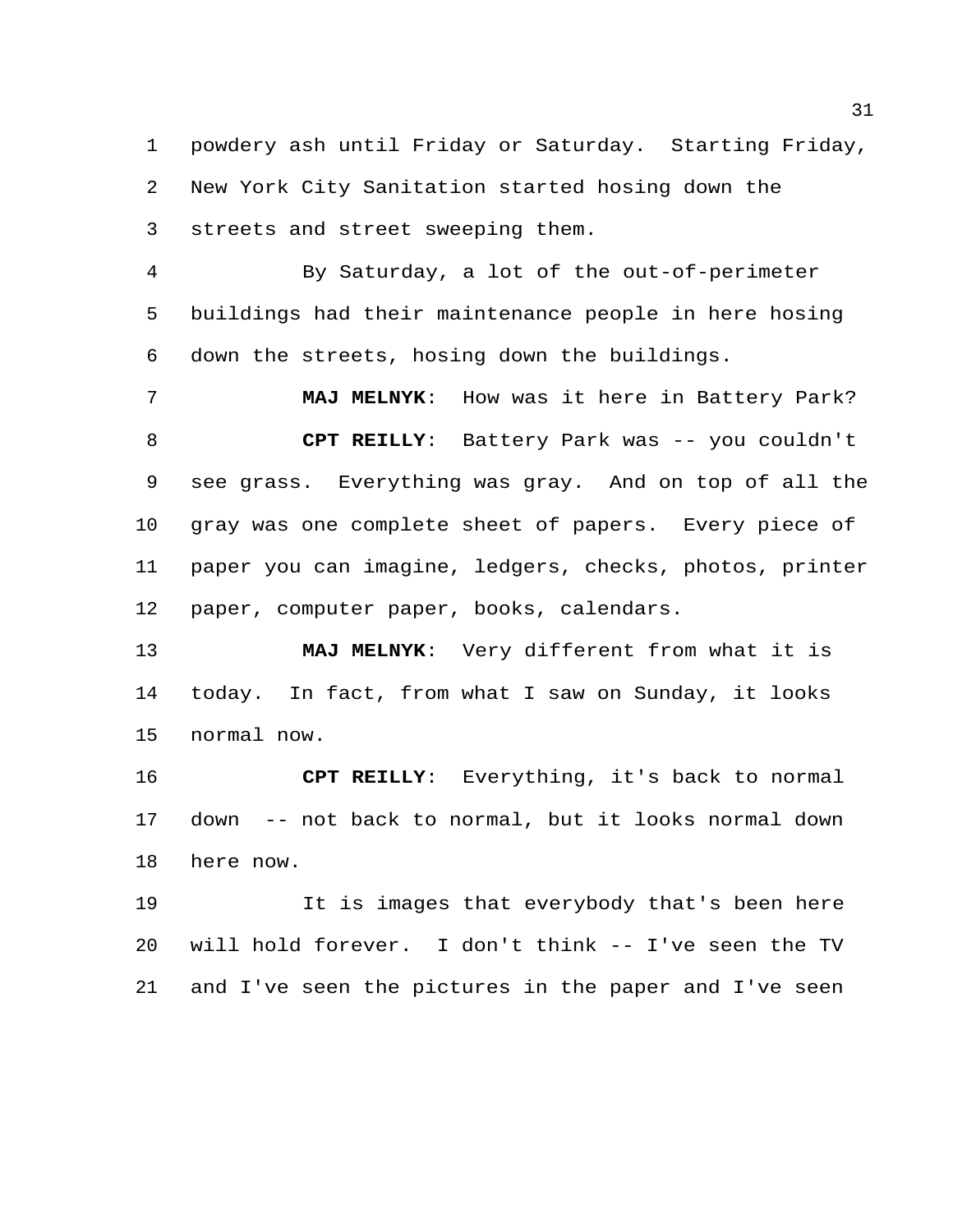powdery ash until Friday or Saturday. Starting Friday, New York City Sanitation started hosing down the streets and street sweeping them.

By Saturday, a lot of the out-of-perimeter buildings had their maintenance people in here hosing down the streets, hosing down the buildings.

**MAJ MELNYK**: How was it here in Battery Park?

**CPT REILLY**: Battery Park was -- you couldn't see grass. Everything was gray. And on top of all the gray was one complete sheet of papers. Every piece of paper you can imagine, ledgers, checks, photos, printer paper, computer paper, books, calendars.

**MAJ MELNYK**: Very different from what it is today. In fact, from what I saw on Sunday, it looks normal now.

**CPT REILLY**: Everything, it's back to normal down -- not back to normal, but it looks normal down here now.

It is images that everybody that's been here will hold forever. I don't think -- I've seen the TV and I've seen the pictures in the paper and I've seen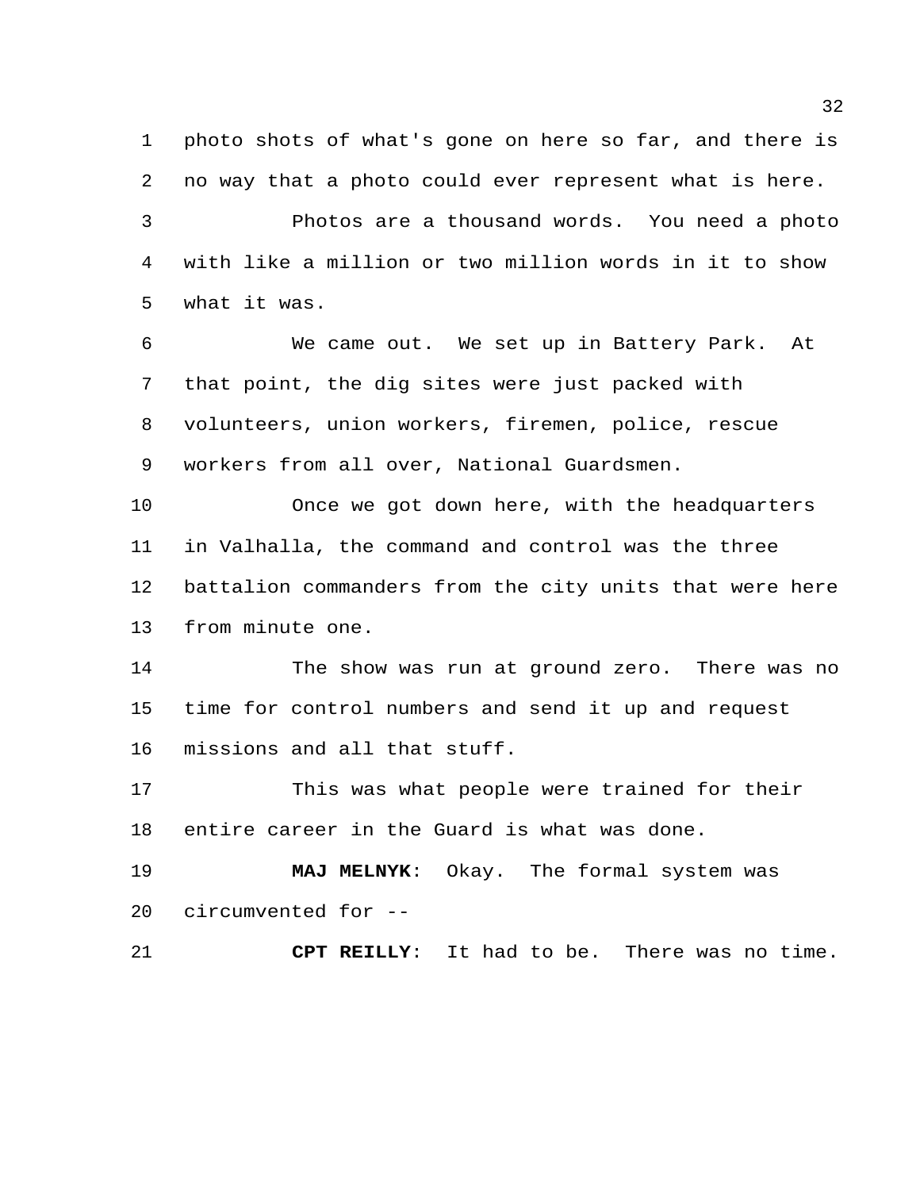photo shots of what's gone on here so far, and there is no way that a photo could ever represent what is here.

Photos are a thousand words. You need a photo with like a million or two million words in it to show what it was.

We came out. We set up in Battery Park. At that point, the dig sites were just packed with volunteers, union workers, firemen, police, rescue workers from all over, National Guardsmen.

Once we got down here, with the headquarters in Valhalla, the command and control was the three battalion commanders from the city units that were here from minute one.

The show was run at ground zero. There was no time for control numbers and send it up and request missions and all that stuff.

This was what people were trained for their entire career in the Guard is what was done.

**MAJ MELNYK**: Okay. The formal system was circumvented for --

**CPT REILLY**: It had to be. There was no time.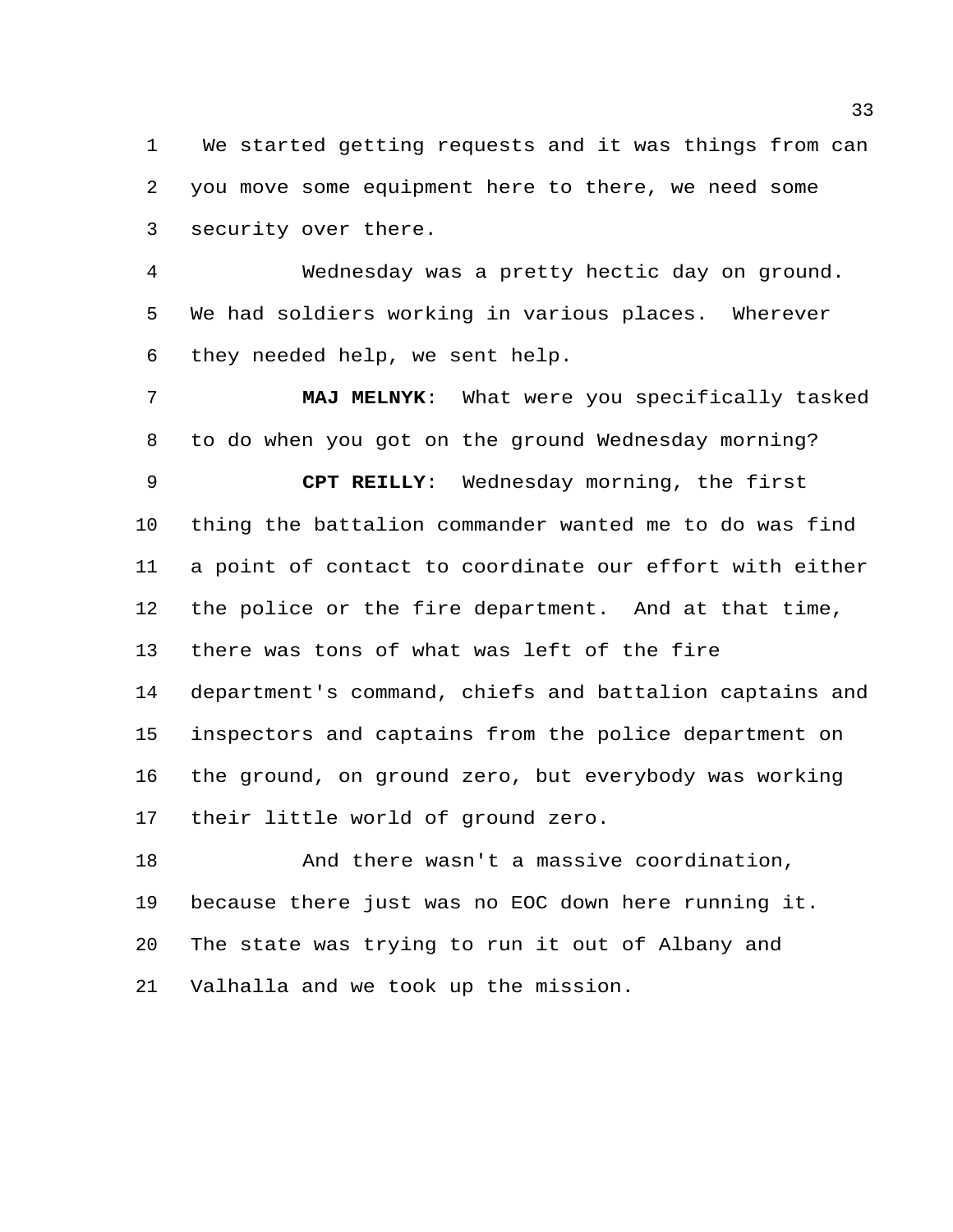We started getting requests and it was things from can you move some equipment here to there, we need some security over there.

Wednesday was a pretty hectic day on ground. We had soldiers working in various places. Wherever they needed help, we sent help.

**MAJ MELNYK**: What were you specifically tasked to do when you got on the ground Wednesday morning?

**CPT REILLY**: Wednesday morning, the first thing the battalion commander wanted me to do was find a point of contact to coordinate our effort with either the police or the fire department. And at that time, there was tons of what was left of the fire department's command, chiefs and battalion captains and inspectors and captains from the police department on the ground, on ground zero, but everybody was working their little world of ground zero.

And there wasn't a massive coordination, because there just was no EOC down here running it. The state was trying to run it out of Albany and Valhalla and we took up the mission.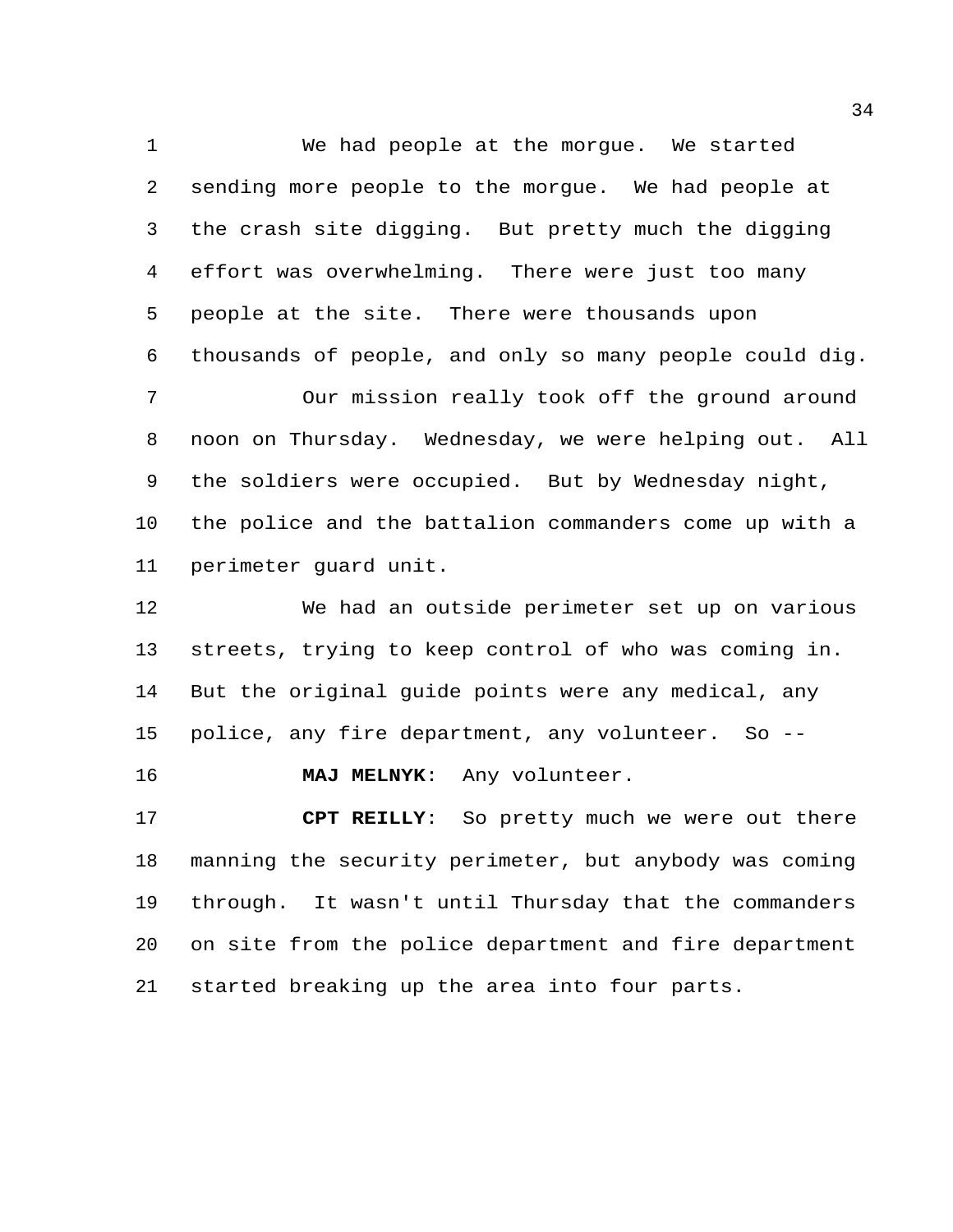We had people at the morgue. We started sending more people to the morgue. We had people at the crash site digging. But pretty much the digging effort was overwhelming. There were just too many people at the site. There were thousands upon thousands of people, and only so many people could dig.

Our mission really took off the ground around noon on Thursday. Wednesday, we were helping out. All the soldiers were occupied. But by Wednesday night, the police and the battalion commanders come up with a perimeter guard unit.

We had an outside perimeter set up on various streets, trying to keep control of who was coming in. But the original guide points were any medical, any police, any fire department, any volunteer. So --

**MAJ MELNYK**: Any volunteer.

**CPT REILLY**: So pretty much we were out there manning the security perimeter, but anybody was coming through. It wasn't until Thursday that the commanders on site from the police department and fire department started breaking up the area into four parts.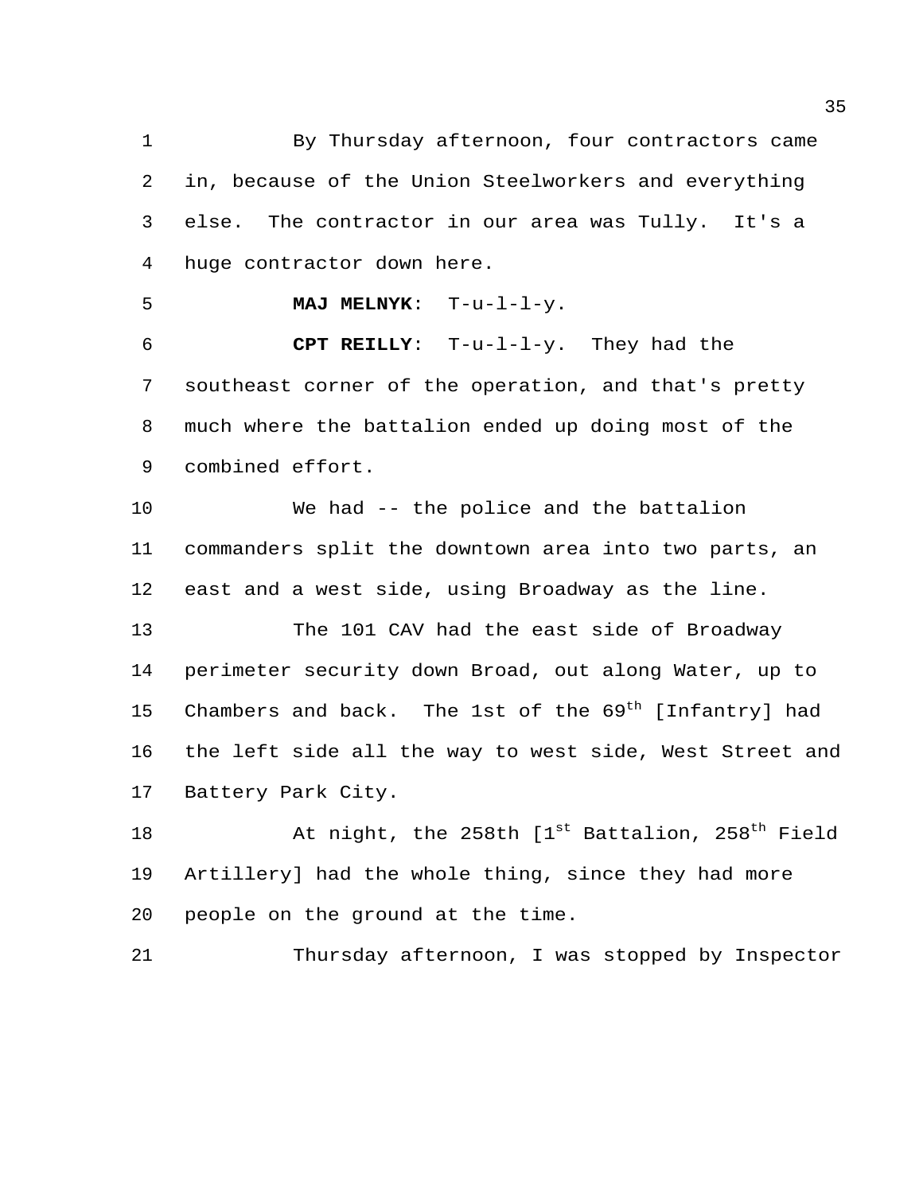By Thursday afternoon, four contractors came in, because of the Union Steelworkers and everything else. The contractor in our area was Tully. It's a huge contractor down here.

**MAJ MELNYK**: T-u-l-l-y.

**CPT REILLY**: T-u-l-l-y. They had the southeast corner of the operation, and that's pretty much where the battalion ended up doing most of the combined effort.

We had -- the police and the battalion commanders split the downtown area into two parts, an east and a west side, using Broadway as the line.

The 101 CAV had the east side of Broadway perimeter security down Broad, out along Water, up to Chambers and back. The 1st of the 69th [Infantry] had the left side all the way to west side, West Street and Battery Park City.

At night, the 258th [1st Battalion, 258th Field Artillery] had the whole thing, since they had more people on the ground at the time.

Thursday afternoon, I was stopped by Inspector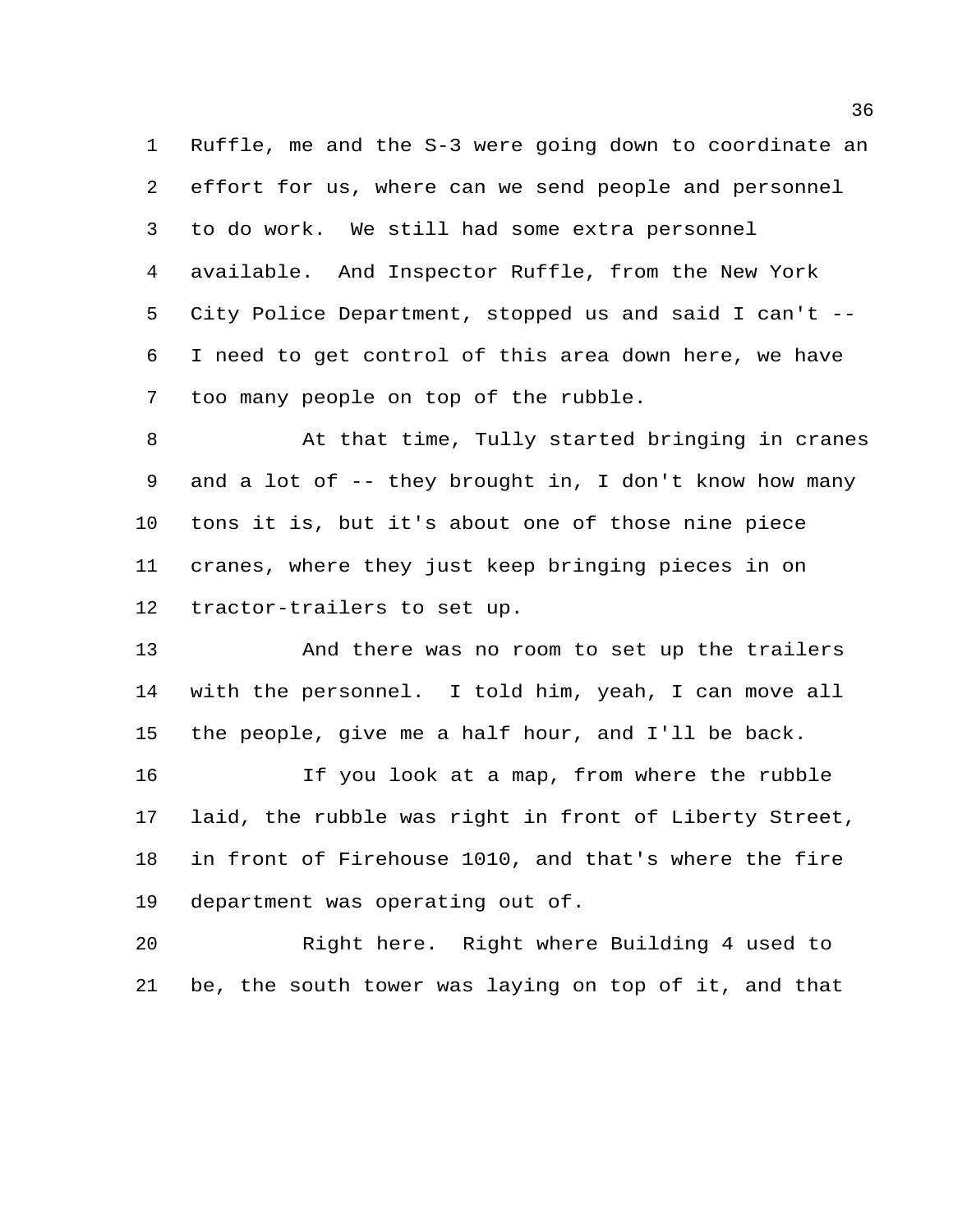Ruffle, me and the S-3 were going down to coordinate an effort for us, where can we send people and personnel to do work. We still had some extra personnel available. And Inspector Ruffle, from the New York City Police Department, stopped us and said I can't -- I need to get control of this area down here, we have too many people on top of the rubble.

At that time, Tully started bringing in cranes and a lot of -- they brought in, I don't know how many tons it is, but it's about one of those nine piece cranes, where they just keep bringing pieces in on tractor-trailers to set up.

And there was no room to set up the trailers with the personnel. I told him, yeah, I can move all the people, give me a half hour, and I'll be back.

If you look at a map, from where the rubble laid, the rubble was right in front of Liberty Street, in front of Firehouse 1010, and that's where the fire department was operating out of.

Right here. Right where Building 4 used to be, the south tower was laying on top of it, and that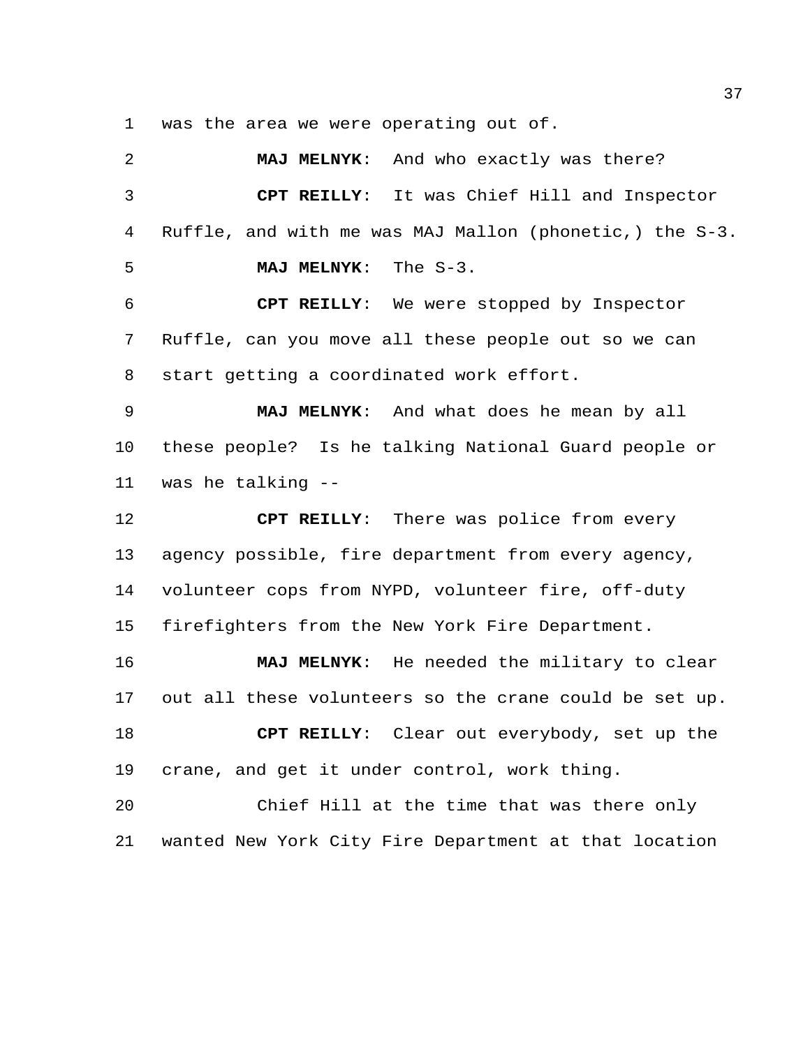was the area we were operating out of.

**MAJ MELNYK**: And who exactly was there?

**CPT REILLY**: It was Chief Hill and Inspector Ruffle, and with me was MAJ Mallon (phonetic,) the S-3.

**MAJ MELNYK**: The S-3.

**CPT REILLY**: We were stopped by Inspector Ruffle, can you move all these people out so we can start getting a coordinated work effort.

**MAJ MELNYK**: And what does he mean by all these people? Is he talking National Guard people or was he talking --

**CPT REILLY**: There was police from every agency possible, fire department from every agency, volunteer cops from NYPD, volunteer fire, off-duty firefighters from the New York Fire Department.

**MAJ MELNYK**: He needed the military to clear out all these volunteers so the crane could be set up.

**CPT REILLY**: Clear out everybody, set up the crane, and get it under control, work thing.

Chief Hill at the time that was there only wanted New York City Fire Department at that location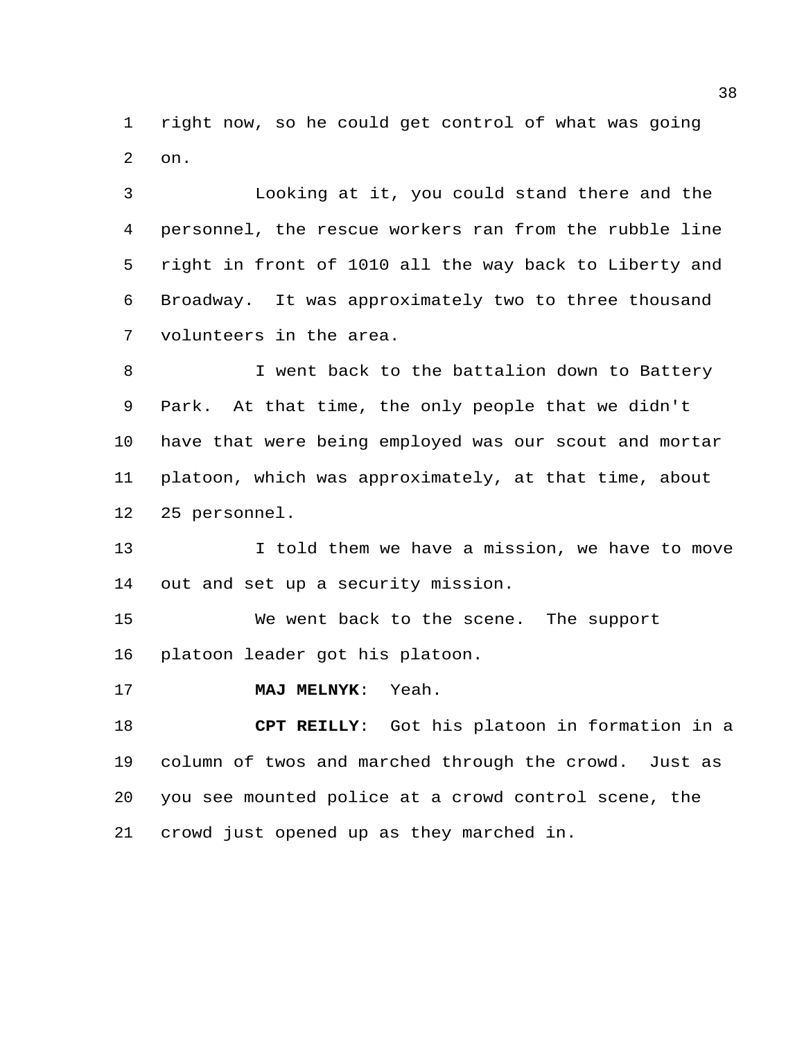right now, so he could get control of what was going on.

Looking at it, you could stand there and the personnel, the rescue workers ran from the rubble line right in front of 1010 all the way back to Liberty and Broadway. It was approximately two to three thousand volunteers in the area.

I went back to the battalion down to Battery Park. At that time, the only people that we didn't have that were being employed was our scout and mortar platoon, which was approximately, at that time, about 25 personnel.

I told them we have a mission, we have to move out and set up a security mission.

We went back to the scene. The support platoon leader got his platoon.

**MAJ MELNYK**: Yeah.

**CPT REILLY**: Got his platoon in formation in a column of twos and marched through the crowd. Just as you see mounted police at a crowd control scene, the crowd just opened up as they marched in.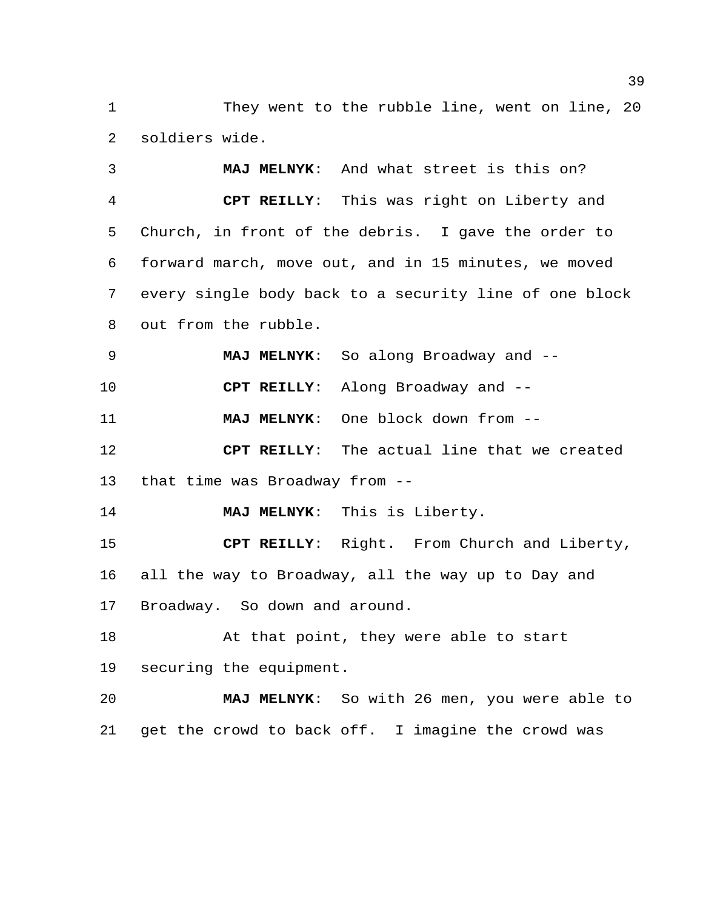They went to the rubble line, went on line, 20 soldiers wide.

**MAJ MELNYK**: And what street is this on?

**CPT REILLY**: This was right on Liberty and Church, in front of the debris. I gave the order to forward march, move out, and in 15 minutes, we moved every single body back to a security line of one block out from the rubble.

**MAJ MELNYK**: So along Broadway and --

**CPT REILLY**: Along Broadway and --

**MAJ MELNYK**: One block down from --

**CPT REILLY**: The actual line that we created that time was Broadway from --

**MAJ MELNYK**: This is Liberty.

**CPT REILLY**: Right. From Church and Liberty, all the way to Broadway, all the way up to Day and Broadway. So down and around.

At that point, they were able to start securing the equipment.

**MAJ MELNYK**: So with 26 men, you were able to get the crowd to back off. I imagine the crowd was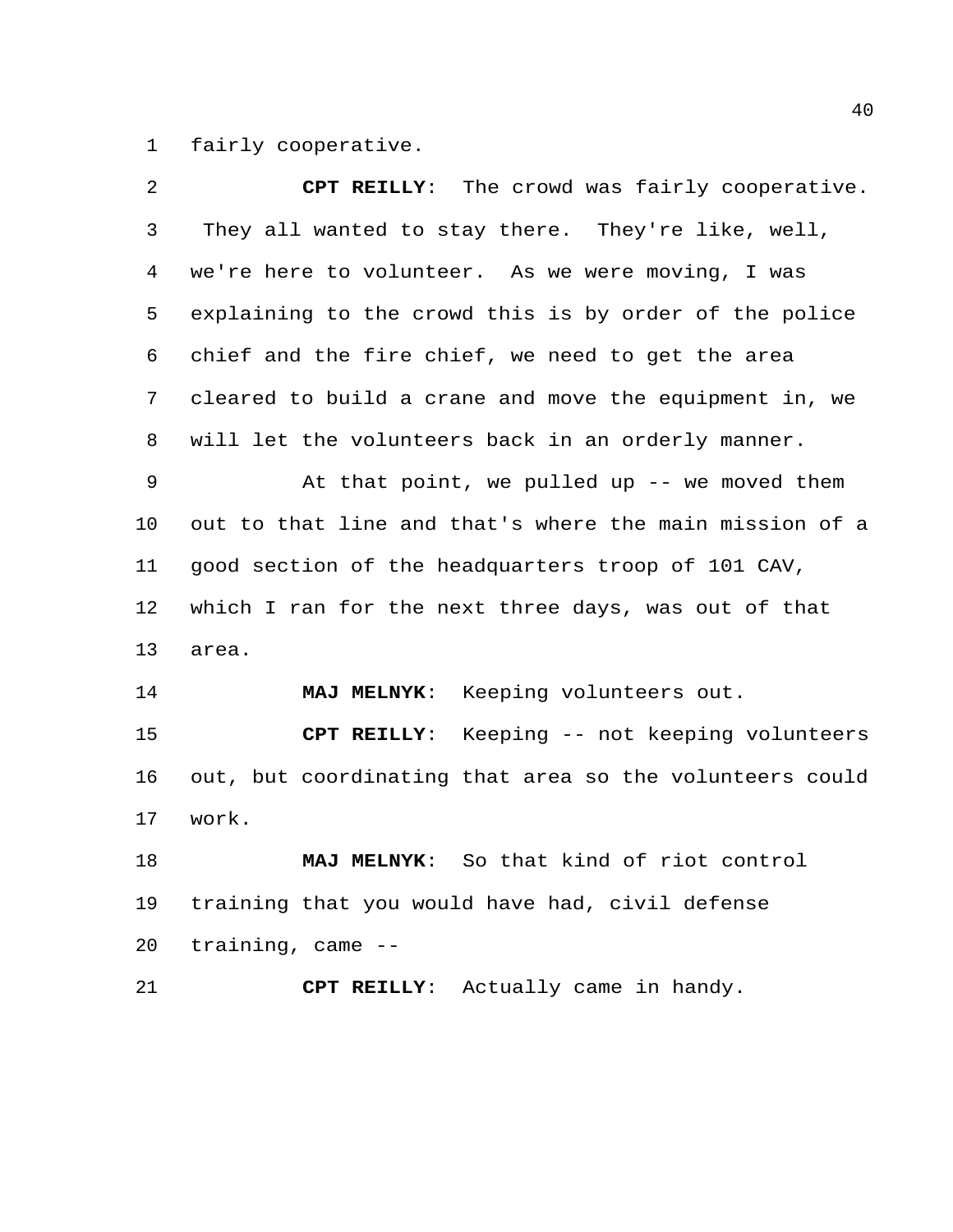fairly cooperative.

**CPT REILLY**: The crowd was fairly cooperative. They all wanted to stay there. They're like, well, we're here to volunteer. As we were moving, I was explaining to the crowd this is by order of the police chief and the fire chief, we need to get the area cleared to build a crane and move the equipment in, we will let the volunteers back in an orderly manner.

At that point, we pulled up -- we moved them out to that line and that's where the main mission of a good section of the headquarters troop of 101 CAV, which I ran for the next three days, was out of that area.

**MAJ MELNYK**: Keeping volunteers out.

**CPT REILLY**: Keeping -- not keeping volunteers out, but coordinating that area so the volunteers could work.

**MAJ MELNYK**: So that kind of riot control training that you would have had, civil defense training, came --

**CPT REILLY**: Actually came in handy.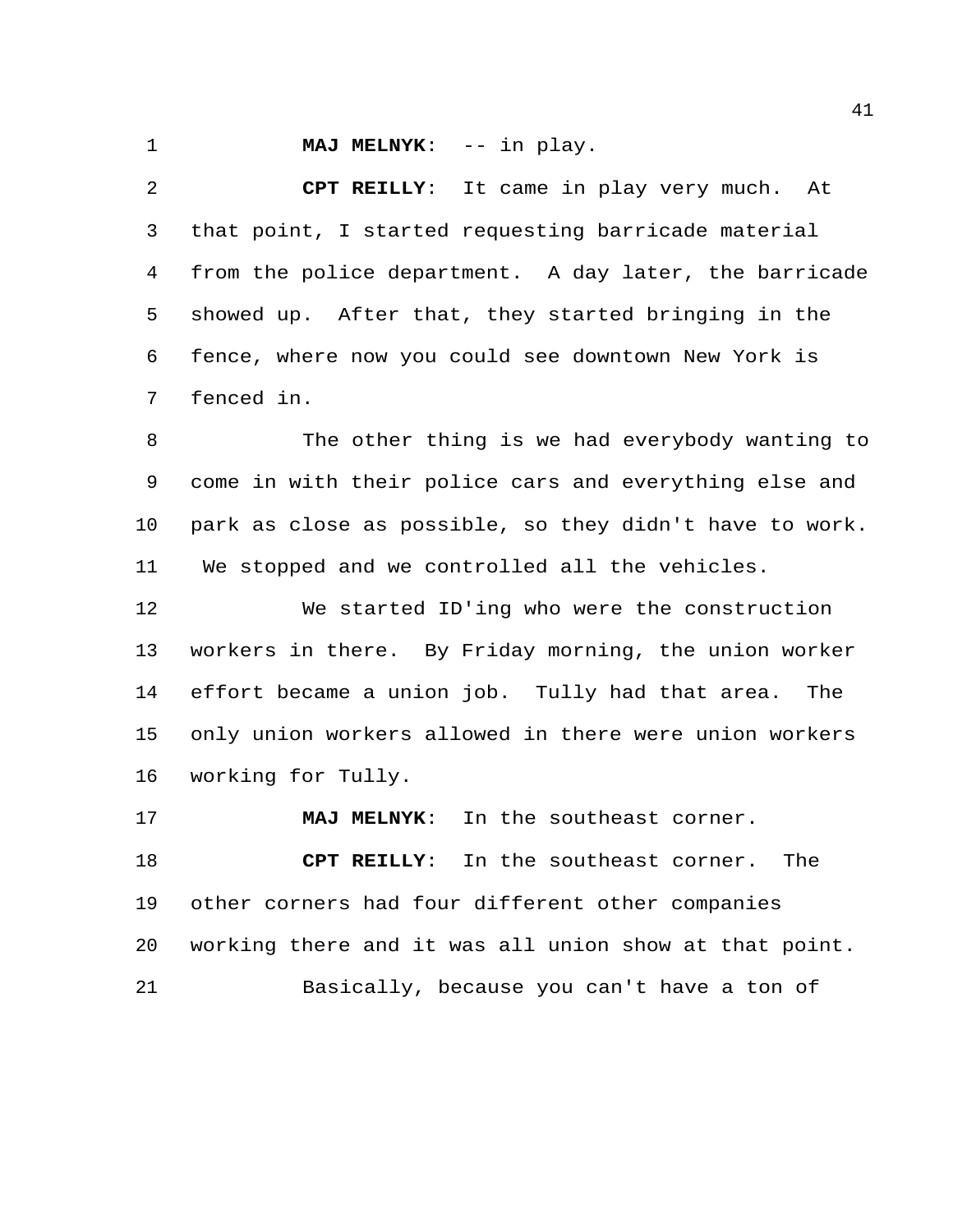**MAJ MELNYK**: -- in play.

**CPT REILLY**: It came in play very much. At that point, I started requesting barricade material from the police department. A day later, the barricade showed up. After that, they started bringing in the fence, where now you could see downtown New York is fenced in.

The other thing is we had everybody wanting to come in with their police cars and everything else and park as close as possible, so they didn't have to work. We stopped and we controlled all the vehicles.

We started ID'ing who were the construction workers in there. By Friday morning, the union worker effort became a union job. Tully had that area. The only union workers allowed in there were union workers working for Tully.

**MAJ MELNYK**: In the southeast corner.

**CPT REILLY**: In the southeast corner. The other corners had four different other companies working there and it was all union show at that point.

Basically, because you can't have a ton of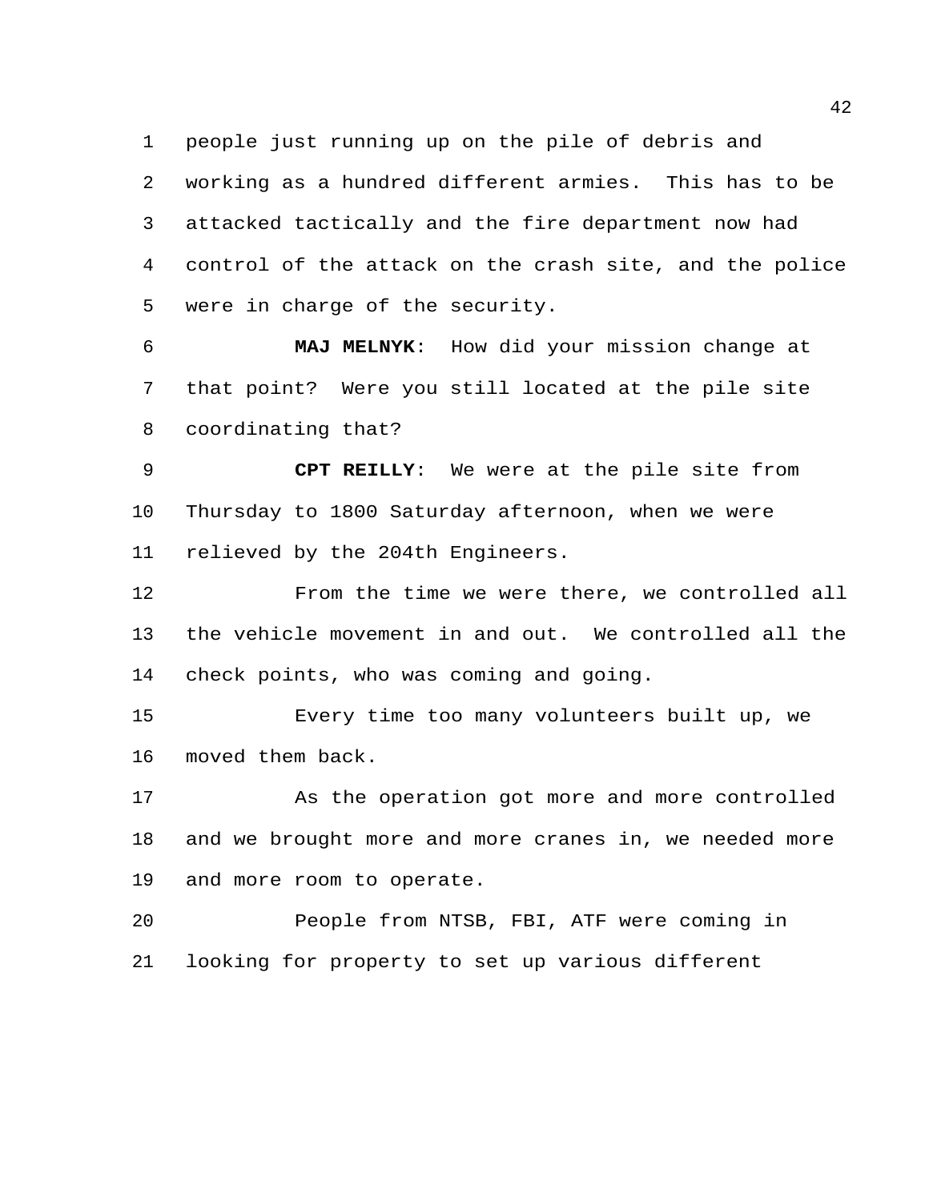people just running up on the pile of debris and working as a hundred different armies. This has to be attacked tactically and the fire department now had control of the attack on the crash site, and the police were in charge of the security.

**MAJ MELNYK**: How did your mission change at that point? Were you still located at the pile site coordinating that?

**CPT REILLY**: We were at the pile site from Thursday to 1800 Saturday afternoon, when we were relieved by the 204th Engineers.

From the time we were there, we controlled all the vehicle movement in and out. We controlled all the check points, who was coming and going.

Every time too many volunteers built up, we moved them back.

As the operation got more and more controlled and we brought more and more cranes in, we needed more and more room to operate.

People from NTSB, FBI, ATF were coming in looking for property to set up various different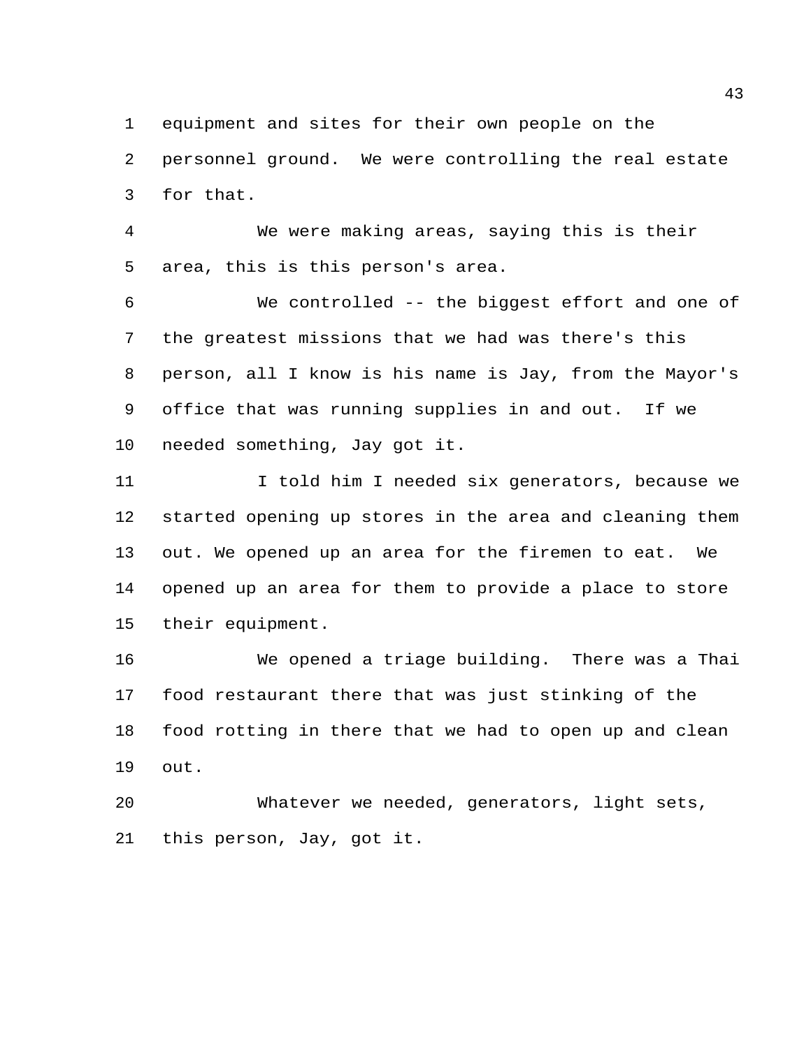equipment and sites for their own people on the personnel ground. We were controlling the real estate for that.

We were making areas, saying this is their area, this is this person's area.

We controlled -- the biggest effort and one of the greatest missions that we had was there's this person, all I know is his name is Jay, from the Mayor's office that was running supplies in and out. If we needed something, Jay got it.

I told him I needed six generators, because we started opening up stores in the area and cleaning them out. We opened up an area for the firemen to eat. We opened up an area for them to provide a place to store their equipment.

We opened a triage building. There was a Thai food restaurant there that was just stinking of the food rotting in there that we had to open up and clean out.

Whatever we needed, generators, light sets, this person, Jay, got it.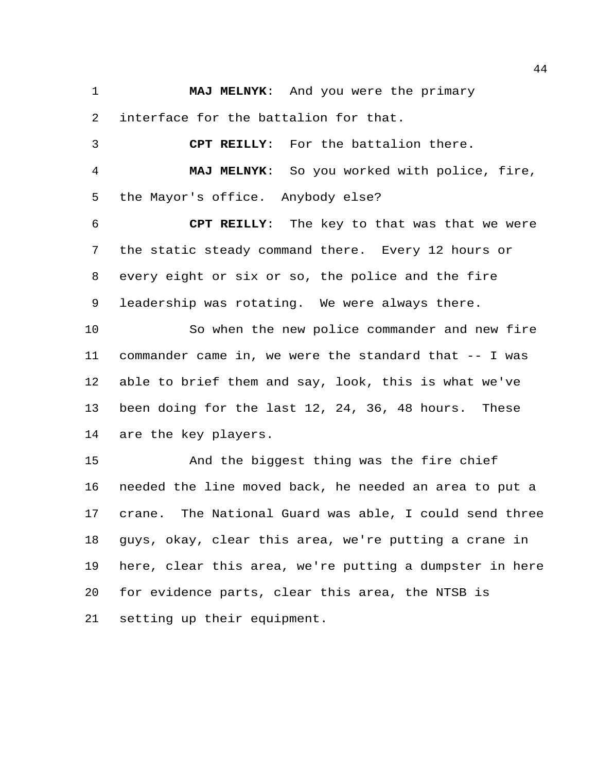**MAJ MELNYK**: And you were the primary interface for the battalion for that.

**CPT REILLY**: For the battalion there.

**MAJ MELNYK**: So you worked with police, fire, the Mayor's office. Anybody else?

**CPT REILLY**: The key to that was that we were the static steady command there. Every 12 hours or every eight or six or so, the police and the fire leadership was rotating. We were always there.

So when the new police commander and new fire commander came in, we were the standard that -- I was able to brief them and say, look, this is what we've been doing for the last 12, 24, 36, 48 hours. These are the key players.

And the biggest thing was the fire chief needed the line moved back, he needed an area to put a crane. The National Guard was able, I could send three guys, okay, clear this area, we're putting a crane in here, clear this area, we're putting a dumpster in here for evidence parts, clear this area, the NTSB is setting up their equipment.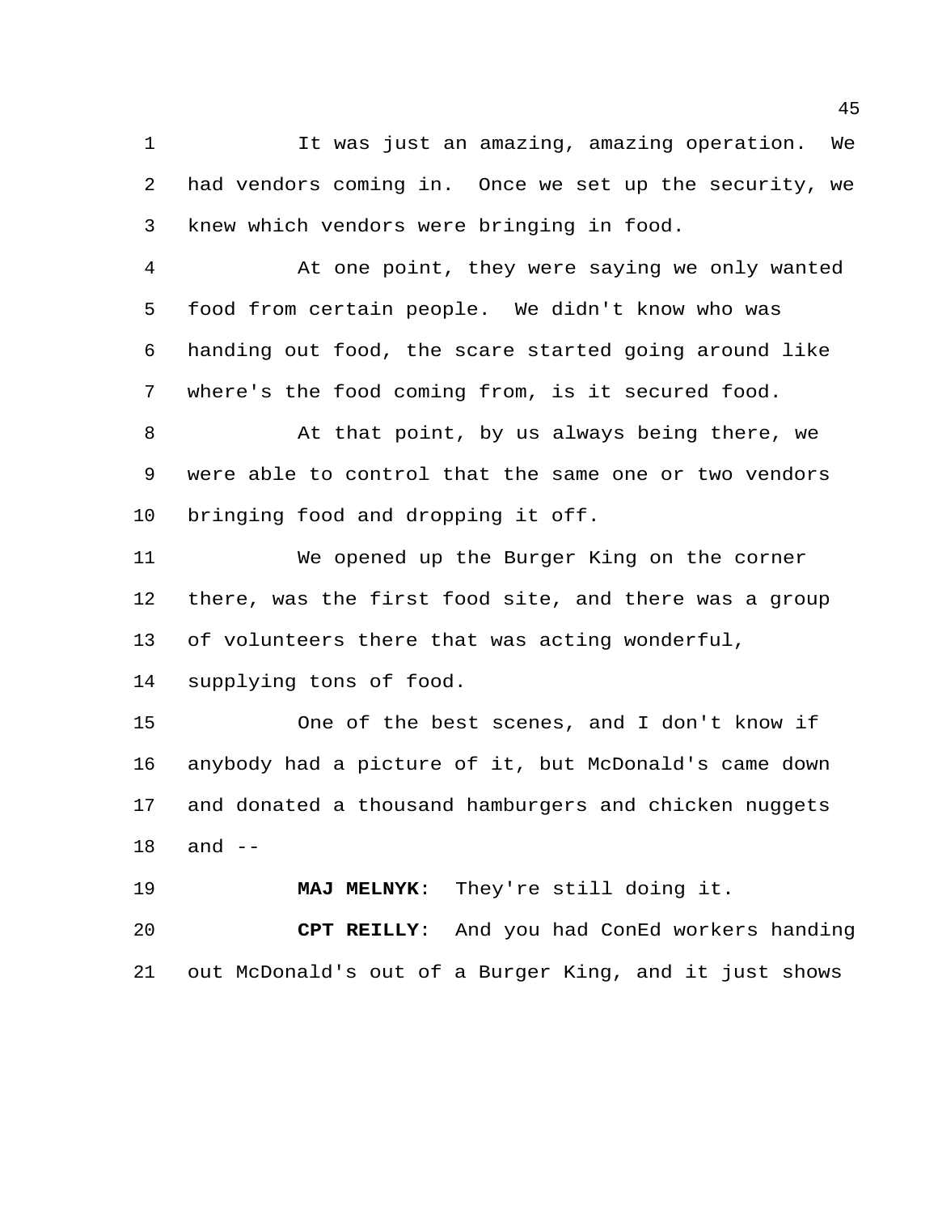It was just an amazing, amazing operation. We had vendors coming in. Once we set up the security, we knew which vendors were bringing in food.

At one point, they were saying we only wanted food from certain people. We didn't know who was handing out food, the scare started going around like where's the food coming from, is it secured food.

At that point, by us always being there, we were able to control that the same one or two vendors bringing food and dropping it off.

We opened up the Burger King on the corner there, was the first food site, and there was a group of volunteers there that was acting wonderful, supplying tons of food.

One of the best scenes, and I don't know if anybody had a picture of it, but McDonald's came down and donated a thousand hamburgers and chicken nuggets and --

**MAJ MELNYK**: They're still doing it.

**CPT REILLY**: And you had ConEd workers handing out McDonald's out of a Burger King, and it just shows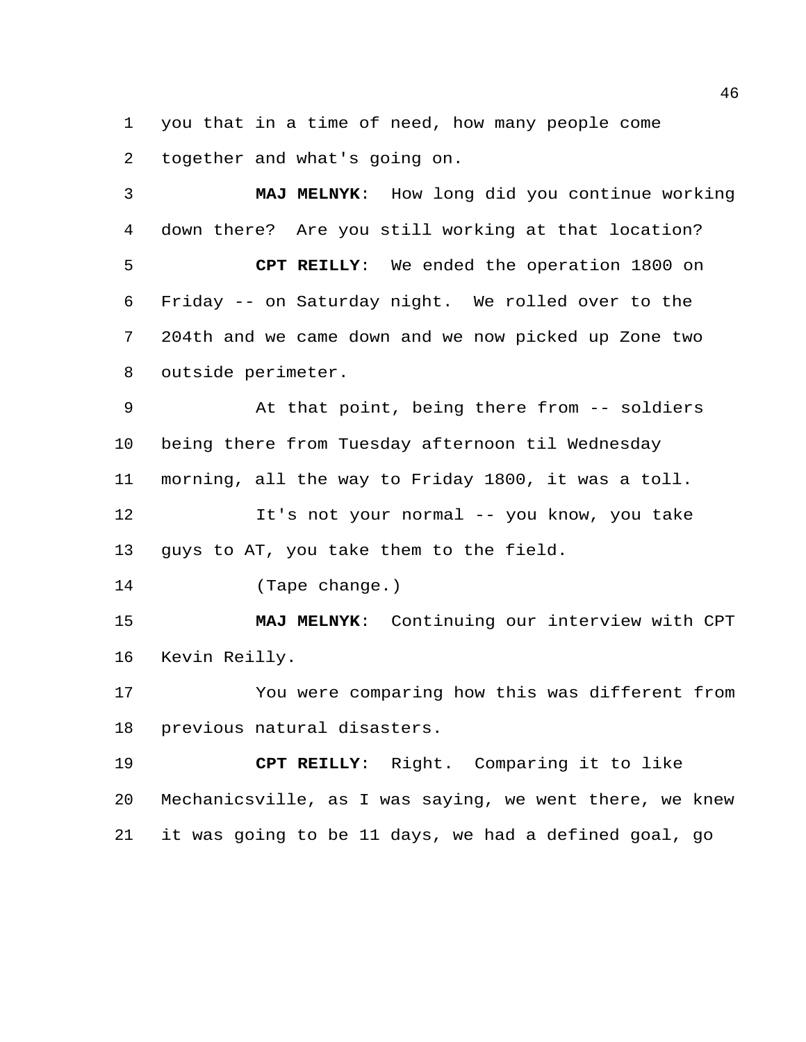you that in a time of need, how many people come together and what's going on.

**MAJ MELNYK**: How long did you continue working down there? Are you still working at that location?

**CPT REILLY**: We ended the operation 1800 on Friday -- on Saturday night. We rolled over to the 204th and we came down and we now picked up Zone two outside perimeter.

At that point, being there from -- soldiers being there from Tuesday afternoon til Wednesday morning, all the way to Friday 1800, it was a toll.

It's not your normal -- you know, you take guys to AT, you take them to the field.

(Tape change.)

**MAJ MELNYK**: Continuing our interview with CPT Kevin Reilly.

You were comparing how this was different from previous natural disasters.

**CPT REILLY**: Right. Comparing it to like Mechanicsville, as I was saying, we went there, we knew it was going to be 11 days, we had a defined goal, go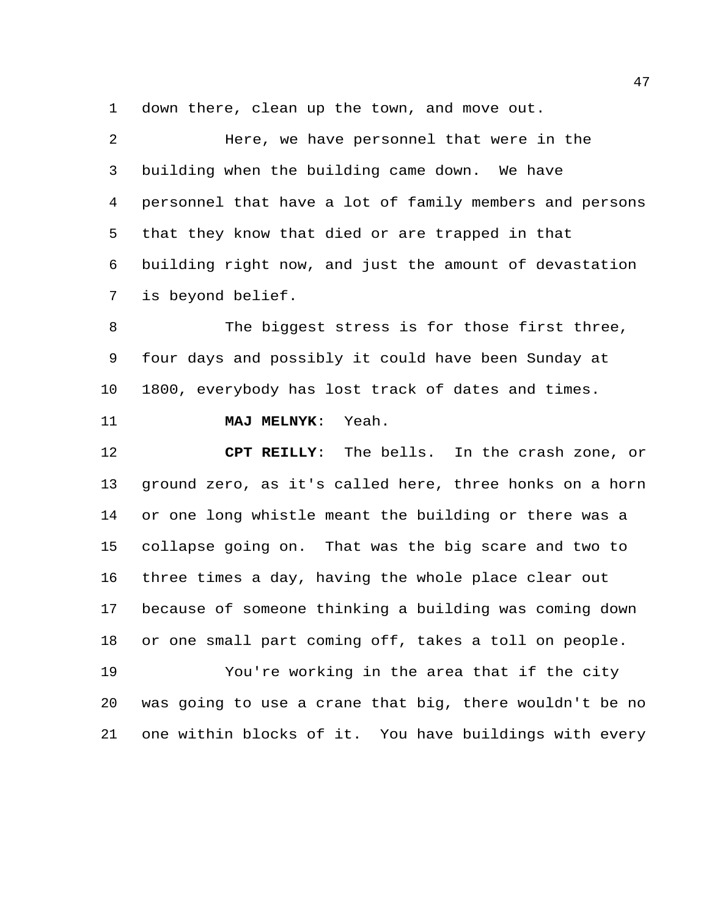down there, clean up the town, and move out.

Here, we have personnel that were in the building when the building came down. We have personnel that have a lot of family members and persons that they know that died or are trapped in that building right now, and just the amount of devastation is beyond belief.

The biggest stress is for those first three, four days and possibly it could have been Sunday at 1800, everybody has lost track of dates and times.

**MAJ MELNYK**: Yeah.

**CPT REILLY**: The bells. In the crash zone, or ground zero, as it's called here, three honks on a horn or one long whistle meant the building or there was a collapse going on. That was the big scare and two to three times a day, having the whole place clear out because of someone thinking a building was coming down or one small part coming off, takes a toll on people.

You're working in the area that if the city was going to use a crane that big, there wouldn't be no one within blocks of it. You have buildings with every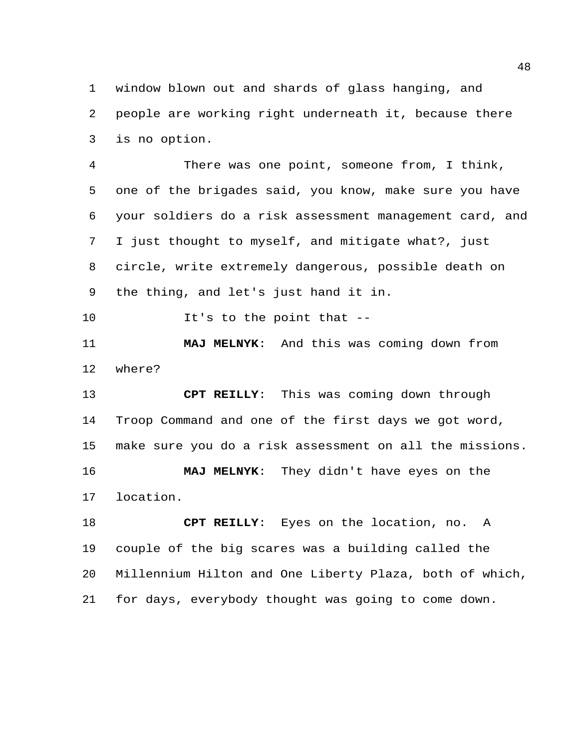window blown out and shards of glass hanging, and people are working right underneath it, because there is no option.

There was one point, someone from, I think, one of the brigades said, you know, make sure you have your soldiers do a risk assessment management card, and I just thought to myself, and mitigate what?, just circle, write extremely dangerous, possible death on the thing, and let's just hand it in.

It's to the point that --

**MAJ MELNYK**: And this was coming down from where?

**CPT REILLY**: This was coming down through Troop Command and one of the first days we got word, make sure you do a risk assessment on all the missions.

**MAJ MELNYK**: They didn't have eyes on the location.

**CPT REILLY**: Eyes on the location, no. A couple of the big scares was a building called the Millennium Hilton and One Liberty Plaza, both of which, for days, everybody thought was going to come down.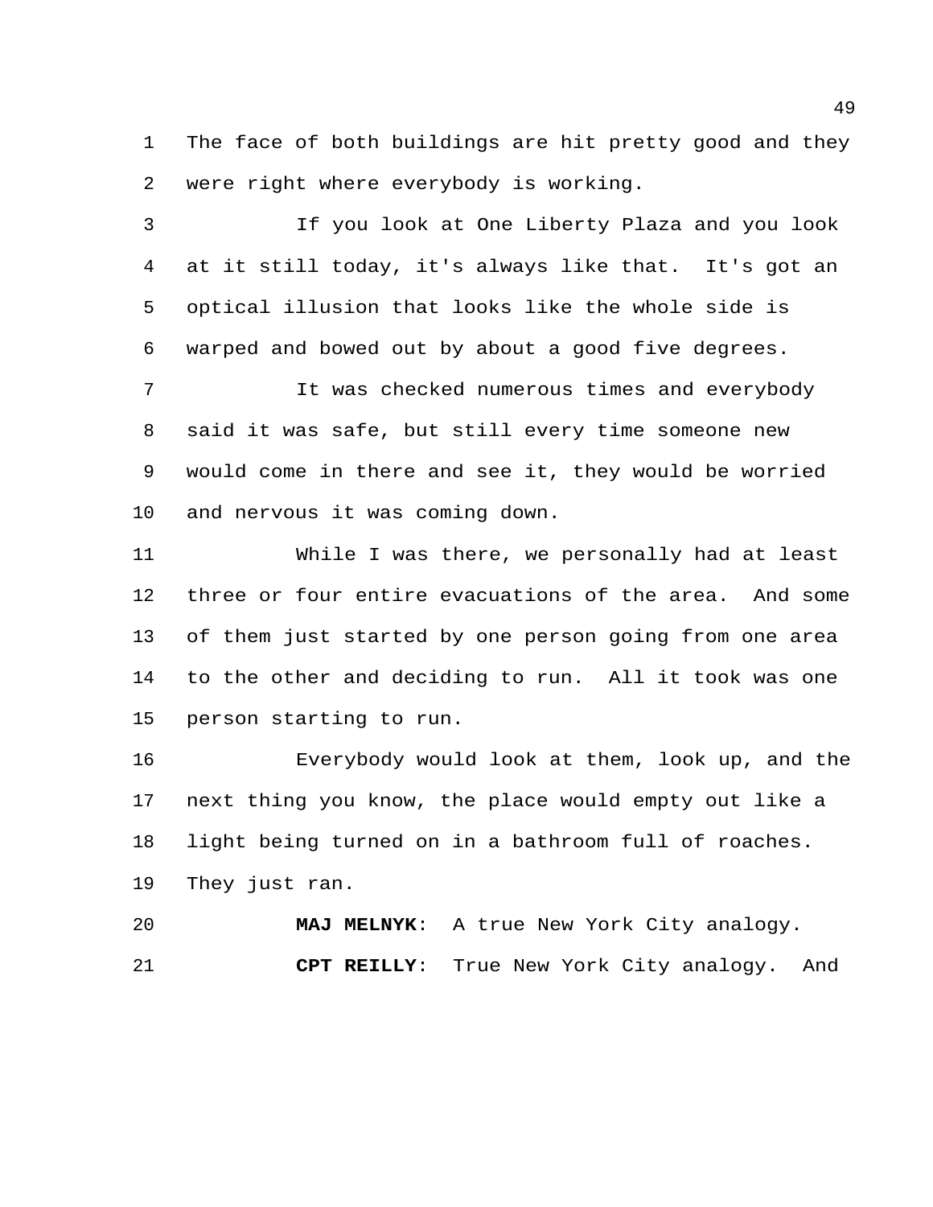The face of both buildings are hit pretty good and they were right where everybody is working.

If you look at One Liberty Plaza and you look at it still today, it's always like that. It's got an optical illusion that looks like the whole side is warped and bowed out by about a good five degrees.

It was checked numerous times and everybody said it was safe, but still every time someone new would come in there and see it, they would be worried and nervous it was coming down.

While I was there, we personally had at least three or four entire evacuations of the area. And some of them just started by one person going from one area to the other and deciding to run. All it took was one person starting to run.

Everybody would look at them, look up, and the next thing you know, the place would empty out like a light being turned on in a bathroom full of roaches. They just ran.

**MAJ MELNYK**: A true New York City analogy.

**CPT REILLY**: True New York City analogy. And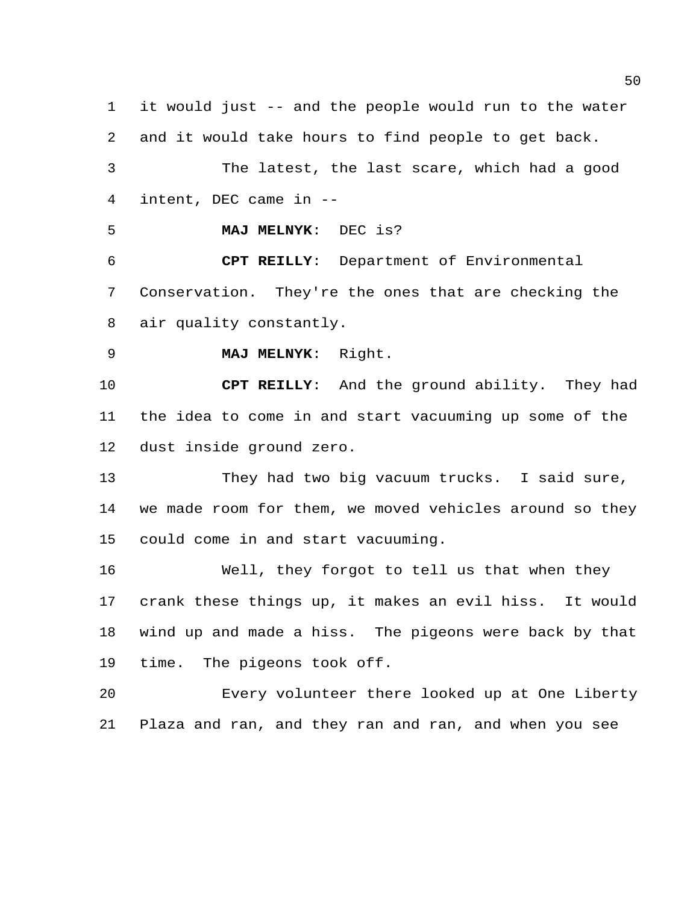it would just -- and the people would run to the water and it would take hours to find people to get back.

The latest, the last scare, which had a good intent, DEC came in --

**MAJ MELNYK**: DEC is?

**CPT REILLY**: Department of Environmental Conservation. They're the ones that are checking the air quality constantly.

**MAJ MELNYK**: Right.

**CPT REILLY**: And the ground ability. They had the idea to come in and start vacuuming up some of the dust inside ground zero.

They had two big vacuum trucks. I said sure, we made room for them, we moved vehicles around so they could come in and start vacuuming.

Well, they forgot to tell us that when they crank these things up, it makes an evil hiss. It would wind up and made a hiss. The pigeons were back by that time. The pigeons took off.

Every volunteer there looked up at One Liberty Plaza and ran, and they ran and ran, and when you see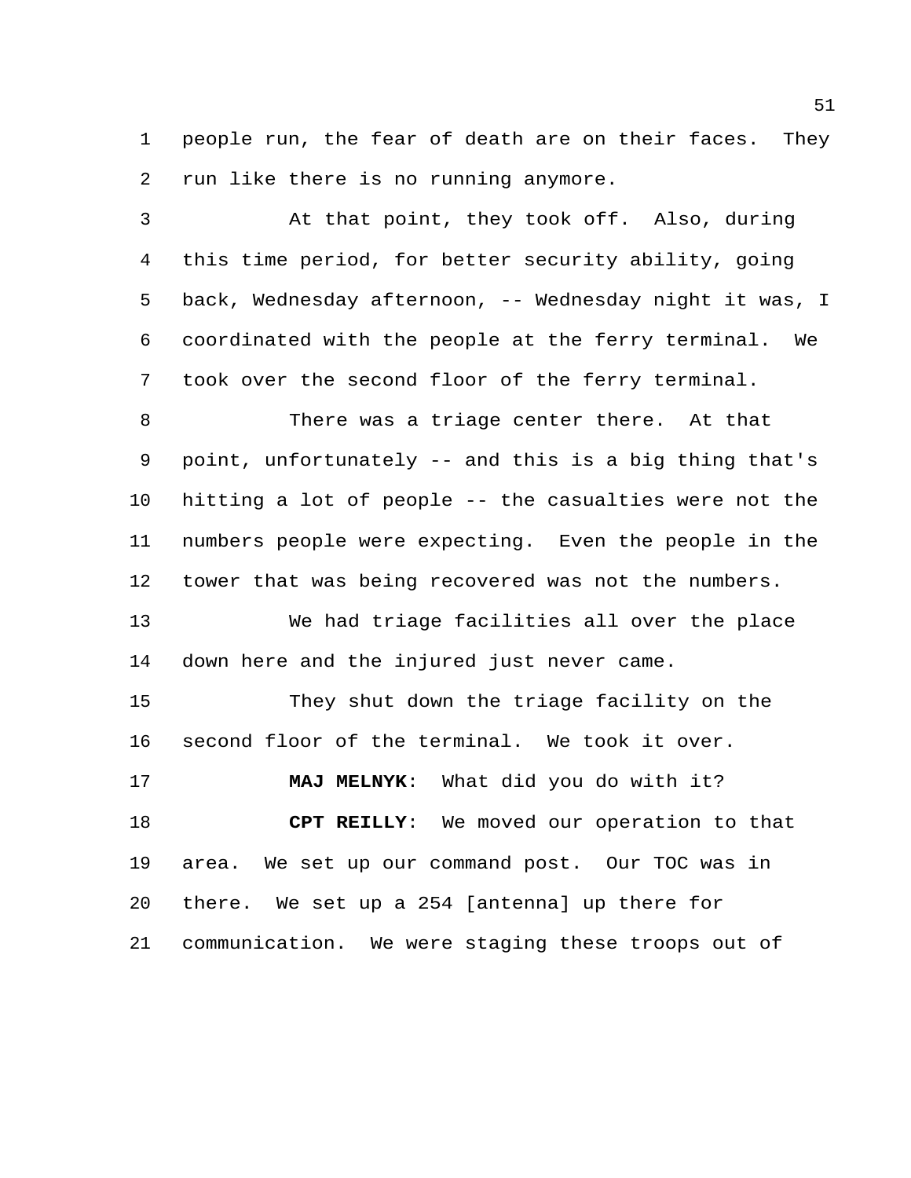people run, the fear of death are on their faces. They run like there is no running anymore.

At that point, they took off. Also, during this time period, for better security ability, going back, Wednesday afternoon, -- Wednesday night it was, I coordinated with the people at the ferry terminal. We took over the second floor of the ferry terminal.

There was a triage center there. At that point, unfortunately -- and this is a big thing that's hitting a lot of people -- the casualties were not the numbers people were expecting. Even the people in the tower that was being recovered was not the numbers.

We had triage facilities all over the place down here and the injured just never came.

They shut down the triage facility on the second floor of the terminal. We took it over.

**MAJ MELNYK**: What did you do with it?

**CPT REILLY**: We moved our operation to that area. We set up our command post. Our TOC was in there. We set up a 254 [antenna] up there for communication. We were staging these troops out of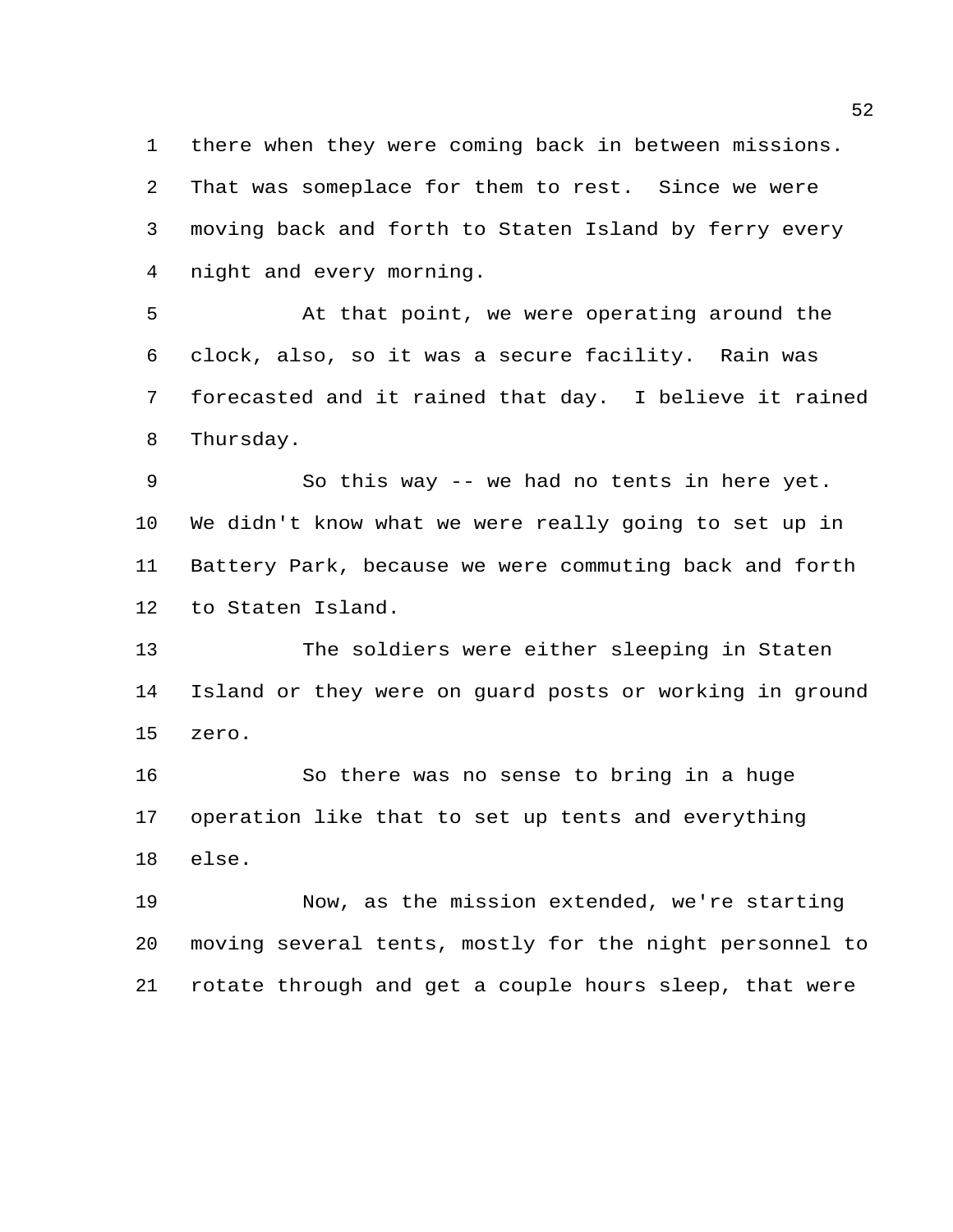there when they were coming back in between missions. That was someplace for them to rest. Since we were moving back and forth to Staten Island by ferry every night and every morning.

At that point, we were operating around the clock, also, so it was a secure facility. Rain was forecasted and it rained that day. I believe it rained Thursday.

So this way -- we had no tents in here yet. We didn't know what we were really going to set up in Battery Park, because we were commuting back and forth to Staten Island.

The soldiers were either sleeping in Staten Island or they were on guard posts or working in ground zero.

So there was no sense to bring in a huge operation like that to set up tents and everything else.

Now, as the mission extended, we're starting moving several tents, mostly for the night personnel to rotate through and get a couple hours sleep, that were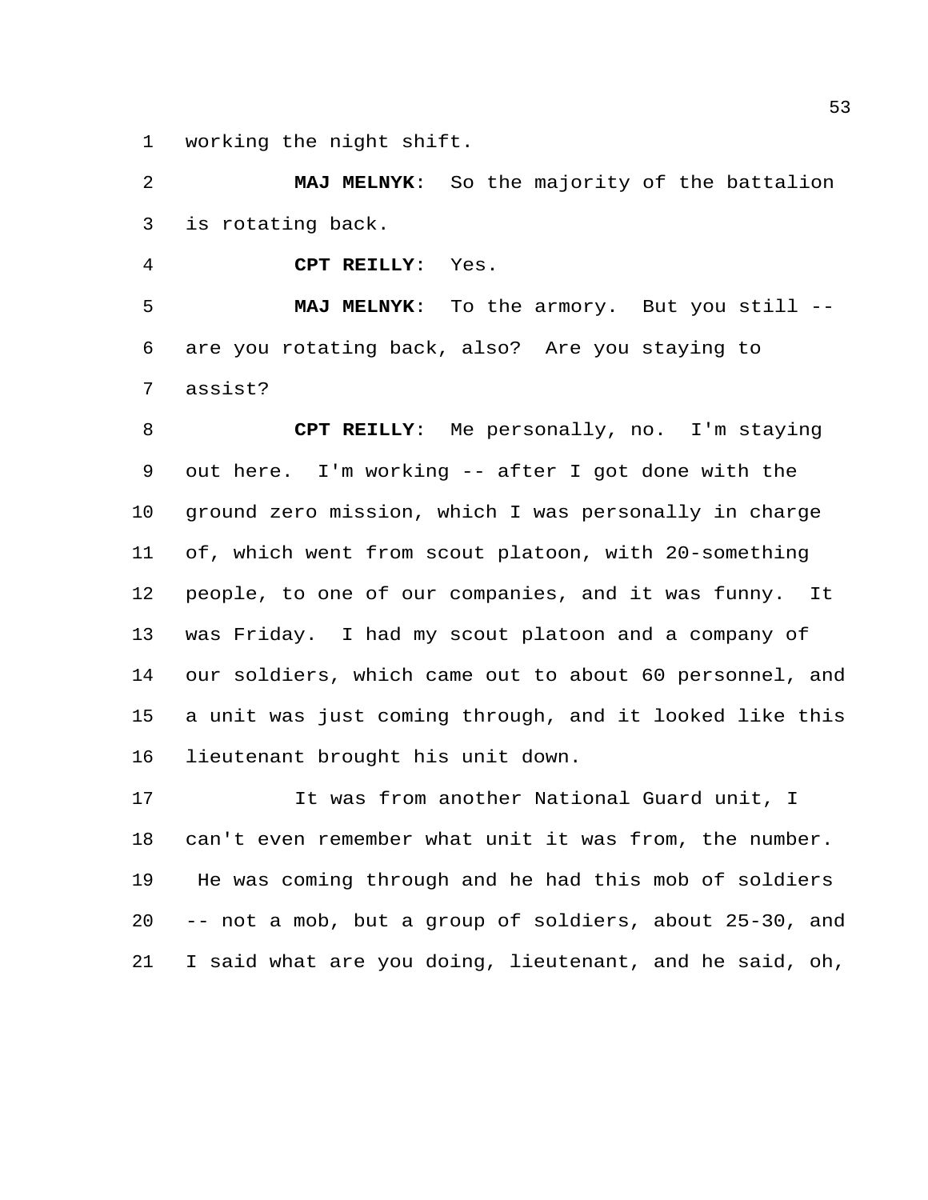working the night shift.

**MAJ MELNYK**: So the majority of the battalion is rotating back.

**CPT REILLY**: Yes.

**MAJ MELNYK**: To the armory. But you still -- are you rotating back, also? Are you staying to assist?

**CPT REILLY**: Me personally, no. I'm staying out here. I'm working -- after I got done with the ground zero mission, which I was personally in charge of, which went from scout platoon, with 20-something people, to one of our companies, and it was funny. It was Friday. I had my scout platoon and a company of our soldiers, which came out to about 60 personnel, and a unit was just coming through, and it looked like this lieutenant brought his unit down.

It was from another National Guard unit, I can't even remember what unit it was from, the number. He was coming through and he had this mob of soldiers -- not a mob, but a group of soldiers, about 25-30, and I said what are you doing, lieutenant, and he said, oh,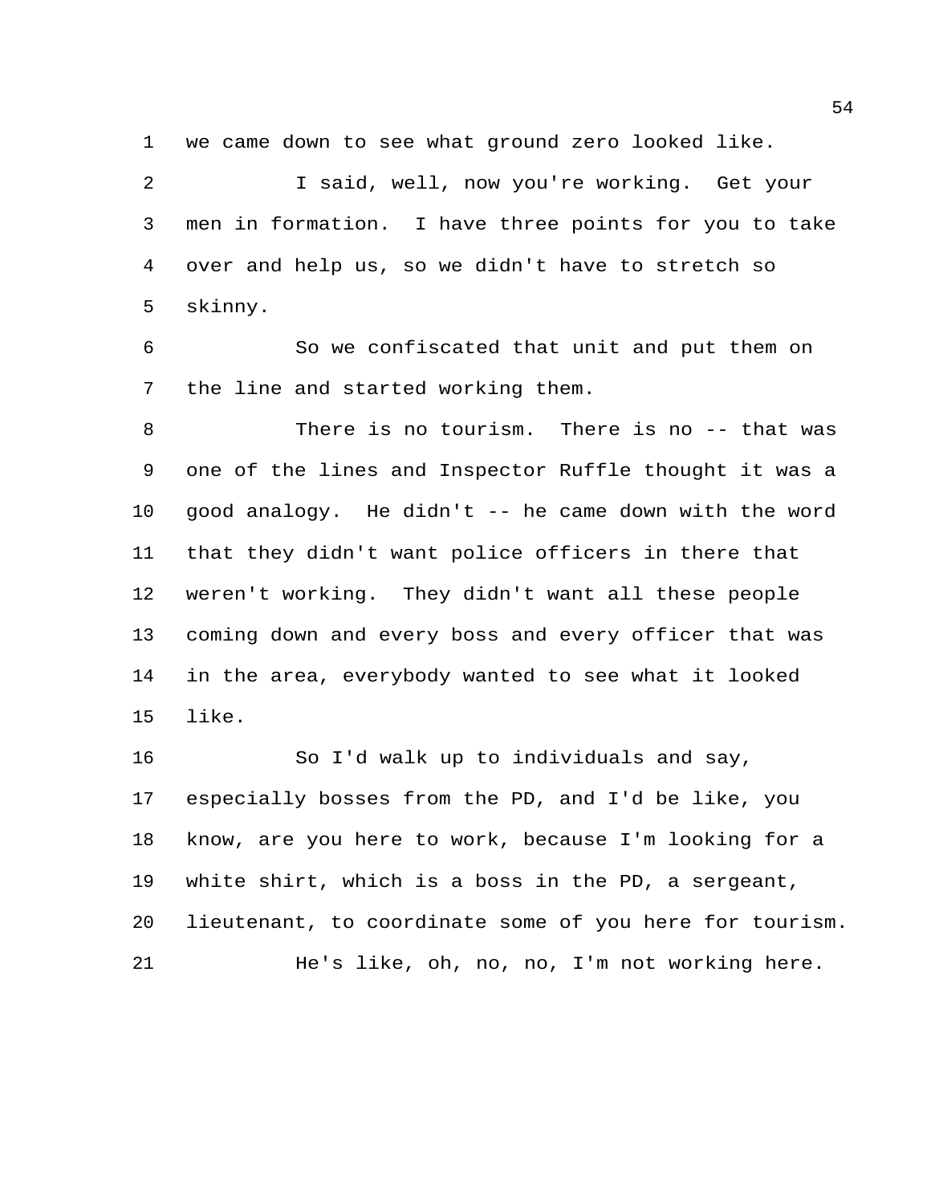we came down to see what ground zero looked like.

I said, well, now you're working. Get your men in formation. I have three points for you to take over and help us, so we didn't have to stretch so skinny.

So we confiscated that unit and put them on the line and started working them.

There is no tourism. There is no -- that was one of the lines and Inspector Ruffle thought it was a good analogy. He didn't -- he came down with the word that they didn't want police officers in there that weren't working. They didn't want all these people coming down and every boss and every officer that was in the area, everybody wanted to see what it looked like.

So I'd walk up to individuals and say, especially bosses from the PD, and I'd be like, you know, are you here to work, because I'm looking for a white shirt, which is a boss in the PD, a sergeant, lieutenant, to coordinate some of you here for tourism.

He's like, oh, no, no, I'm not working here.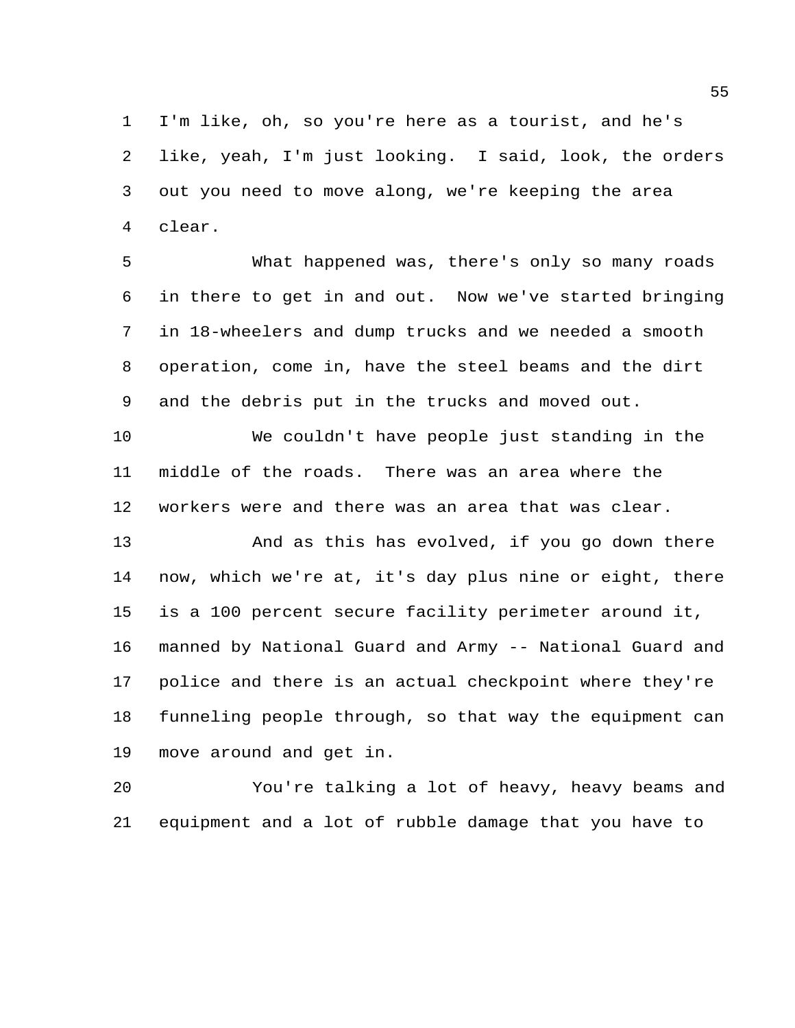I'm like, oh, so you're here as a tourist, and he's like, yeah, I'm just looking. I said, look, the orders out you need to move along, we're keeping the area clear.

What happened was, there's only so many roads in there to get in and out. Now we've started bringing in 18-wheelers and dump trucks and we needed a smooth operation, come in, have the steel beams and the dirt and the debris put in the trucks and moved out.

We couldn't have people just standing in the middle of the roads. There was an area where the workers were and there was an area that was clear.

And as this has evolved, if you go down there now, which we're at, it's day plus nine or eight, there is a 100 percent secure facility perimeter around it, manned by National Guard and Army -- National Guard and police and there is an actual checkpoint where they're funneling people through, so that way the equipment can move around and get in.

You're talking a lot of heavy, heavy beams and equipment and a lot of rubble damage that you have to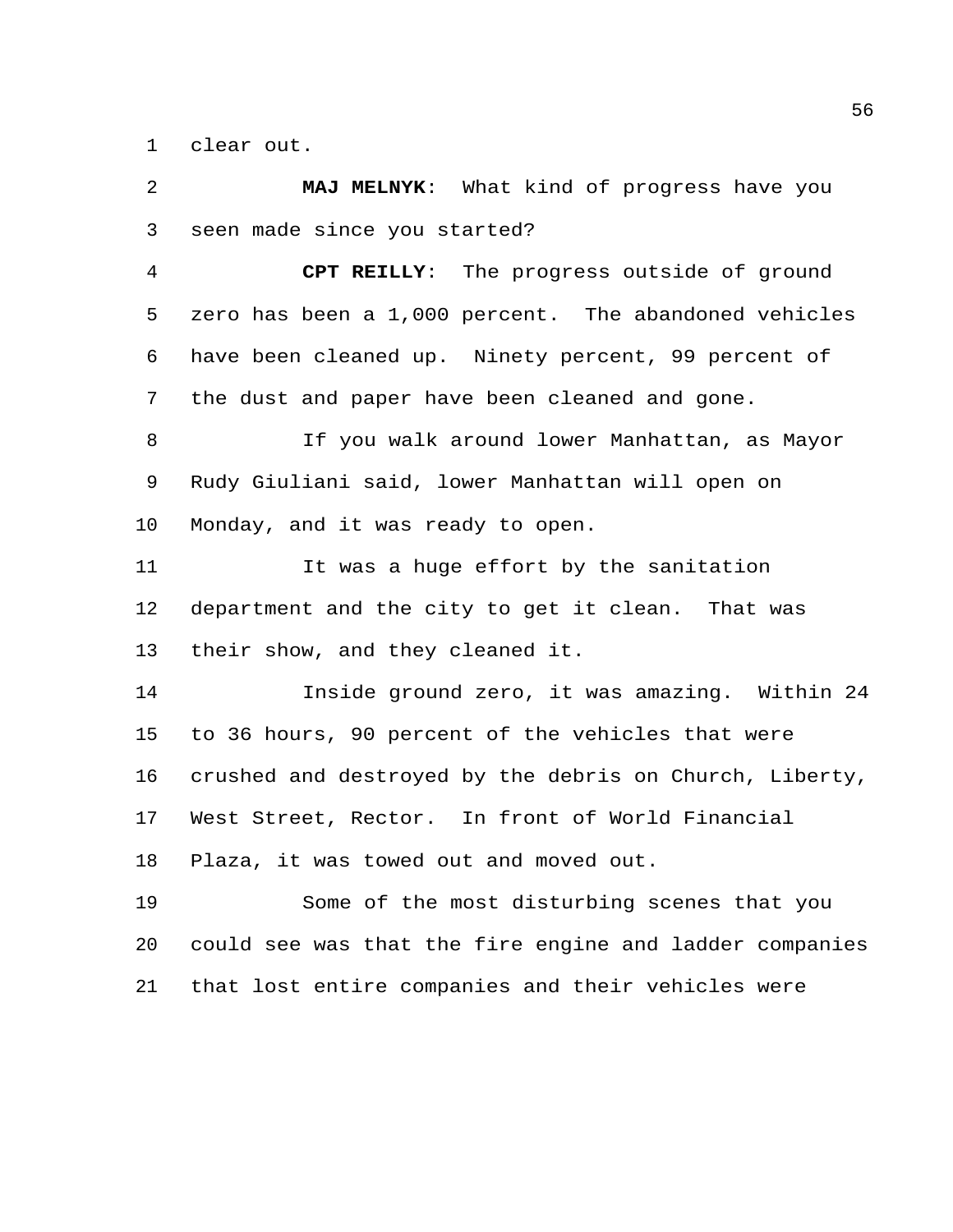clear out.

**MAJ MELNYK**: What kind of progress have you seen made since you started?

**CPT REILLY**: The progress outside of ground zero has been a 1,000 percent. The abandoned vehicles have been cleaned up. Ninety percent, 99 percent of the dust and paper have been cleaned and gone.

If you walk around lower Manhattan, as Mayor Rudy Giuliani said, lower Manhattan will open on Monday, and it was ready to open.

It was a huge effort by the sanitation department and the city to get it clean. That was their show, and they cleaned it.

Inside ground zero, it was amazing. Within 24 to 36 hours, 90 percent of the vehicles that were crushed and destroyed by the debris on Church, Liberty, West Street, Rector. In front of World Financial Plaza, it was towed out and moved out.

Some of the most disturbing scenes that you could see was that the fire engine and ladder companies that lost entire companies and their vehicles were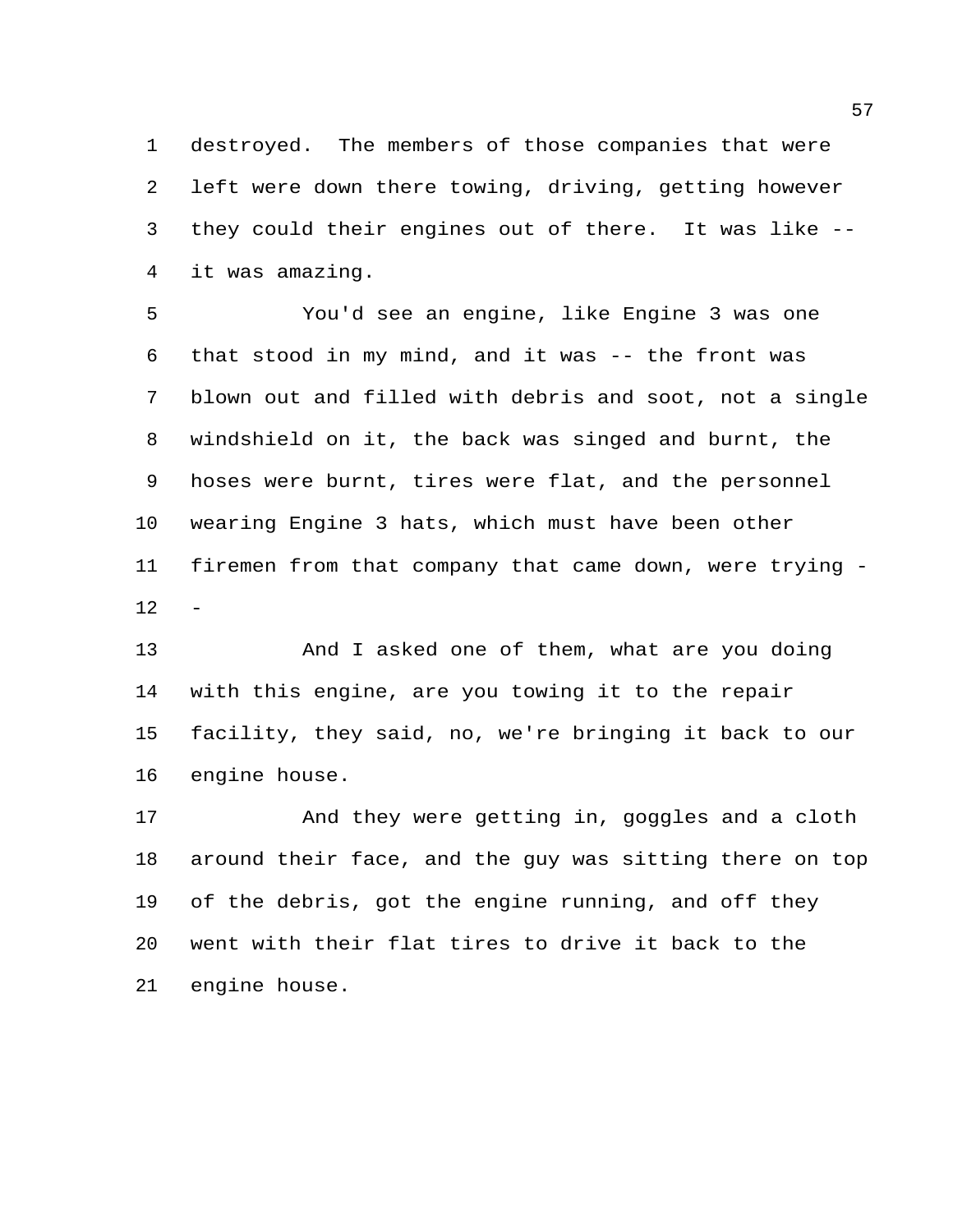destroyed. The members of those companies that were left were down there towing, driving, getting however they could their engines out of there. It was like -- it was amazing.

You'd see an engine, like Engine 3 was one that stood in my mind, and it was -- the front was blown out and filled with debris and soot, not a single windshield on it, the back was singed and burnt, the hoses were burnt, tires were flat, and the personnel wearing Engine 3 hats, which must have been other firemen from that company that came down, were trying --

And I asked one of them, what are you doing with this engine, are you towing it to the repair facility, they said, no, we're bringing it back to our engine house.

And they were getting in, goggles and a cloth around their face, and the guy was sitting there on top of the debris, got the engine running, and off they went with their flat tires to drive it back to the engine house.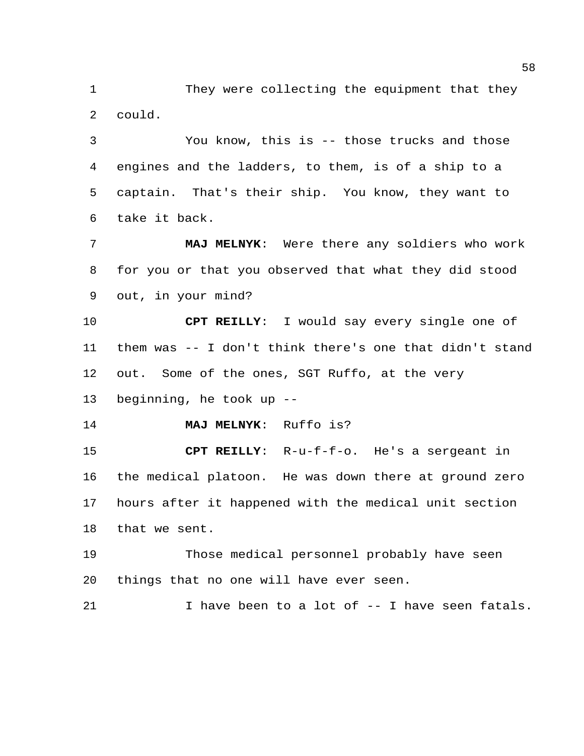They were collecting the equipment that they could.

You know, this is -- those trucks and those engines and the ladders, to them, is of a ship to a captain. That's their ship. You know, they want to take it back.

**MAJ MELNYK**: Were there any soldiers who work for you or that you observed that what they did stood out, in your mind?

**CPT REILLY**: I would say every single one of them was -- I don't think there's one that didn't stand out. Some of the ones, SGT Ruffo, at the very beginning, he took up --

**MAJ MELNYK**: Ruffo is?

**CPT REILLY**: R-u-f-f-o. He's a sergeant in the medical platoon. He was down there at ground zero hours after it happened with the medical unit section that we sent.

Those medical personnel probably have seen things that no one will have ever seen.

I have been to a lot of -- I have seen fatals.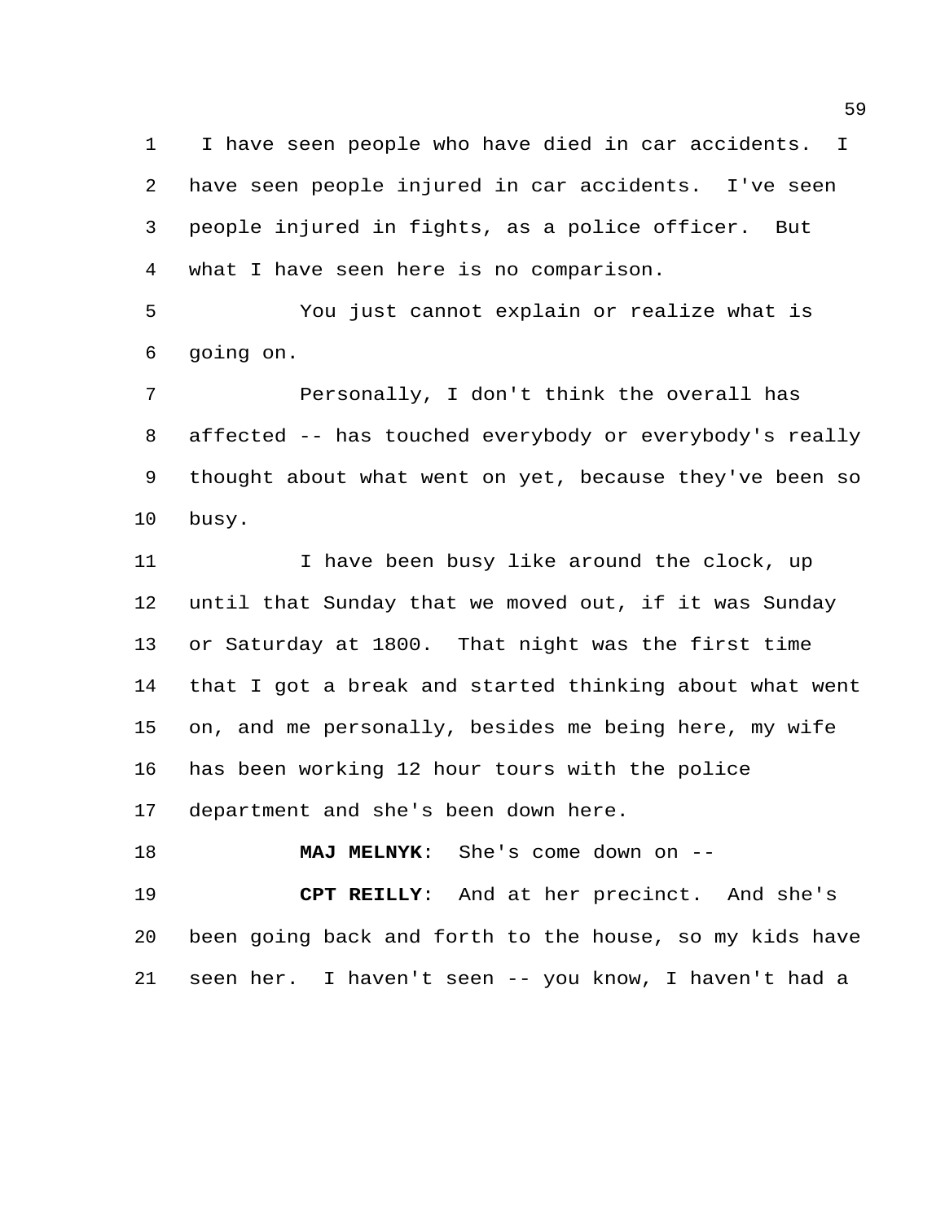I have seen people who have died in car accidents. I have seen people injured in car accidents. I've seen people injured in fights, as a police officer. But what I have seen here is no comparison.

You just cannot explain or realize what is going on.

Personally, I don't think the overall has affected -- has touched everybody or everybody's really thought about what went on yet, because they've been so busy.

I have been busy like around the clock, up until that Sunday that we moved out, if it was Sunday or Saturday at 1800. That night was the first time that I got a break and started thinking about what went on, and me personally, besides me being here, my wife has been working 12 hour tours with the police department and she's been down here.

**MAJ MELNYK**: She's come down on --

**CPT REILLY**: And at her precinct. And she's been going back and forth to the house, so my kids have seen her. I haven't seen -- you know, I haven't had a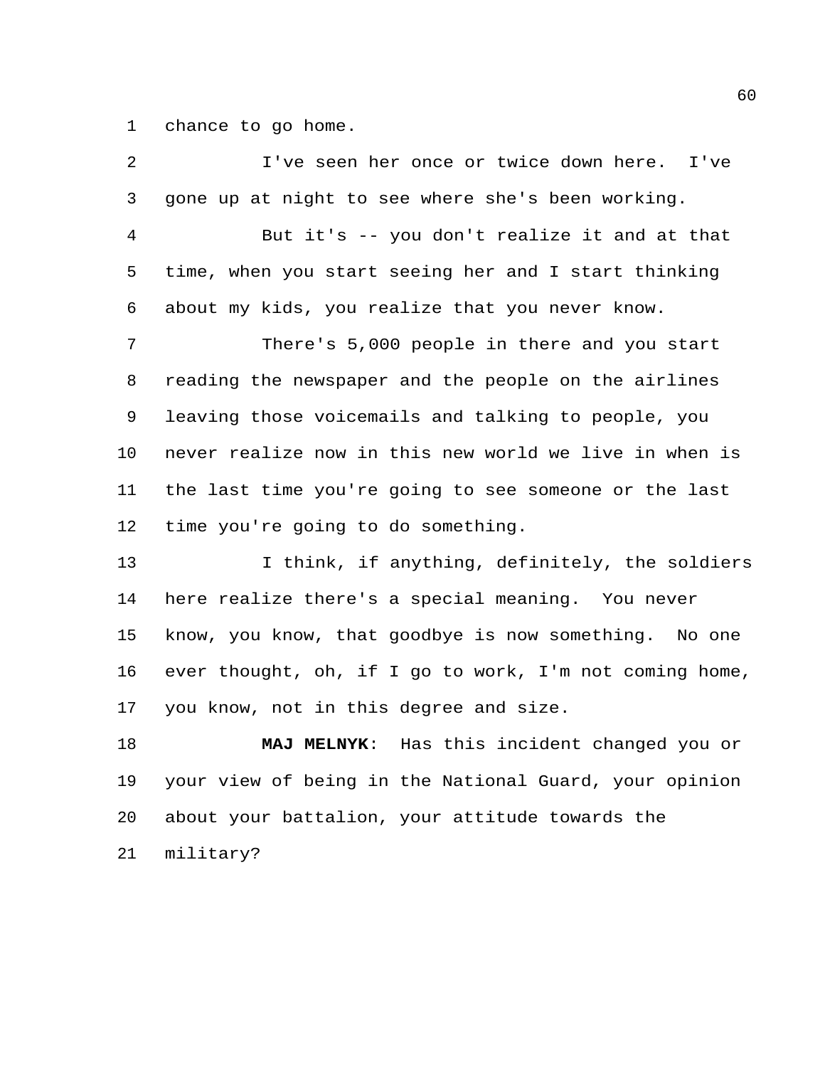chance to go home.

I've seen her once or twice down here. I've gone up at night to see where she's been working.

But it's -- you don't realize it and at that time, when you start seeing her and I start thinking about my kids, you realize that you never know.

There's 5,000 people in there and you start reading the newspaper and the people on the airlines leaving those voicemails and talking to people, you never realize now in this new world we live in when is the last time you're going to see someone or the last time you're going to do something.

I think, if anything, definitely, the soldiers here realize there's a special meaning. You never know, you know, that goodbye is now something. No one ever thought, oh, if I go to work, I'm not coming home, you know, not in this degree and size.

**MAJ MELNYK**: Has this incident changed you or your view of being in the National Guard, your opinion about your battalion, your attitude towards the military?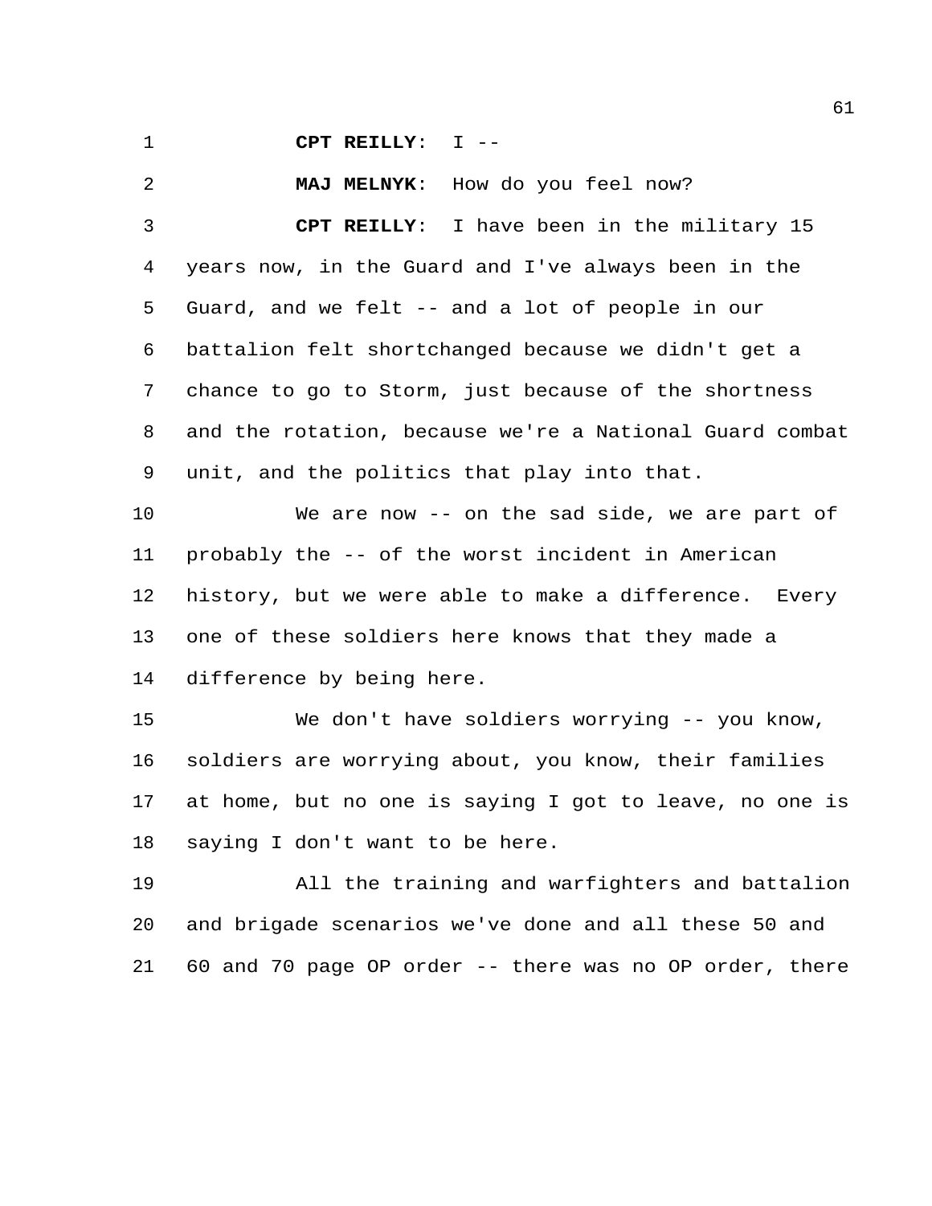**CPT REILLY**: I --

**MAJ MELNYK**: How do you feel now?

**CPT REILLY**: I have been in the military 15 years now, in the Guard and I've always been in the Guard, and we felt -- and a lot of people in our battalion felt shortchanged because we didn't get a chance to go to Storm, just because of the shortness and the rotation, because we're a National Guard combat unit, and the politics that play into that.

We are now -- on the sad side, we are part of probably the -- of the worst incident in American history, but we were able to make a difference. Every one of these soldiers here knows that they made a difference by being here.

We don't have soldiers worrying -- you know, soldiers are worrying about, you know, their families at home, but no one is saying I got to leave, no one is saying I don't want to be here.

All the training and warfighters and battalion and brigade scenarios we've done and all these 50 and 60 and 70 page OP order -- there was no OP order, there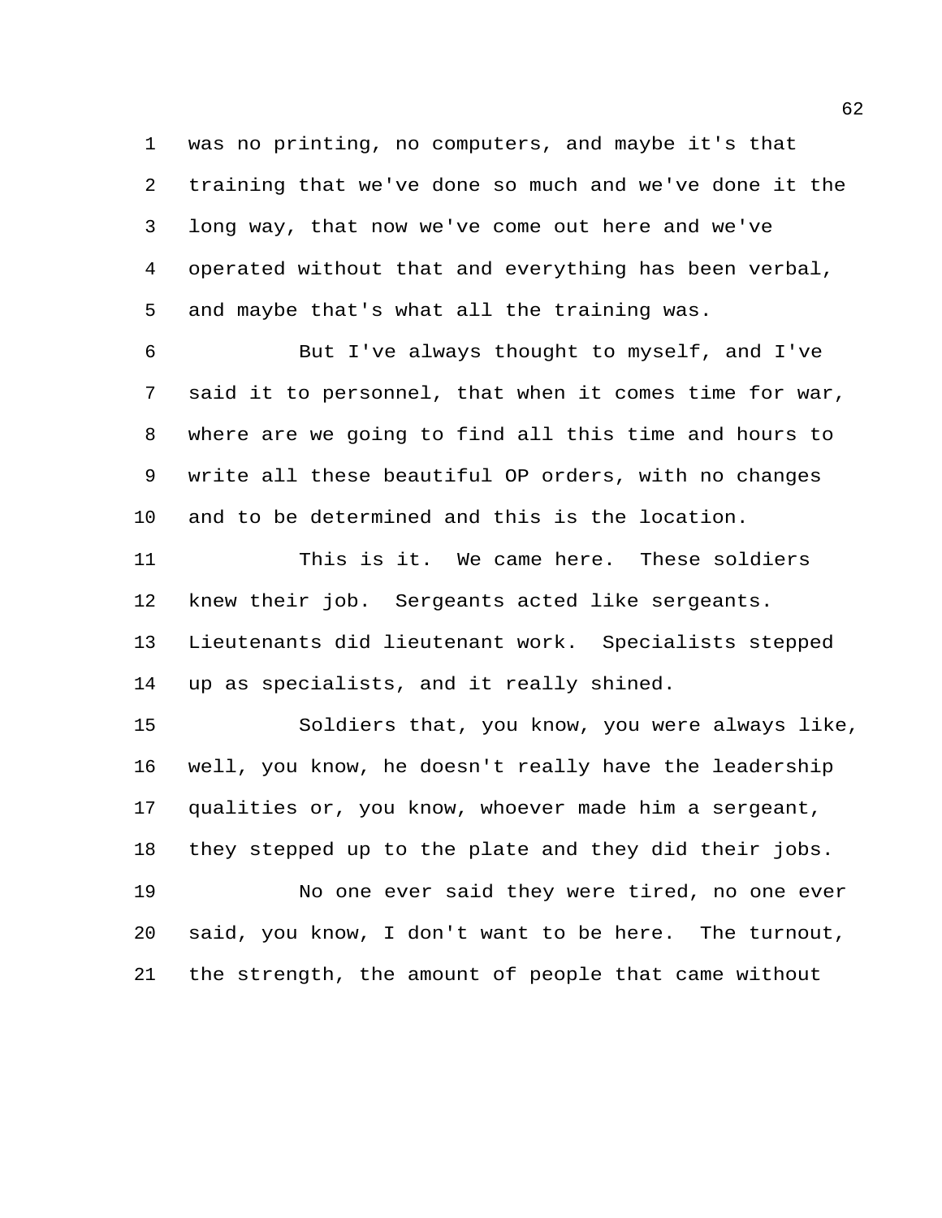was no printing, no computers, and maybe it's that training that we've done so much and we've done it the long way, that now we've come out here and we've operated without that and everything has been verbal, and maybe that's what all the training was.

But I've always thought to myself, and I've said it to personnel, that when it comes time for war, where are we going to find all this time and hours to write all these beautiful OP orders, with no changes and to be determined and this is the location.

This is it. We came here. These soldiers knew their job. Sergeants acted like sergeants. Lieutenants did lieutenant work. Specialists stepped up as specialists, and it really shined.

Soldiers that, you know, you were always like, well, you know, he doesn't really have the leadership qualities or, you know, whoever made him a sergeant, they stepped up to the plate and they did their jobs.

No one ever said they were tired, no one ever said, you know, I don't want to be here. The turnout, the strength, the amount of people that came without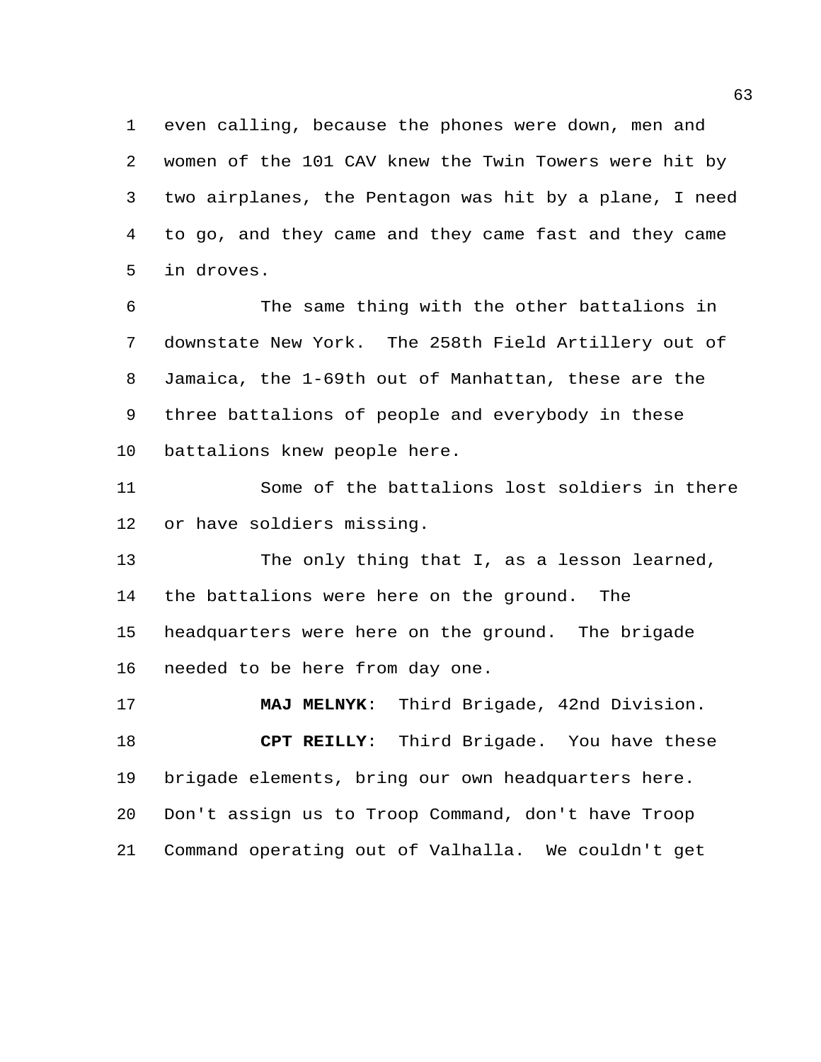even calling, because the phones were down, men and women of the 101 CAV knew the Twin Towers were hit by two airplanes, the Pentagon was hit by a plane, I need to go, and they came and they came fast and they came in droves.

The same thing with the other battalions in downstate New York. The 258th Field Artillery out of Jamaica, the 1-69th out of Manhattan, these are the three battalions of people and everybody in these battalions knew people here.

Some of the battalions lost soldiers in there or have soldiers missing.

The only thing that I, as a lesson learned, the battalions were here on the ground. The headquarters were here on the ground. The brigade needed to be here from day one.

**MAJ MELNYK**: Third Brigade, 42nd Division.

**CPT REILLY**: Third Brigade. You have these brigade elements, bring our own headquarters here. Don't assign us to Troop Command, don't have Troop Command operating out of Valhalla. We couldn't get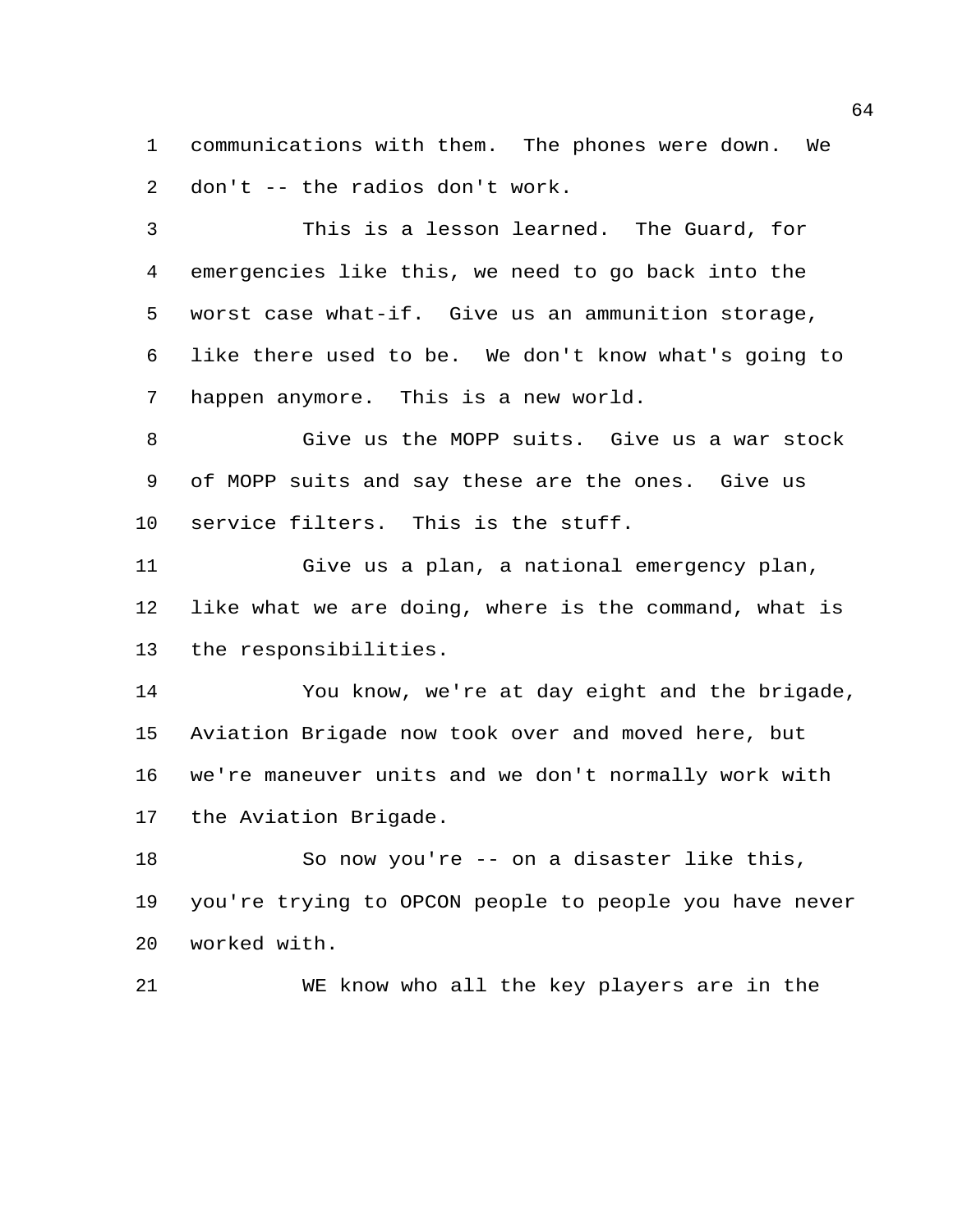communications with them. The phones were down. We don't -- the radios don't work.

This is a lesson learned. The Guard, for emergencies like this, we need to go back into the worst case what-if. Give us an ammunition storage, like there used to be. We don't know what's going to happen anymore. This is a new world.

Give us the MOPP suits. Give us a war stock of MOPP suits and say these are the ones. Give us service filters. This is the stuff.

Give us a plan, a national emergency plan, like what we are doing, where is the command, what is the responsibilities.

You know, we're at day eight and the brigade, Aviation Brigade now took over and moved here, but we're maneuver units and we don't normally work with the Aviation Brigade.

So now you're -- on a disaster like this, you're trying to OPCON people to people you have never worked with.

WE know who all the key players are in the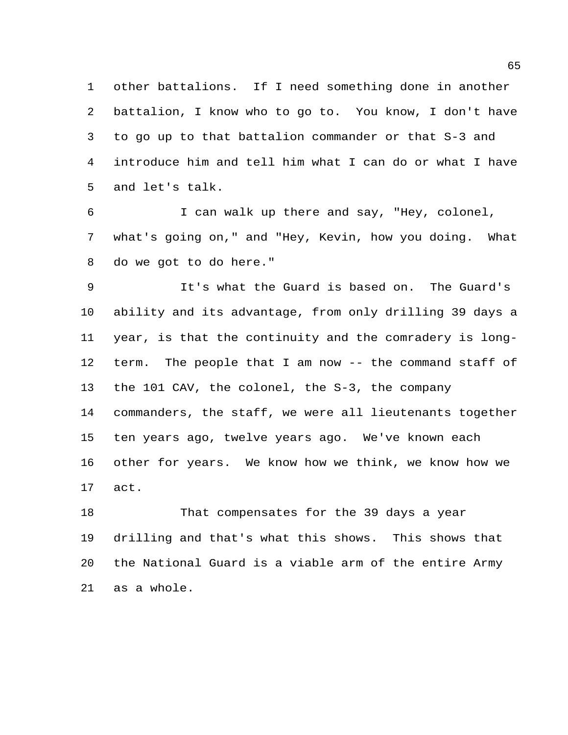other battalions. If I need something done in another battalion, I know who to go to. You know, I don't have to go up to that battalion commander or that S-3 and introduce him and tell him what I can do or what I have and let's talk.

I can walk up there and say, "Hey, colonel, what's going on," and "Hey, Kevin, how you doing. What do we got to do here."

It's what the Guard is based on. The Guard's ability and its advantage, from only drilling 39 days a year, is that the continuity and the comradery is long-term. The people that I am now -- the command staff of the 101 CAV, the colonel, the S-3, the company commanders, the staff, we were all lieutenants together ten years ago, twelve years ago. We've known each other for years. We know how we think, we know how we act.

That compensates for the 39 days a year drilling and that's what this shows. This shows that the National Guard is a viable arm of the entire Army as a whole.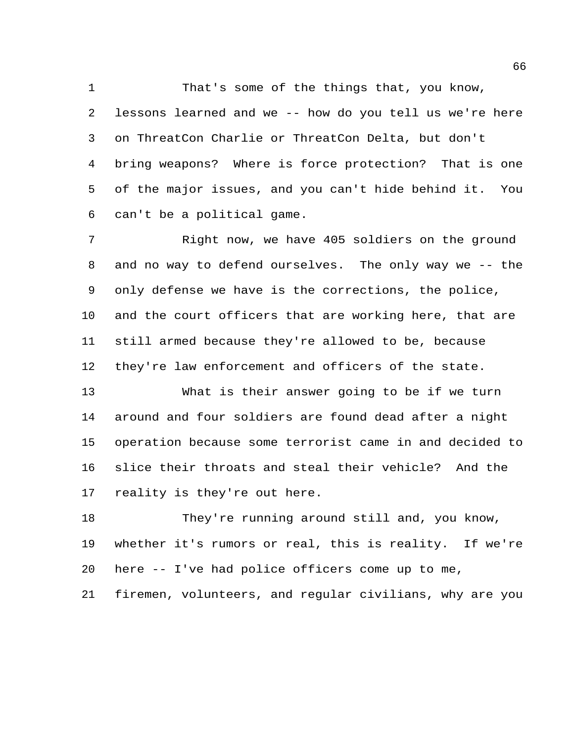That's some of the things that, you know, lessons learned and we -- how do you tell us we're here on ThreatCon Charlie or ThreatCon Delta, but don't bring weapons? Where is force protection? That is one of the major issues, and you can't hide behind it. You can't be a political game.

Right now, we have 405 soldiers on the ground and no way to defend ourselves. The only way we -- the only defense we have is the corrections, the police, and the court officers that are working here, that are still armed because they're allowed to be, because they're law enforcement and officers of the state.

What is their answer going to be if we turn around and four soldiers are found dead after a night operation because some terrorist came in and decided to slice their throats and steal their vehicle? And the reality is they're out here.

They're running around still and, you know, whether it's rumors or real, this is reality. If we're here -- I've had police officers come up to me, firemen, volunteers, and regular civilians, why are you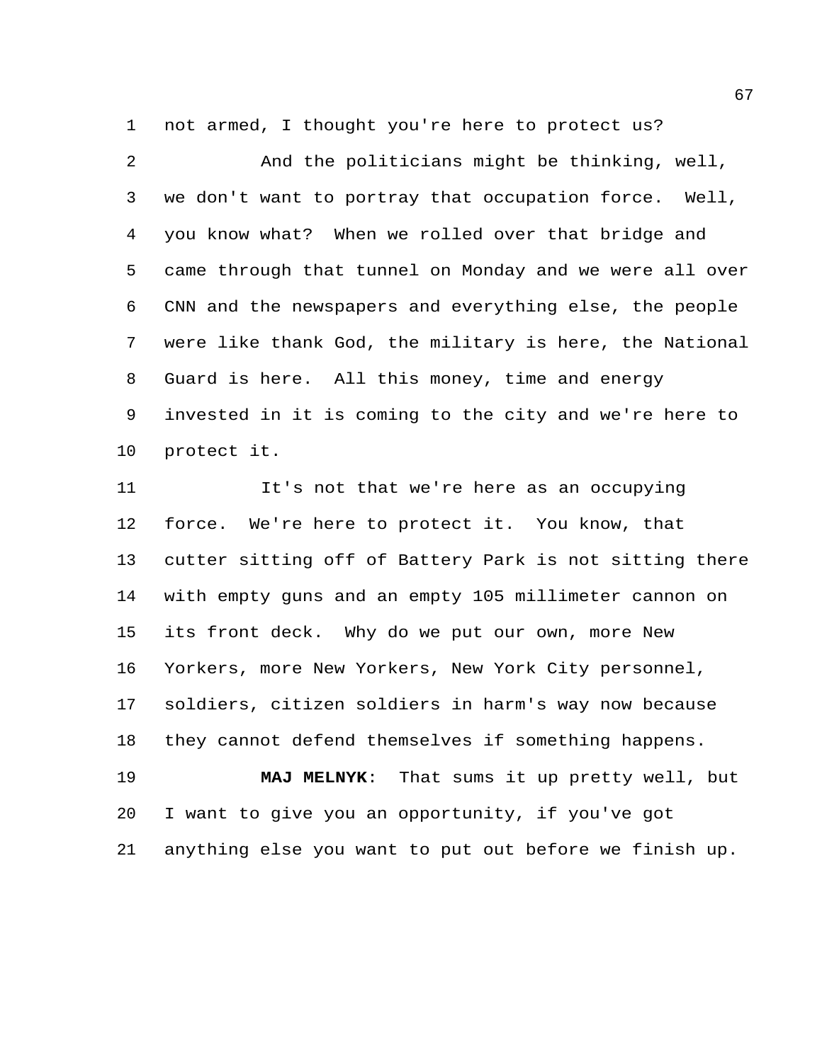not armed, I thought you're here to protect us?

And the politicians might be thinking, well, we don't want to portray that occupation force. Well, you know what? When we rolled over that bridge and came through that tunnel on Monday and we were all over CNN and the newspapers and everything else, the people were like thank God, the military is here, the National Guard is here. All this money, time and energy invested in it is coming to the city and we're here to protect it.

It's not that we're here as an occupying force. We're here to protect it. You know, that cutter sitting off of Battery Park is not sitting there with empty guns and an empty 105 millimeter cannon on its front deck. Why do we put our own, more New Yorkers, more New Yorkers, New York City personnel, soldiers, citizen soldiers in harm's way now because they cannot defend themselves if something happens.

**MAJ MELNYK**: That sums it up pretty well, but I want to give you an opportunity, if you've got anything else you want to put out before we finish up.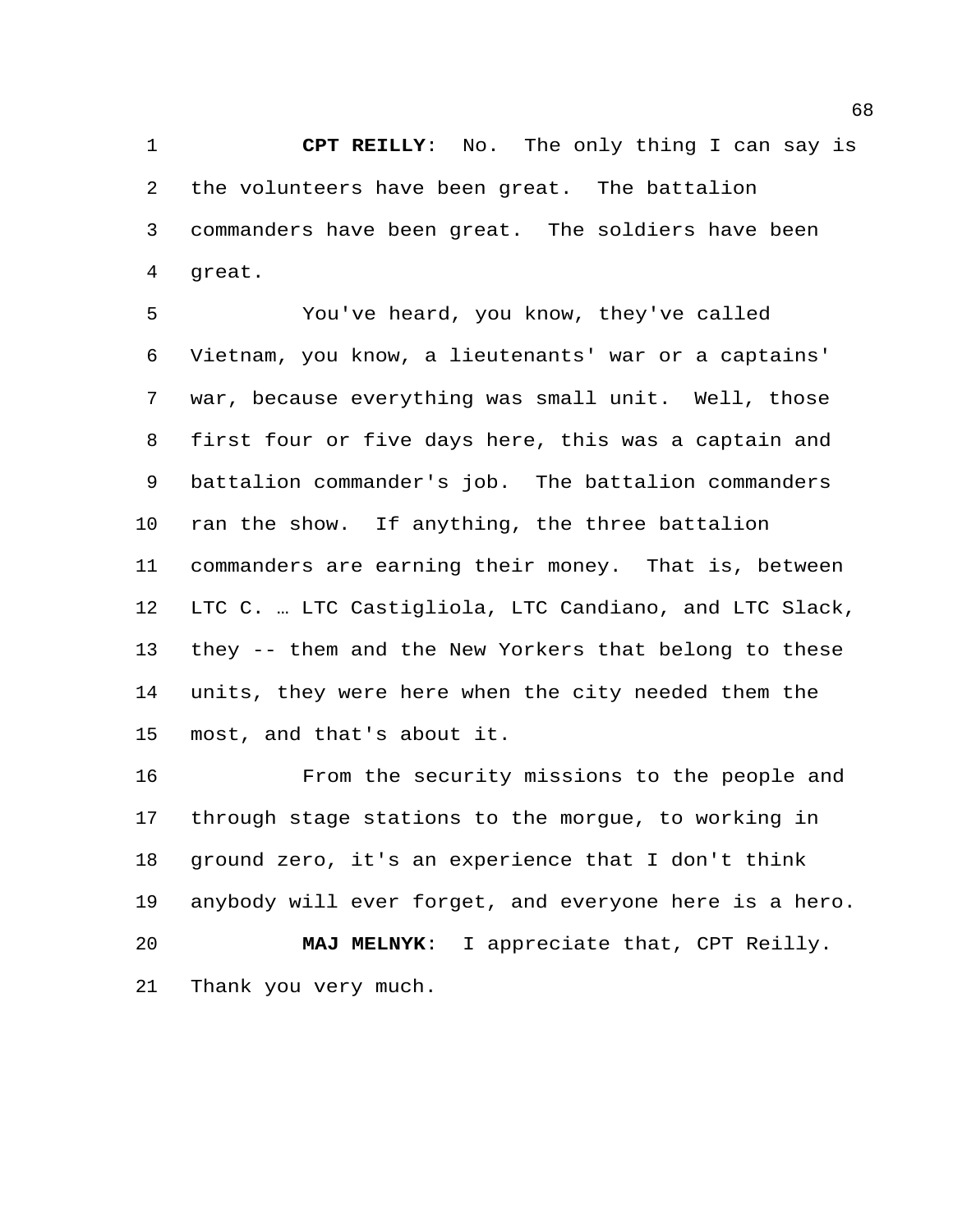**CPT REILLY**: No. The only thing I can say is the volunteers have been great. The battalion commanders have been great. The soldiers have been great.

You've heard, you know, they've called Vietnam, you know, a lieutenants' war or a captains' war, because everything was small unit. Well, those first four or five days here, this was a captain and battalion commander's job. The battalion commanders ran the show. If anything, the three battalion commanders are earning their money. That is, between LTC C. … LTC Castigliola, LTC Candiano, and LTC Slack, they -- them and the New Yorkers that belong to these units, they were here when the city needed them the most, and that's about it.

From the security missions to the people and through stage stations to the morgue, to working in ground zero, it's an experience that I don't think anybody will ever forget, and everyone here is a hero.

**MAJ MELNYK**: I appreciate that, CPT Reilly. Thank you very much.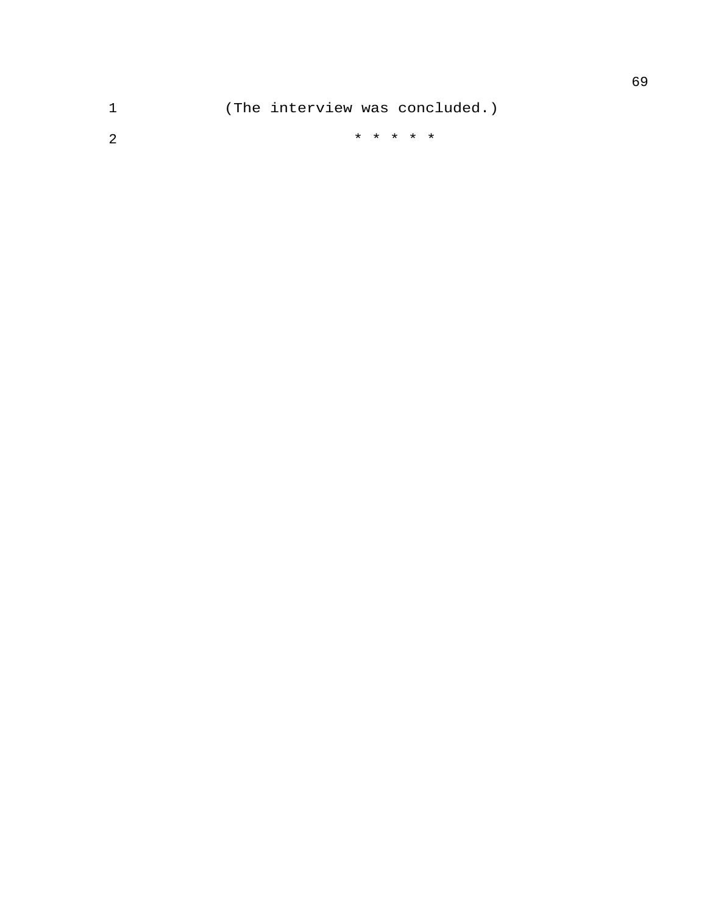(The interview was concluded.)

* * * * *